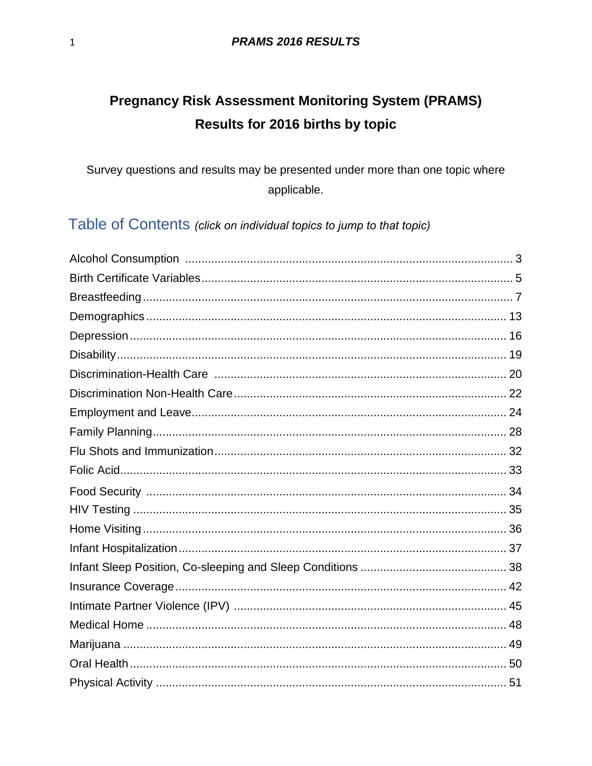# Pregnancy Risk Assessment Monitoring System (PRAMS) Results for 2016 births by topic

Survey questions and results may be presented under more than one topic where applicable.

## Table of Contents *(click on individual topics to jump to that topic)*

Alcohol Consumption .......... 3
Birth Certificate Variables .......... 5
Breastfeeding .......... 7
Demographics .......... 13
Depression .......... 16
Disability .......... 19
Discrimination-Health Care .......... 20
Discrimination Non-Health Care .......... 22
Employment and Leave .......... 24
Family Planning .......... 28
Flu Shots and Immunization .......... 32
Folic Acid .......... 33
Food Security .......... 34
HIV Testing .......... 35
Home Visiting .......... 36
Infant Hospitalization .......... 37
Infant Sleep Position, Co-sleeping and Sleep Conditions .......... 38
Insurance Coverage .......... 42
Intimate Partner Violence (IPV) .......... 45
Medical Home .......... 48
Marijuana .......... 49
Oral Health .......... 50
Physical Activity .......... 51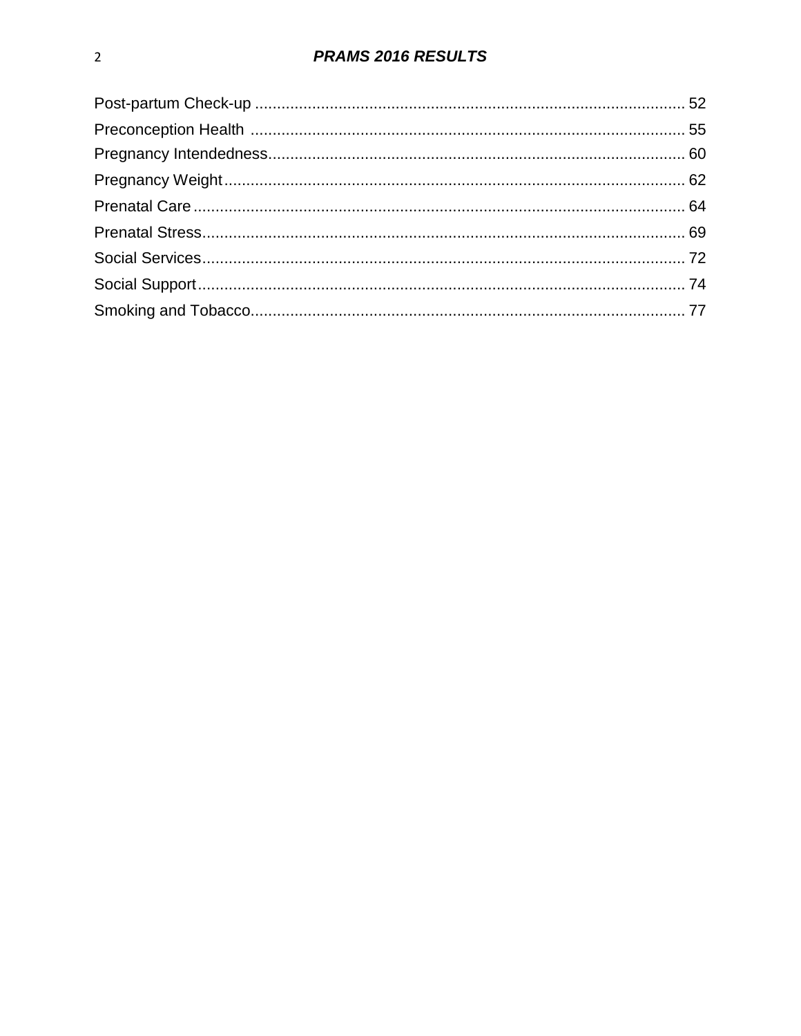Post-partum Check-up ................................................................................................ 52

Preconception Health ................................................................................................ 55

Pregnancy Intendedness............................................................................................ 60

Pregnancy Weight...................................................................................................... 62

Prenatal Care ............................................................................................................. 64

Prenatal Stress........................................................................................................... 69

Social Services........................................................................................................... 72

Social Support............................................................................................................ 74

Smoking and Tobacco................................................................................................ 77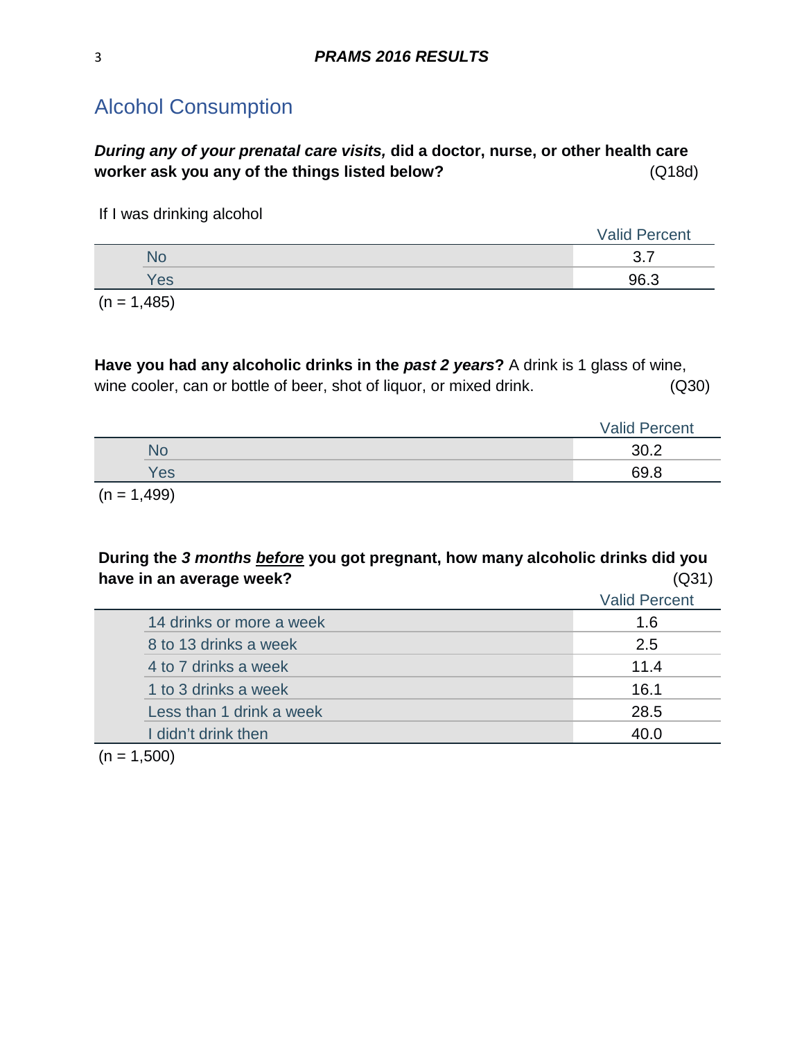## Alcohol Consumption

***During any of your prenatal care visits,* did a doctor, nurse, or other health care worker ask you any of the things listed below?** (Q18d)

If I was drinking alcohol

| | Valid Percent |
|---|---|
| No | 3.7 |
| Yes | 96.3 |

(n = 1,485)

**Have you had any alcoholic drinks in the *past 2 years*?** A drink is 1 glass of wine, wine cooler, can or bottle of beer, shot of liquor, or mixed drink. (Q30)

| | Valid Percent |
|---|---|
| No | 30.2 |
| Yes | 69.8 |

(n = 1,499)

**During the *3 months <u>before</u>* you got pregnant, how many alcoholic drinks did you have in an average week?** (Q31)

| | Valid Percent |
|---|---|
| 14 drinks or more a week | 1.6 |
| 8 to 13 drinks a week | 2.5 |
| 4 to 7 drinks a week | 11.4 |
| 1 to 3 drinks a week | 16.1 |
| Less than 1 drink a week | 28.5 |
| I didn't drink then | 40.0 |

(n = 1,500)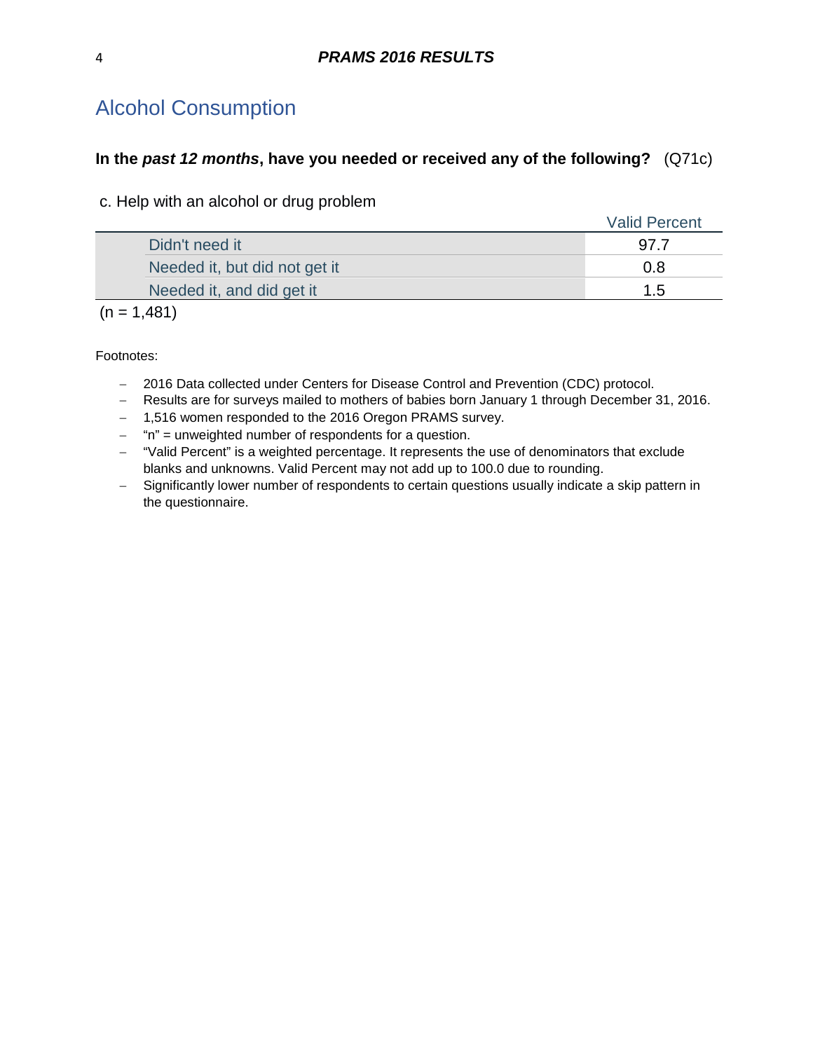## Alcohol Consumption

**In the *past 12 months*, have you needed or received any of the following?** (Q71c)

c. Help with an alcohol or drug problem

| | Valid Percent |
|---|---|
| Didn't need it | 97.7 |
| Needed it, but did not get it | 0.8 |
| Needed it, and did get it | 1.5 |

(n = 1,481)

Footnotes:

- 2016 Data collected under Centers for Disease Control and Prevention (CDC) protocol.
- Results are for surveys mailed to mothers of babies born January 1 through December 31, 2016.
- 1,516 women responded to the 2016 Oregon PRAMS survey.
- "n" = unweighted number of respondents for a question.
- "Valid Percent" is a weighted percentage. It represents the use of denominators that exclude blanks and unknowns. Valid Percent may not add up to 100.0 due to rounding.
- Significantly lower number of respondents to certain questions usually indicate a skip pattern in the questionnaire.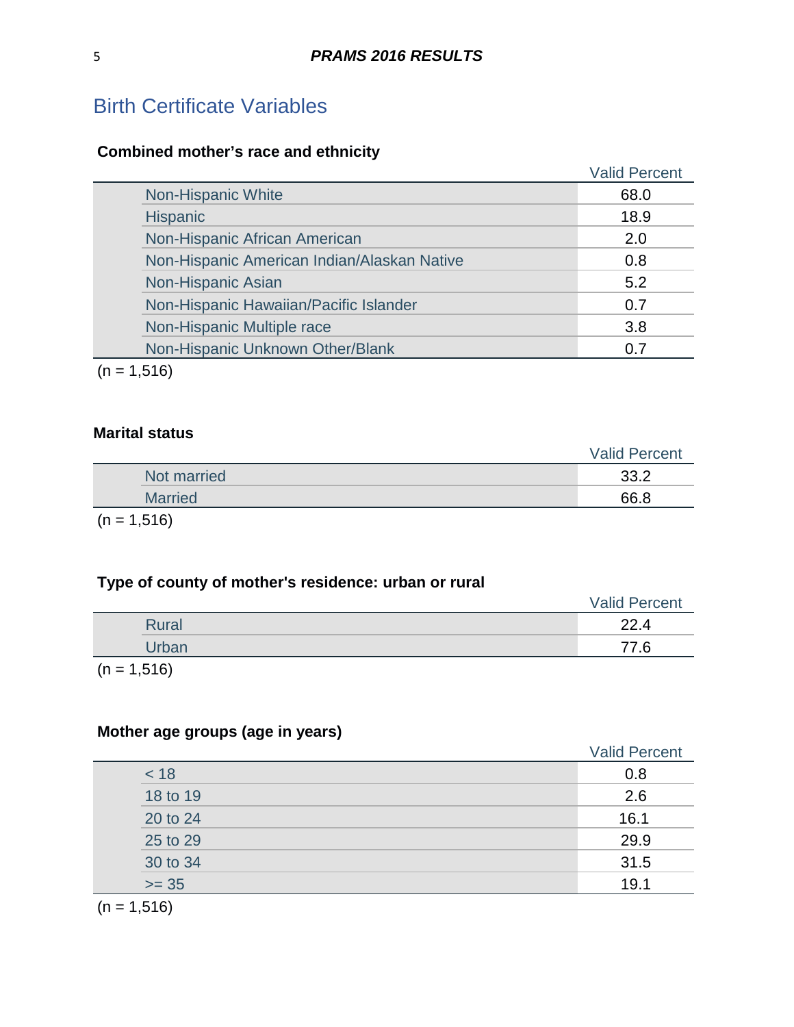## Birth Certificate Variables

### Combined mother's race and ethnicity

| | Valid Percent |
|---|---|
| Non-Hispanic White | 68.0 |
| Hispanic | 18.9 |
| Non-Hispanic African American | 2.0 |
| Non-Hispanic American Indian/Alaskan Native | 0.8 |
| Non-Hispanic Asian | 5.2 |
| Non-Hispanic Hawaiian/Pacific Islander | 0.7 |
| Non-Hispanic Multiple race | 3.8 |
| Non-Hispanic Unknown Other/Blank | 0.7 |

(n = 1,516)

### Marital status

| | Valid Percent |
|---|---|
| Not married | 33.2 |
| Married | 66.8 |

(n = 1,516)

### Type of county of mother's residence: urban or rural

| | Valid Percent |
|---|---|
| Rural | 22.4 |
| Urban | 77.6 |

(n = 1,516)

### Mother age groups (age in years)

| | Valid Percent |
|---|---|
| < 18 | 0.8 |
| 18 to 19 | 2.6 |
| 20 to 24 | 16.1 |
| 25 to 29 | 29.9 |
| 30 to 34 | 31.5 |
| >= 35 | 19.1 |

(n = 1,516)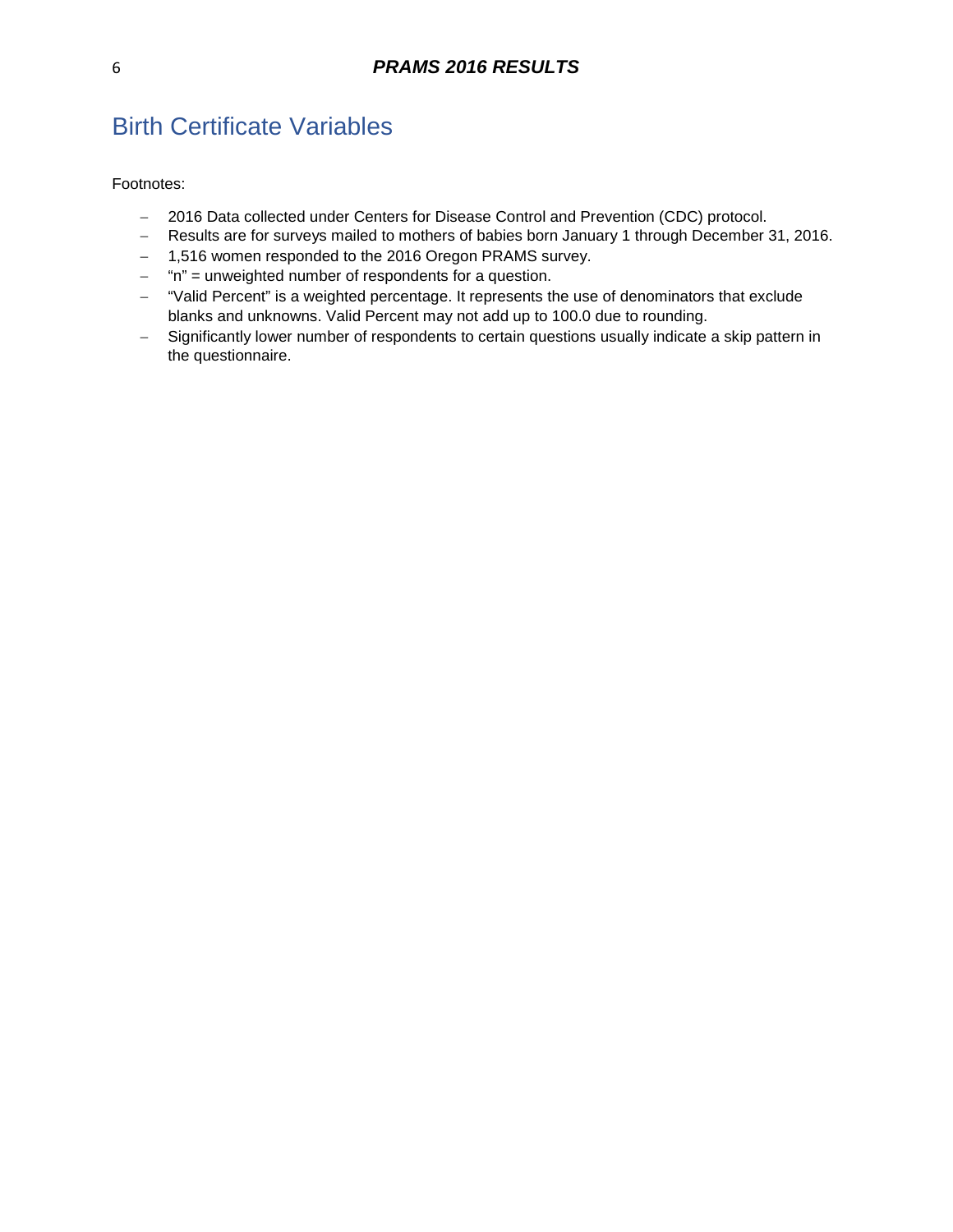# Birth Certificate Variables

Footnotes:

- 2016 Data collected under Centers for Disease Control and Prevention (CDC) protocol.
- Results are for surveys mailed to mothers of babies born January 1 through December 31, 2016.
- 1,516 women responded to the 2016 Oregon PRAMS survey.
- "n" = unweighted number of respondents for a question.
- "Valid Percent" is a weighted percentage. It represents the use of denominators that exclude blanks and unknowns. Valid Percent may not add up to 100.0 due to rounding.
- Significantly lower number of respondents to certain questions usually indicate a skip pattern in the questionnaire.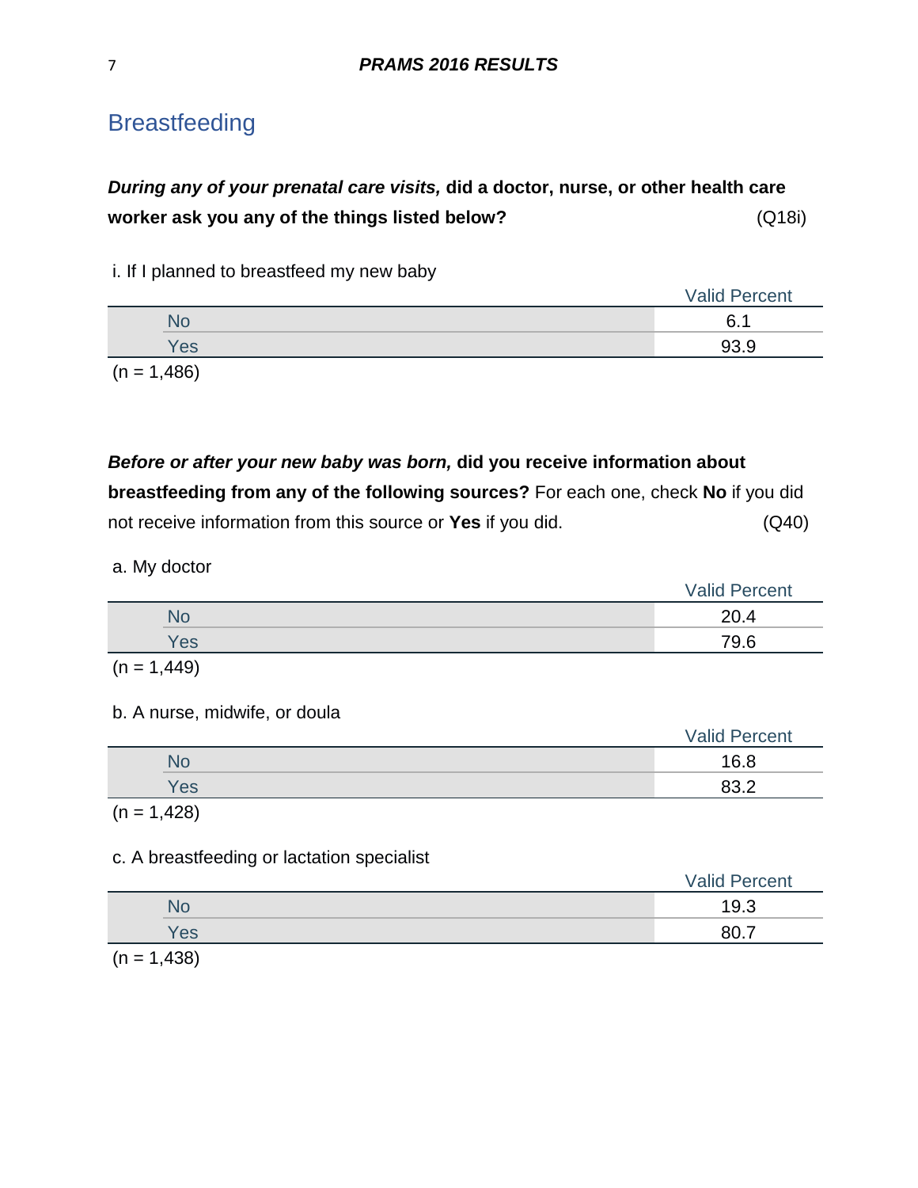# Breastfeeding

***During any of your prenatal care visits,* did a doctor, nurse, or other health care worker ask you any of the things listed below?** (Q18i)

i. If I planned to breastfeed my new baby

| | Valid Percent |
|---|---|
| No | 6.1 |
| Yes | 93.9 |

(n = 1,486)

***Before or after your new baby was born,* did you receive information about breastfeeding from any of the following sources?** For each one, check **No** if you did not receive information from this source or **Yes** if you did. (Q40)

a. My doctor

| | Valid Percent |
|---|---|
| No | 20.4 |
| Yes | 79.6 |

(n = 1,449)

b. A nurse, midwife, or doula

| | Valid Percent |
|---|---|
| No | 16.8 |
| Yes | 83.2 |

(n = 1,428)

c. A breastfeeding or lactation specialist

| | Valid Percent |
|---|---|
| No | 19.3 |
| Yes | 80.7 |

(n = 1,438)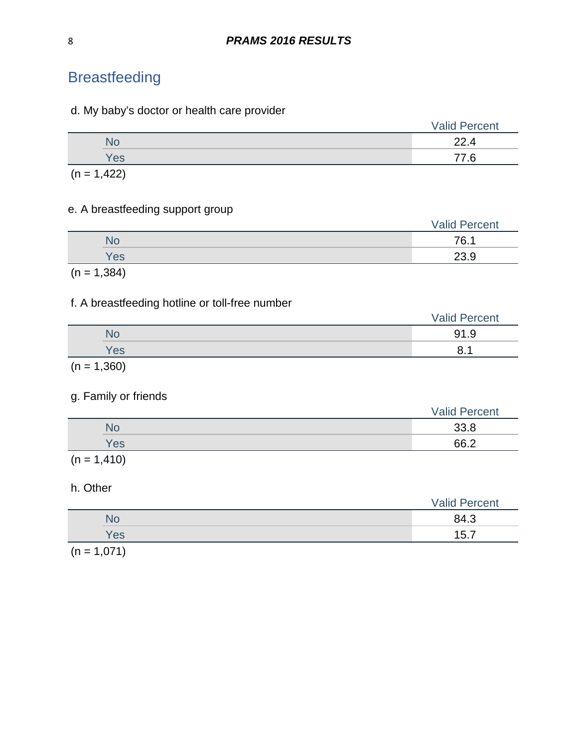## Breastfeeding

d. My baby's doctor or health care provider

| | Valid Percent |
|---|---|
| No | 22.4 |
| Yes | 77.6 |

(n = 1,422)

e. A breastfeeding support group

| | Valid Percent |
|---|---|
| No | 76.1 |
| Yes | 23.9 |

(n = 1,384)

f. A breastfeeding hotline or toll-free number

| | Valid Percent |
|---|---|
| No | 91.9 |
| Yes | 8.1 |

(n = 1,360)

g. Family or friends

| | Valid Percent |
|---|---|
| No | 33.8 |
| Yes | 66.2 |

(n = 1,410)

h. Other

| | Valid Percent |
|---|---|
| No | 84.3 |
| Yes | 15.7 |

(n = 1,071)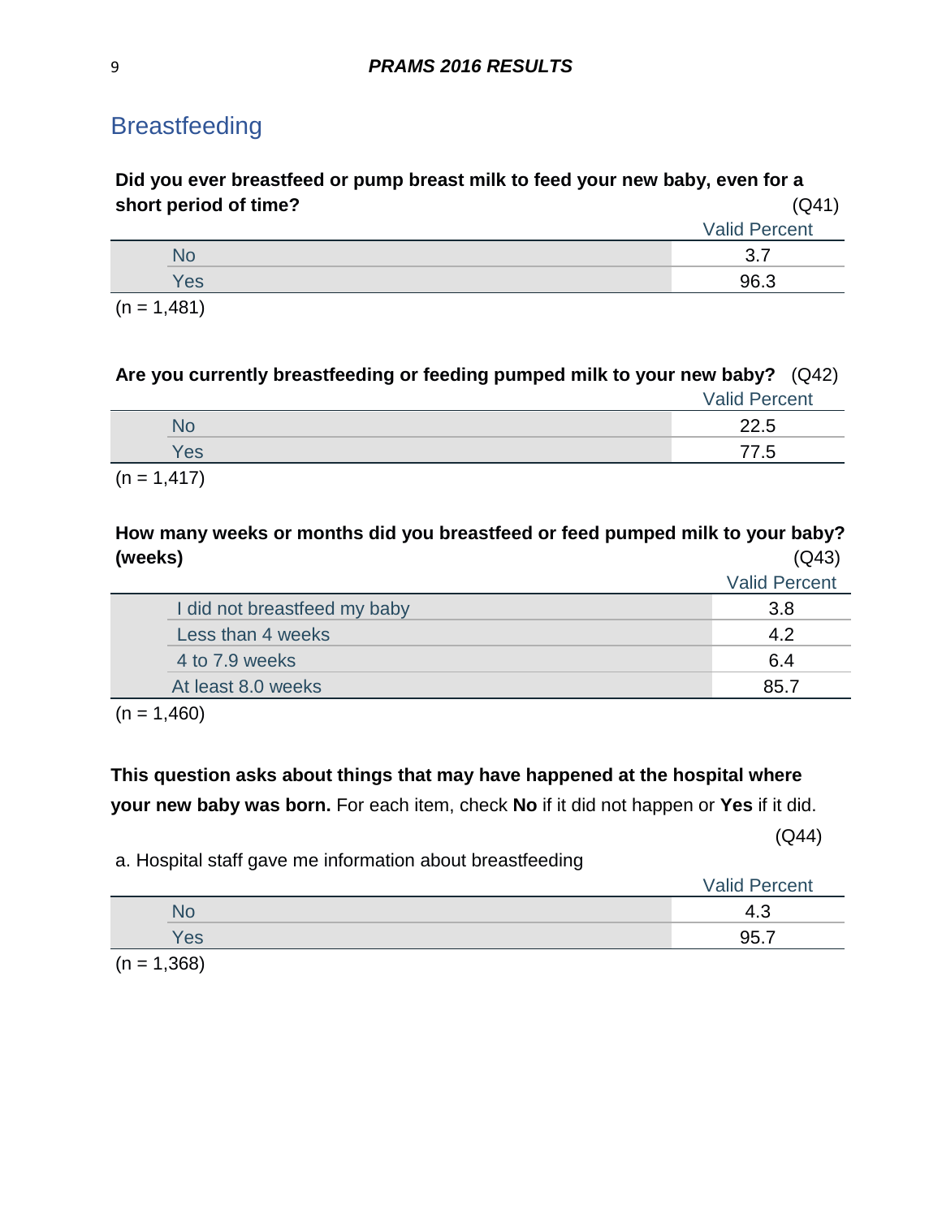## Breastfeeding

**Did you ever breastfeed or pump breast milk to feed your new baby, even for a short period of time?** (Q41)

| | Valid Percent |
|---|---|
| No | 3.7 |
| Yes | 96.3 |

(n = 1,481)

**Are you currently breastfeeding or feeding pumped milk to your new baby?** (Q42)

| | Valid Percent |
|---|---|
| No | 22.5 |
| Yes | 77.5 |

(n = 1,417)

**How many weeks or months did you breastfeed or feed pumped milk to your baby? (weeks)** (Q43)

| | Valid Percent |
|---|---|
| I did not breastfeed my baby | 3.8 |
| Less than 4 weeks | 4.2 |
| 4 to 7.9 weeks | 6.4 |
| At least 8.0 weeks | 85.7 |

(n = 1,460)

**This question asks about things that may have happened at the hospital where your new baby was born.** For each item, check **No** if it did not happen or **Yes** if it did.

(Q44)

a. Hospital staff gave me information about breastfeeding

| | Valid Percent |
|---|---|
| No | 4.3 |
| Yes | 95.7 |

(n = 1,368)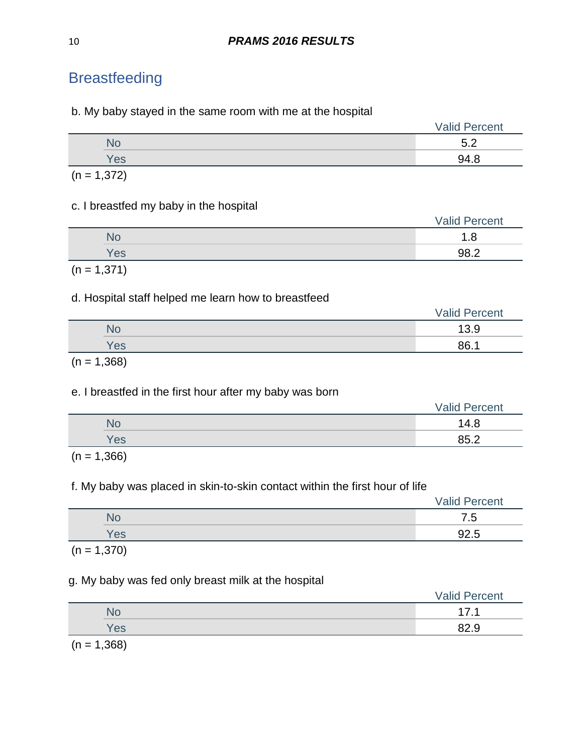## Breastfeeding

b. My baby stayed in the same room with me at the hospital

| | Valid Percent |
|---|---|
| No | 5.2 |
| Yes | 94.8 |

(n = 1,372)

c. I breastfed my baby in the hospital

| | Valid Percent |
|---|---|
| No | 1.8 |
| Yes | 98.2 |

(n = 1,371)

d. Hospital staff helped me learn how to breastfeed

| | Valid Percent |
|---|---|
| No | 13.9 |
| Yes | 86.1 |

(n = 1,368)

e. I breastfed in the first hour after my baby was born

| | Valid Percent |
|---|---|
| No | 14.8 |
| Yes | 85.2 |

(n = 1,366)

f. My baby was placed in skin-to-skin contact within the first hour of life

| | Valid Percent |
|---|---|
| No | 7.5 |
| Yes | 92.5 |

(n = 1,370)

g. My baby was fed only breast milk at the hospital

| | Valid Percent |
|---|---|
| No | 17.1 |
| Yes | 82.9 |

(n = 1,368)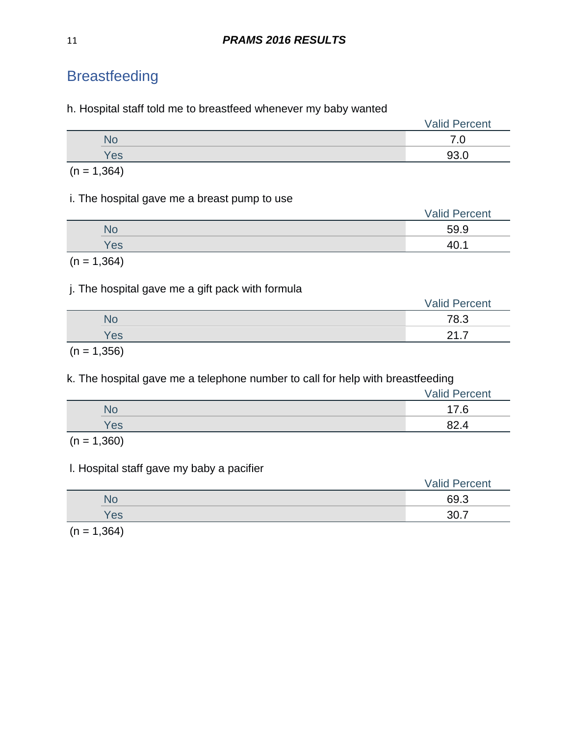## Breastfeeding

h. Hospital staff told me to breastfeed whenever my baby wanted

| | Valid Percent |
|---|---|
| No | 7.0 |
| Yes | 93.0 |

(n = 1,364)

i. The hospital gave me a breast pump to use

| | Valid Percent |
|---|---|
| No | 59.9 |
| Yes | 40.1 |

(n = 1,364)

j. The hospital gave me a gift pack with formula

| | Valid Percent |
|---|---|
| No | 78.3 |
| Yes | 21.7 |

(n = 1,356)

k. The hospital gave me a telephone number to call for help with breastfeeding

| | Valid Percent |
|---|---|
| No | 17.6 |
| Yes | 82.4 |

(n = 1,360)

l. Hospital staff gave my baby a pacifier

| | Valid Percent |
|---|---|
| No | 69.3 |
| Yes | 30.7 |

(n = 1,364)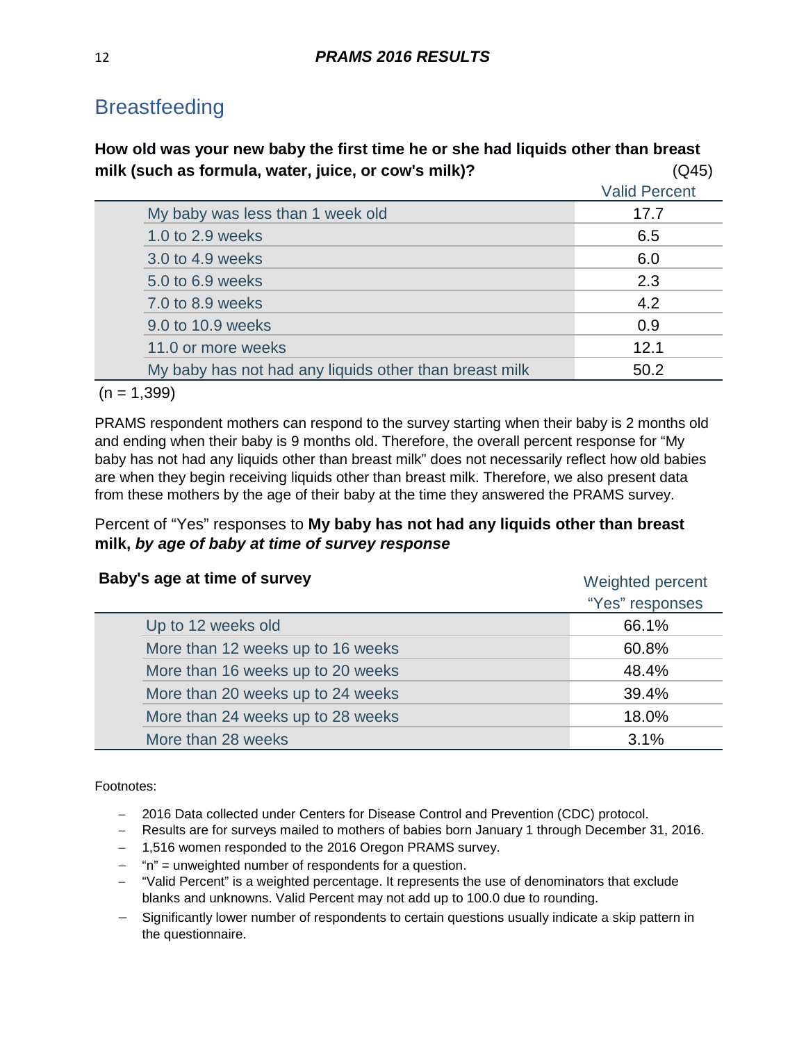## Breastfeeding

**How old was your new baby the first time he or she had liquids other than breast milk (such as formula, water, juice, or cow's milk)?** (Q45)

| | Valid Percent |
|---|---|
| My baby was less than 1 week old | 17.7 |
| 1.0 to 2.9 weeks | 6.5 |
| 3.0 to 4.9 weeks | 6.0 |
| 5.0 to 6.9 weeks | 2.3 |
| 7.0 to 8.9 weeks | 4.2 |
| 9.0 to 10.9 weeks | 0.9 |
| 11.0 or more weeks | 12.1 |
| My baby has not had any liquids other than breast milk | 50.2 |

(n = 1,399)

PRAMS respondent mothers can respond to the survey starting when their baby is 2 months old and ending when their baby is 9 months old. Therefore, the overall percent response for "My baby has not had any liquids other than breast milk" does not necessarily reflect how old babies are when they begin receiving liquids other than breast milk. Therefore, we also present data from these mothers by the age of their baby at the time they answered the PRAMS survey.

Percent of "Yes" responses to **My baby has not had any liquids other than breast milk, *by age of baby at time of survey response***

| **Baby's age at time of survey** | Weighted percent "Yes" responses |
|---|---|
| Up to 12 weeks old | 66.1% |
| More than 12 weeks up to 16 weeks | 60.8% |
| More than 16 weeks up to 20 weeks | 48.4% |
| More than 20 weeks up to 24 weeks | 39.4% |
| More than 24 weeks up to 28 weeks | 18.0% |
| More than 28 weeks | 3.1% |

Footnotes:

- 2016 Data collected under Centers for Disease Control and Prevention (CDC) protocol.
- Results are for surveys mailed to mothers of babies born January 1 through December 31, 2016.
- 1,516 women responded to the 2016 Oregon PRAMS survey.
- "n" = unweighted number of respondents for a question.
- "Valid Percent" is a weighted percentage. It represents the use of denominators that exclude blanks and unknowns. Valid Percent may not add up to 100.0 due to rounding.
- Significantly lower number of respondents to certain questions usually indicate a skip pattern in the questionnaire.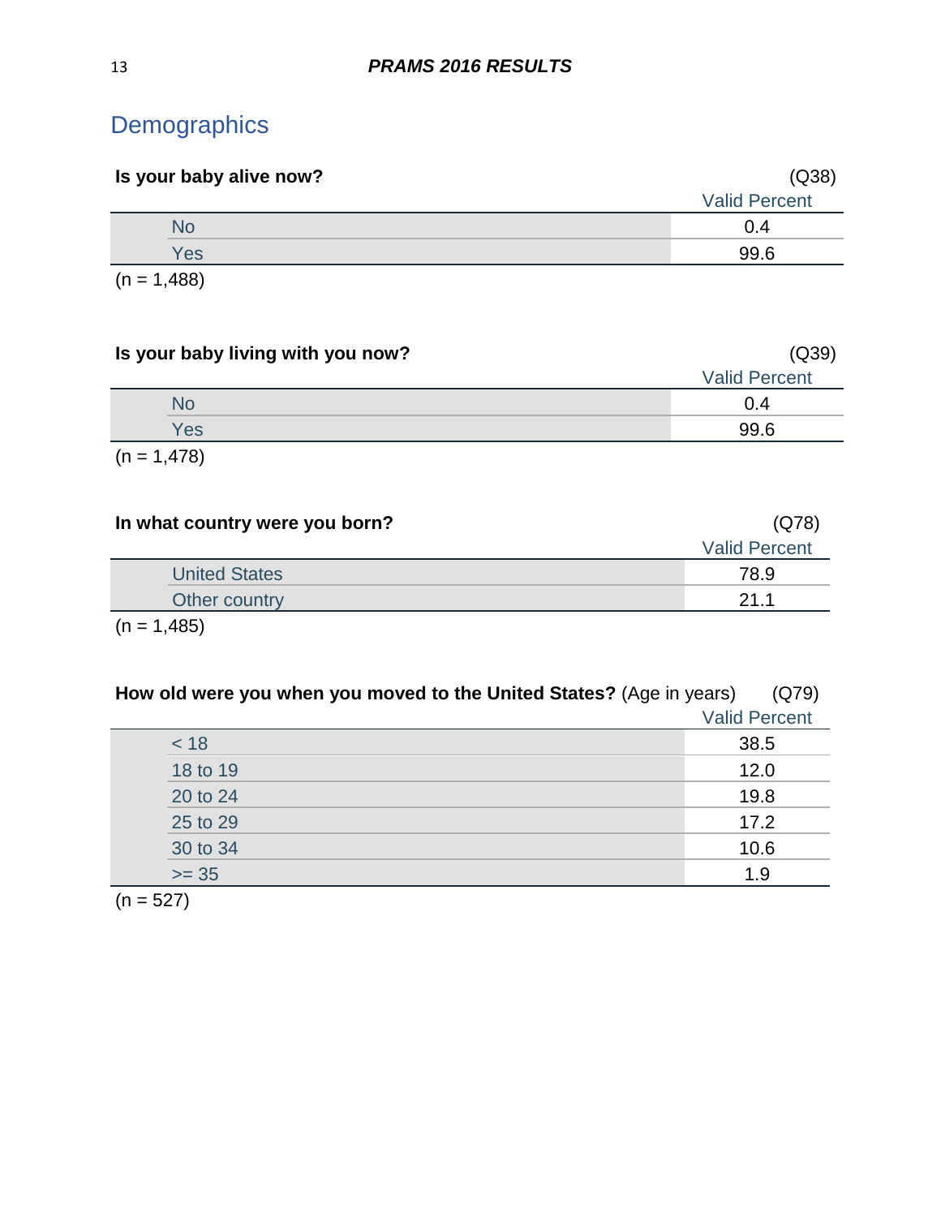# Demographics

**Is your baby alive now?** (Q38)

| | Valid Percent |
|---|---|
| No | 0.4 |
| Yes | 99.6 |

(n = 1,488)

**Is your baby living with you now?** (Q39)

| | Valid Percent |
|---|---|
| No | 0.4 |
| Yes | 99.6 |

(n = 1,478)

**In what country were you born?** (Q78)

| | Valid Percent |
|---|---|
| United States | 78.9 |
| Other country | 21.1 |

(n = 1,485)

**How old were you when you moved to the United States?** (Age in years) (Q79)

| | Valid Percent |
|---|---|
| < 18 | 38.5 |
| 18 to 19 | 12.0 |
| 20 to 24 | 19.8 |
| 25 to 29 | 17.2 |
| 30 to 34 | 10.6 |
| >= 35 | 1.9 |

(n = 527)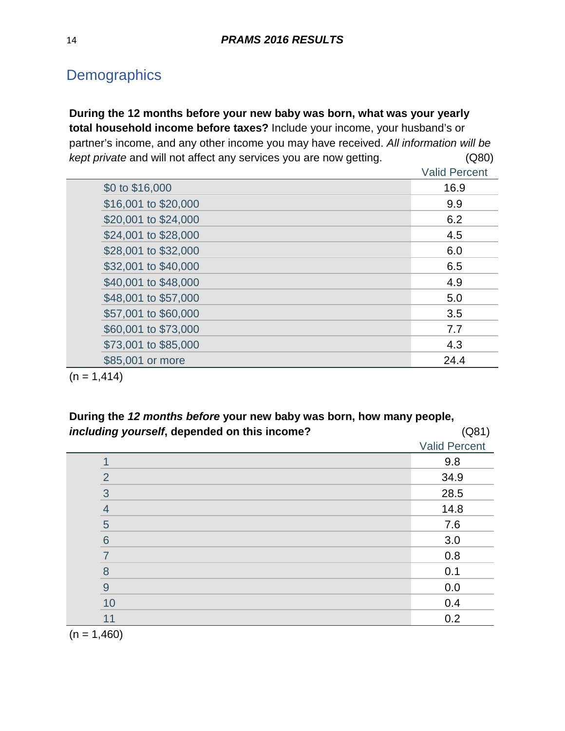## Demographics

**During the 12 months before your new baby was born, what was your yearly total household income before taxes?** Include your income, your husband's or partner's income, and any other income you may have received. *All information will be kept private* and will not affect any services you are now getting. (Q80)

| | Valid Percent |
|---|---|
| $0 to $16,000 | 16.9 |
| $16,001 to $20,000 | 9.9 |
| $20,001 to $24,000 | 6.2 |
| $24,001 to $28,000 | 4.5 |
| $28,001 to $32,000 | 6.0 |
| $32,001 to $40,000 | 6.5 |
| $40,001 to $48,000 | 4.9 |
| $48,001 to $57,000 | 5.0 |
| $57,001 to $60,000 | 3.5 |
| $60,001 to $73,000 | 7.7 |
| $73,001 to $85,000 | 4.3 |
| $85,001 or more | 24.4 |

(n = 1,414)

**During the *12 months before* your new baby was born, how many people, *including yourself*, depended on this income?** (Q81)

| | Valid Percent |
|---|---|
| 1 | 9.8 |
| 2 | 34.9 |
| 3 | 28.5 |
| 4 | 14.8 |
| 5 | 7.6 |
| 6 | 3.0 |
| 7 | 0.8 |
| 8 | 0.1 |
| 9 | 0.0 |
| 10 | 0.4 |
| 11 | 0.2 |

(n = 1,460)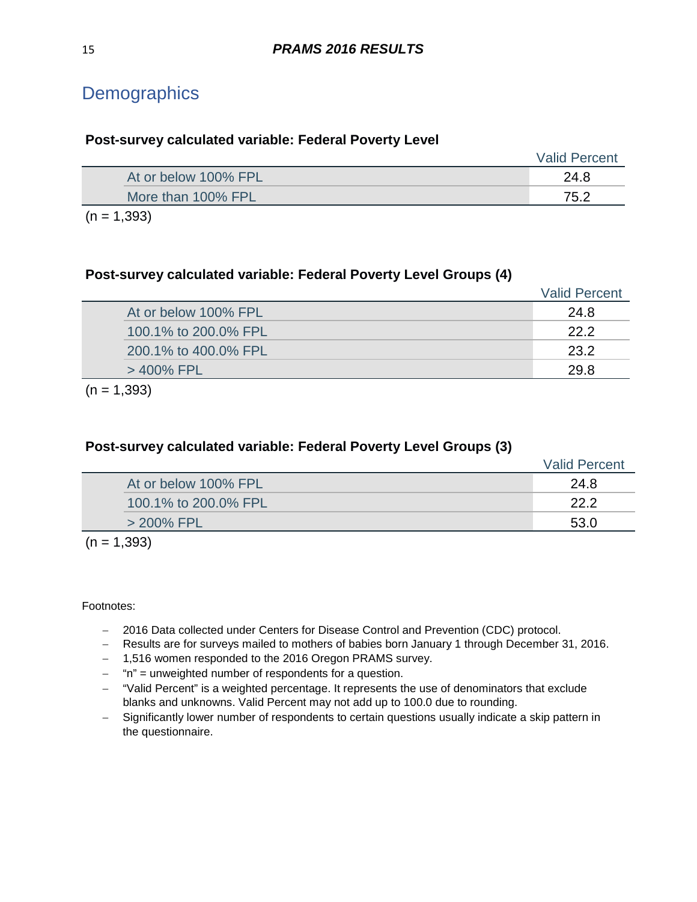# Demographics

**Post-survey calculated variable: Federal Poverty Level**

| | Valid Percent |
|---|---|
| At or below 100% FPL | 24.8 |
| More than 100% FPL | 75.2 |

(n = 1,393)

**Post-survey calculated variable: Federal Poverty Level Groups (4)**

| | Valid Percent |
|---|---|
| At or below 100% FPL | 24.8 |
| 100.1% to 200.0% FPL | 22.2 |
| 200.1% to 400.0% FPL | 23.2 |
| > 400% FPL | 29.8 |

(n = 1,393)

**Post-survey calculated variable: Federal Poverty Level Groups (3)**

| | Valid Percent |
|---|---|
| At or below 100% FPL | 24.8 |
| 100.1% to 200.0% FPL | 22.2 |
| > 200% FPL | 53.0 |

(n = 1,393)

Footnotes:

- 2016 Data collected under Centers for Disease Control and Prevention (CDC) protocol.
- Results are for surveys mailed to mothers of babies born January 1 through December 31, 2016.
- 1,516 women responded to the 2016 Oregon PRAMS survey.
- "n" = unweighted number of respondents for a question.
- "Valid Percent" is a weighted percentage. It represents the use of denominators that exclude blanks and unknowns. Valid Percent may not add up to 100.0 due to rounding.
- Significantly lower number of respondents to certain questions usually indicate a skip pattern in the questionnaire.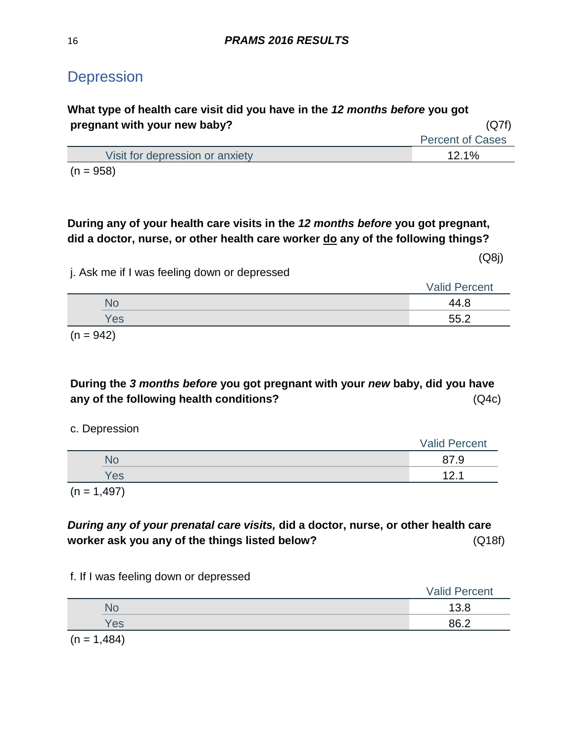## Depression

**What type of health care visit did you have in the *12 months before* you got pregnant with your new baby?** (Q7f)

| | Percent of Cases |
|---|---|
| Visit for depression or anxiety | 12.1% |

(n = 958)

**During any of your health care visits in the *12 months before* you got pregnant, did a doctor, nurse, or other health care worker do any of the following things?** (Q8j)

j. Ask me if I was feeling down or depressed

| | Valid Percent |
|---|---|
| No | 44.8 |
| Yes | 55.2 |

(n = 942)

**During the *3 months before* you got pregnant with your *new* baby, did you have any of the following health conditions?** (Q4c)

c. Depression

| | Valid Percent |
|---|---|
| No | 87.9 |
| Yes | 12.1 |

(n = 1,497)

***During any of your prenatal care visits,* did a doctor, nurse, or other health care worker ask you any of the things listed below?** (Q18f)

f. If I was feeling down or depressed

| | Valid Percent |
|---|---|
| No | 13.8 |
| Yes | 86.2 |

(n = 1,484)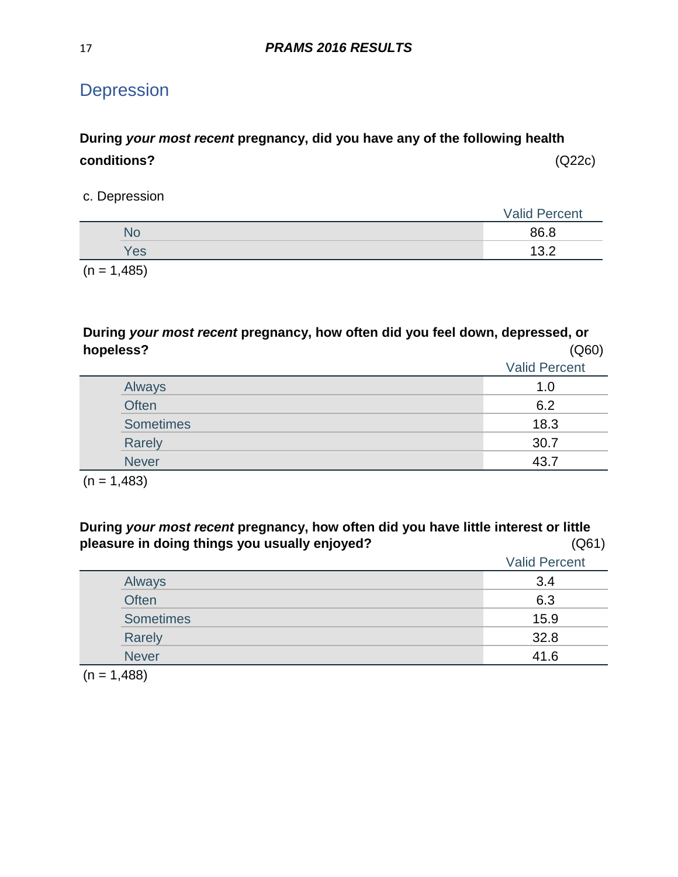## Depression

**During *your most recent* pregnancy, did you have any of the following health conditions?** (Q22c)

c. Depression

| | Valid Percent |
|---|---|
| No | 86.8 |
| Yes | 13.2 |

(n = 1,485)

**During *your most recent* pregnancy, how often did you feel down, depressed, or hopeless?** (Q60)

| | Valid Percent |
|---|---|
| Always | 1.0 |
| Often | 6.2 |
| Sometimes | 18.3 |
| Rarely | 30.7 |
| Never | 43.7 |

(n = 1,483)

**During *your most recent* pregnancy, how often did you have little interest or little pleasure in doing things you usually enjoyed?** (Q61)

| | Valid Percent |
|---|---|
| Always | 3.4 |
| Often | 6.3 |
| Sometimes | 15.9 |
| Rarely | 32.8 |
| Never | 41.6 |

(n = 1,488)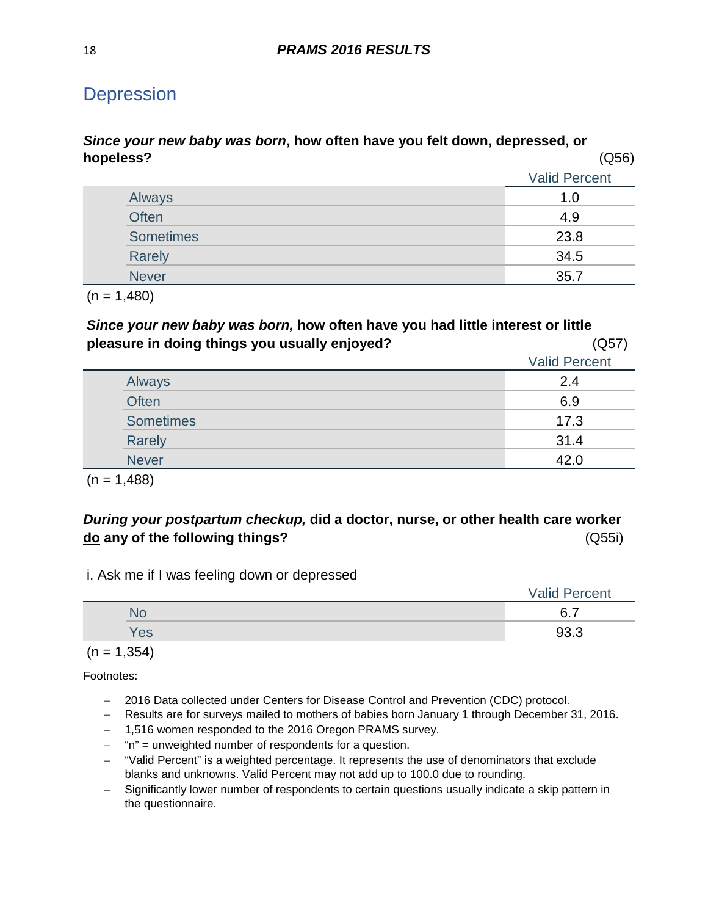## Depression

***Since your new baby was born*, how often have you felt down, depressed, or hopeless?** (Q56)

| | Valid Percent |
|---|---|
| Always | 1.0 |
| Often | 4.9 |
| Sometimes | 23.8 |
| Rarely | 34.5 |
| Never | 35.7 |

(n = 1,480)

***Since your new baby was born,* how often have you had little interest or little pleasure in doing things you usually enjoyed?** (Q57)

| | Valid Percent |
|---|---|
| Always | 2.4 |
| Often | 6.9 |
| Sometimes | 17.3 |
| Rarely | 31.4 |
| Never | 42.0 |

(n = 1,488)

***During your postpartum checkup,* did a doctor, nurse, or other health care worker <u>do</u> any of the following things?** (Q55i)

i. Ask me if I was feeling down or depressed

| | Valid Percent |
|---|---|
| No | 6.7 |
| Yes | 93.3 |

(n = 1,354)

Footnotes:

- 2016 Data collected under Centers for Disease Control and Prevention (CDC) protocol.
- Results are for surveys mailed to mothers of babies born January 1 through December 31, 2016.
- 1,516 women responded to the 2016 Oregon PRAMS survey.
- "n" = unweighted number of respondents for a question.
- "Valid Percent" is a weighted percentage. It represents the use of denominators that exclude blanks and unknowns. Valid Percent may not add up to 100.0 due to rounding.
- Significantly lower number of respondents to certain questions usually indicate a skip pattern in the questionnaire.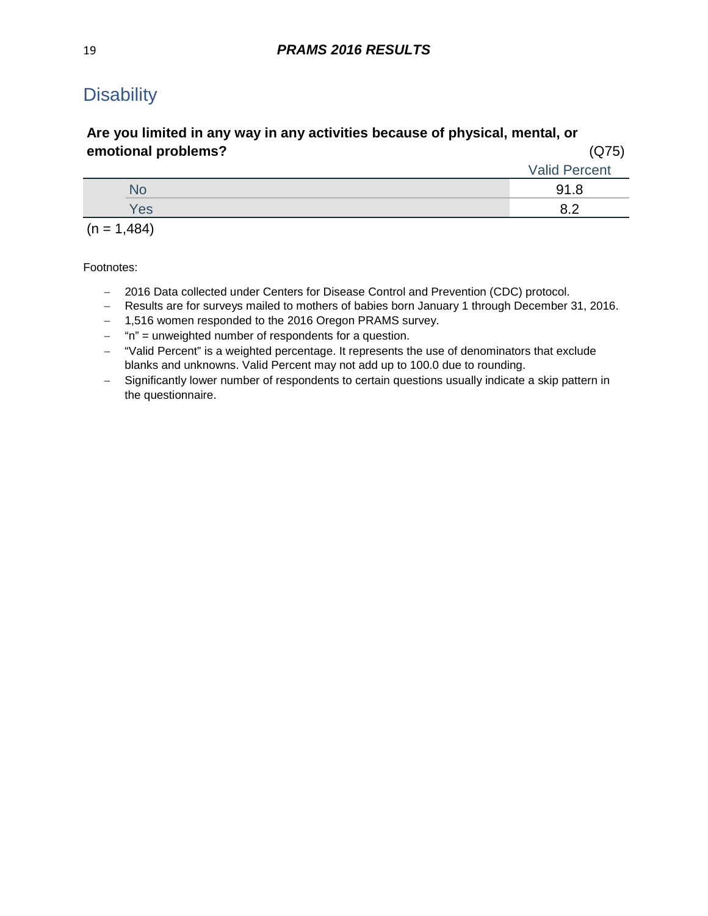## Disability

**Are you limited in any way in any activities because of physical, mental, or emotional problems?** (Q75)

| | Valid Percent |
|---|---|
| No | 91.8 |
| Yes | 8.2 |

(n = 1,484)

Footnotes:

- 2016 Data collected under Centers for Disease Control and Prevention (CDC) protocol.
- Results are for surveys mailed to mothers of babies born January 1 through December 31, 2016.
- 1,516 women responded to the 2016 Oregon PRAMS survey.
- "n" = unweighted number of respondents for a question.
- "Valid Percent" is a weighted percentage. It represents the use of denominators that exclude blanks and unknowns. Valid Percent may not add up to 100.0 due to rounding.
- Significantly lower number of respondents to certain questions usually indicate a skip pattern in the questionnaire.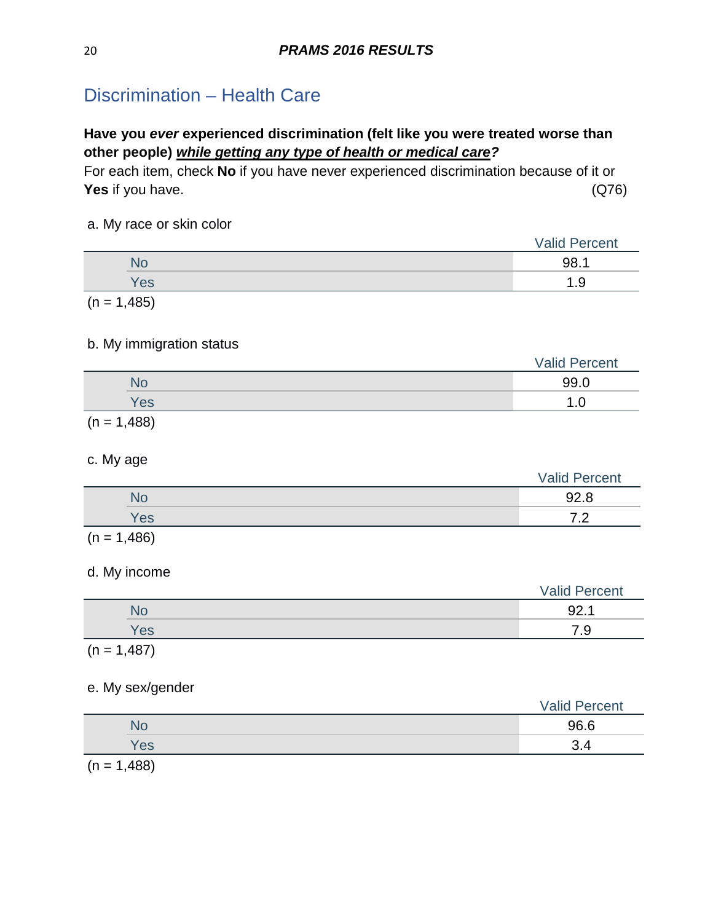## Discrimination – Health Care

**Have you *ever* experienced discrimination (felt like you were treated worse than other people) *while getting any type of health or medical care*?**
For each item, check **No** if you have never experienced discrimination because of it or **Yes** if you have. (Q76)

a. My race or skin color

| | Valid Percent |
|---|---|
| No | 98.1 |
| Yes | 1.9 |

(n = 1,485)

b. My immigration status

| | Valid Percent |
|---|---|
| No | 99.0 |
| Yes | 1.0 |

(n = 1,488)

c. My age

| | Valid Percent |
|---|---|
| No | 92.8 |
| Yes | 7.2 |

(n = 1,486)

d. My income

| | Valid Percent |
|---|---|
| No | 92.1 |
| Yes | 7.9 |

(n = 1,487)

e. My sex/gender

| | Valid Percent |
|---|---|
| No | 96.6 |
| Yes | 3.4 |

(n = 1,488)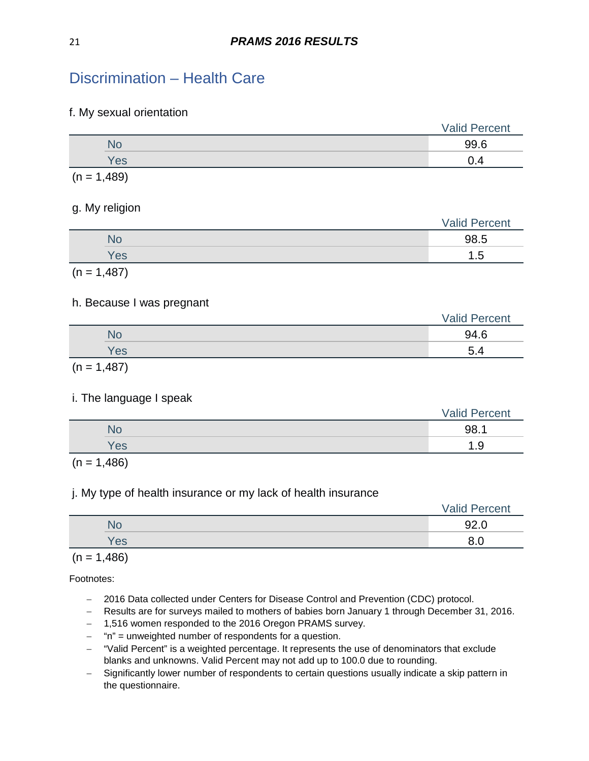## Discrimination – Health Care

f. My sexual orientation

| | Valid Percent |
|---|---|
| No | 99.6 |
| Yes | 0.4 |

(n = 1,489)

g. My religion

| | Valid Percent |
|---|---|
| No | 98.5 |
| Yes | 1.5 |

(n = 1,487)

h. Because I was pregnant

| | Valid Percent |
|---|---|
| No | 94.6 |
| Yes | 5.4 |

(n = 1,487)

i. The language I speak

| | Valid Percent |
|---|---|
| No | 98.1 |
| Yes | 1.9 |

(n = 1,486)

j. My type of health insurance or my lack of health insurance

| | Valid Percent |
|---|---|
| No | 92.0 |
| Yes | 8.0 |

(n = 1,486)

Footnotes:

- 2016 Data collected under Centers for Disease Control and Prevention (CDC) protocol.
- Results are for surveys mailed to mothers of babies born January 1 through December 31, 2016.
- 1,516 women responded to the 2016 Oregon PRAMS survey.
- "n" = unweighted number of respondents for a question.
- "Valid Percent" is a weighted percentage. It represents the use of denominators that exclude blanks and unknowns. Valid Percent may not add up to 100.0 due to rounding.
- Significantly lower number of respondents to certain questions usually indicate a skip pattern in the questionnaire.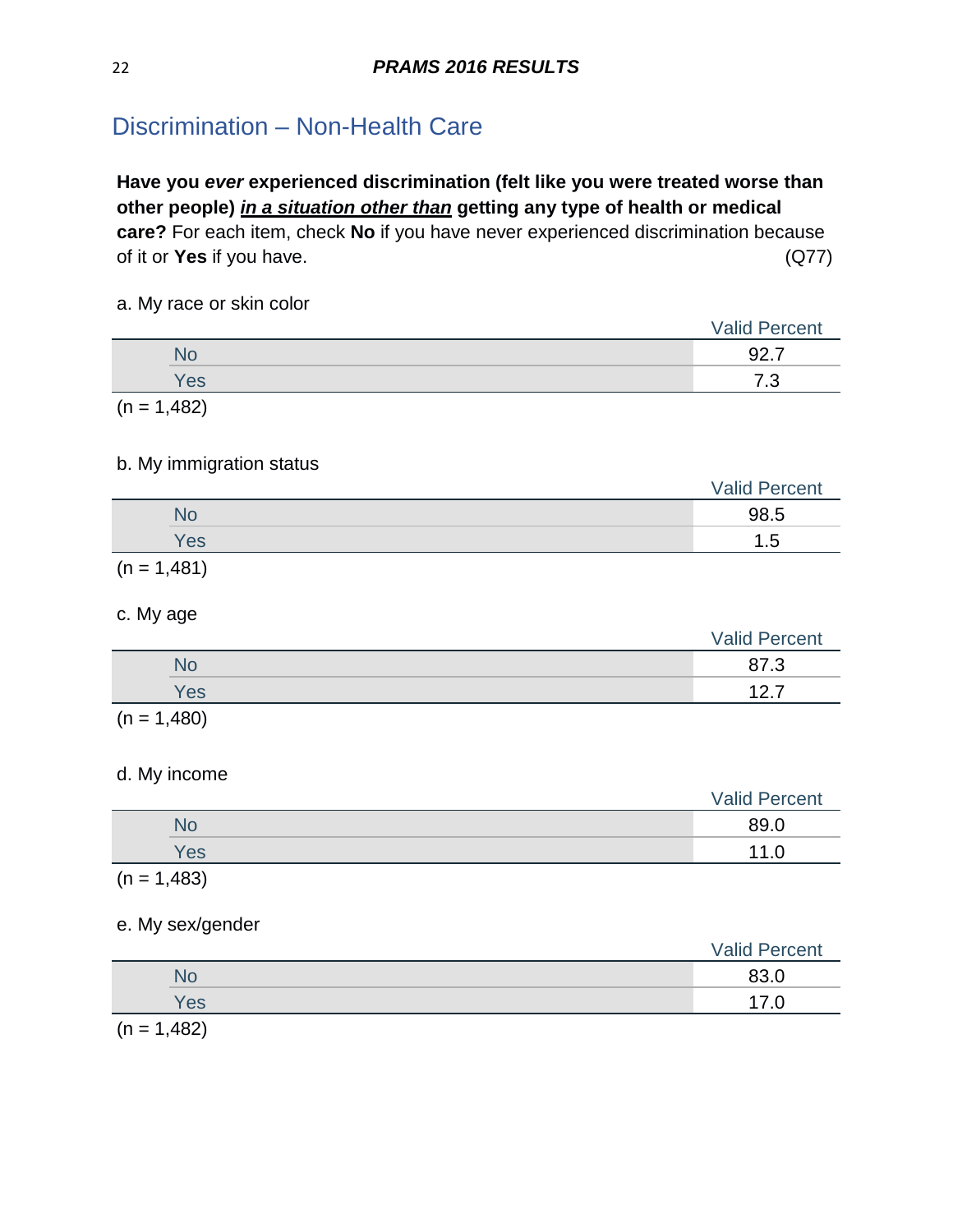## Discrimination – Non-Health Care

**Have you *ever* experienced discrimination (felt like you were treated worse than other people) *in a situation other than* getting any type of health or medical care?** For each item, check **No** if you have never experienced discrimination because of it or **Yes** if you have. (Q77)

a. My race or skin color

| | Valid Percent |
|---|---|
| No | 92.7 |
| Yes | 7.3 |

(n = 1,482)

b. My immigration status

| | Valid Percent |
|---|---|
| No | 98.5 |
| Yes | 1.5 |

(n = 1,481)

c. My age

| | Valid Percent |
|---|---|
| No | 87.3 |
| Yes | 12.7 |

(n = 1,480)

d. My income

| | Valid Percent |
|---|---|
| No | 89.0 |
| Yes | 11.0 |

(n = 1,483)

e. My sex/gender

| | Valid Percent |
|---|---|
| No | 83.0 |
| Yes | 17.0 |

(n = 1,482)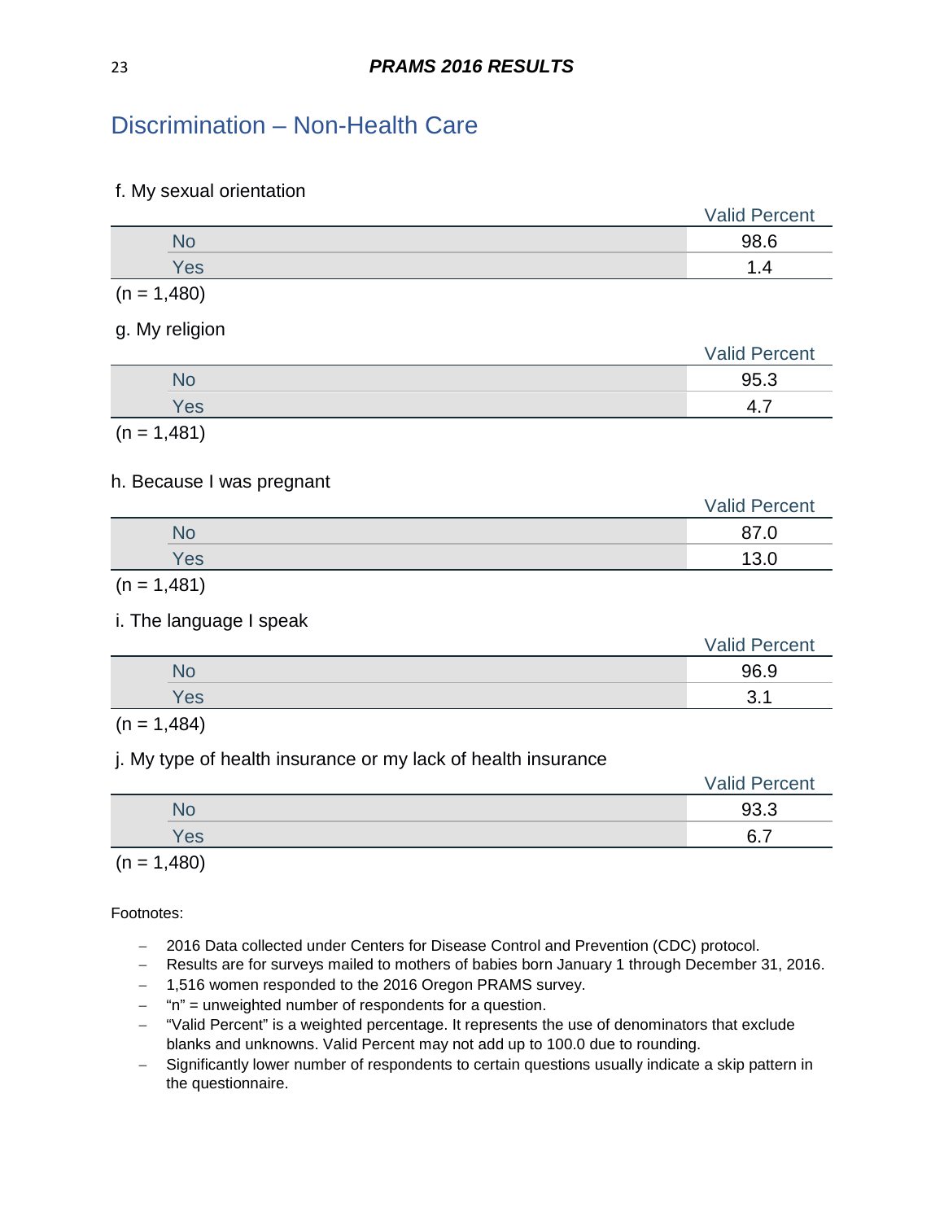## Discrimination – Non-Health Care

f. My sexual orientation

| | Valid Percent |
|---|---|
| No | 98.6 |
| Yes | 1.4 |

(n = 1,480)

g. My religion

| | Valid Percent |
|---|---|
| No | 95.3 |
| Yes | 4.7 |

(n = 1,481)

h. Because I was pregnant

| | Valid Percent |
|---|---|
| No | 87.0 |
| Yes | 13.0 |

(n = 1,481)

i. The language I speak

| | Valid Percent |
|---|---|
| No | 96.9 |
| Yes | 3.1 |

(n = 1,484)

j. My type of health insurance or my lack of health insurance

| | Valid Percent |
|---|---|
| No | 93.3 |
| Yes | 6.7 |

(n = 1,480)

Footnotes:

- 2016 Data collected under Centers for Disease Control and Prevention (CDC) protocol.
- Results are for surveys mailed to mothers of babies born January 1 through December 31, 2016.
- 1,516 women responded to the 2016 Oregon PRAMS survey.
- "n" = unweighted number of respondents for a question.
- "Valid Percent" is a weighted percentage. It represents the use of denominators that exclude blanks and unknowns. Valid Percent may not add up to 100.0 due to rounding.
- Significantly lower number of respondents to certain questions usually indicate a skip pattern in the questionnaire.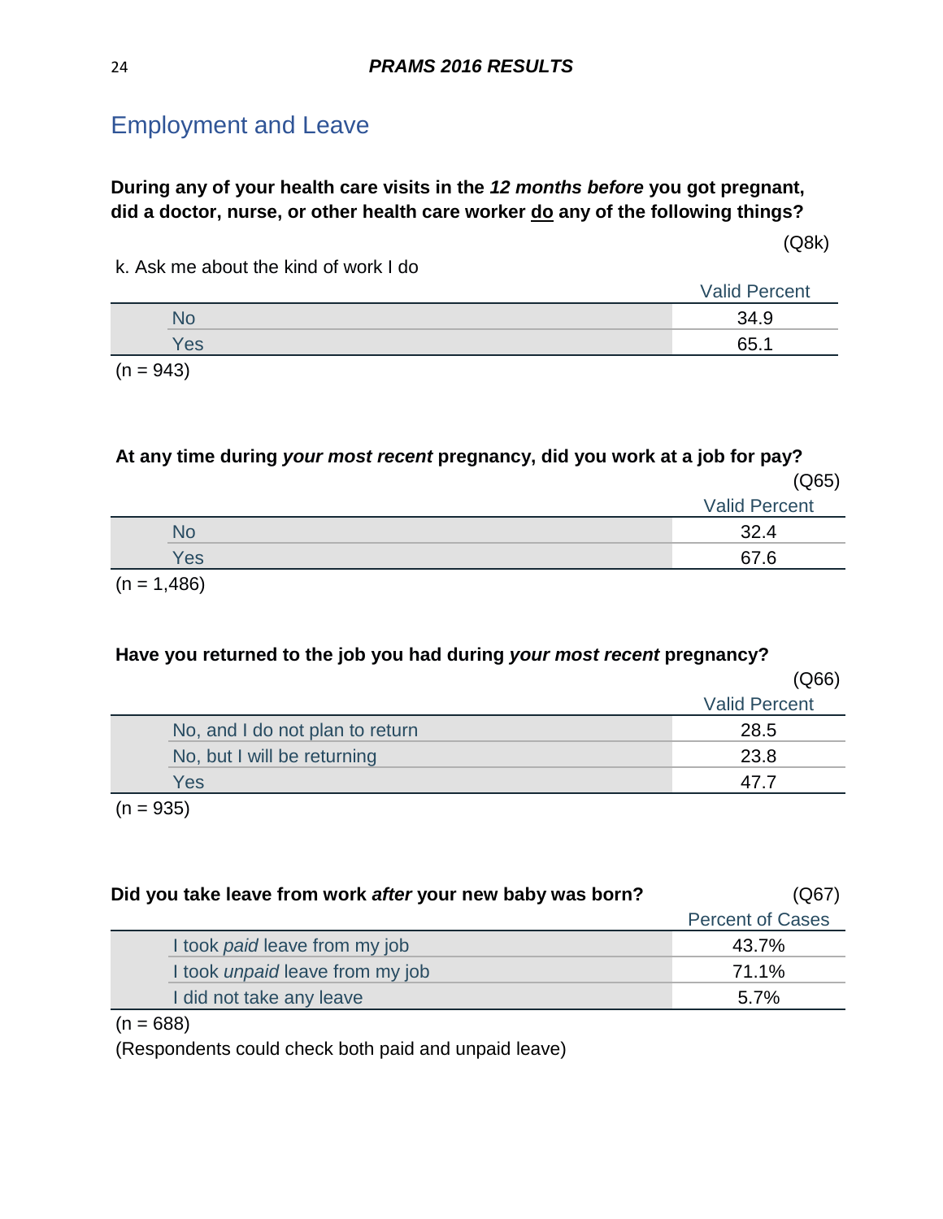## Employment and Leave

**During any of your health care visits in the *12 months before* you got pregnant, did a doctor, nurse, or other health care worker do any of the following things?**

(Q8k)

k. Ask me about the kind of work I do

| | Valid Percent |
|---|---|
| No | 34.9 |
| Yes | 65.1 |

(n = 943)

**At any time during *your most recent* pregnancy, did you work at a job for pay?**

(Q65)

| | Valid Percent |
|---|---|
| No | 32.4 |
| Yes | 67.6 |

(n = 1,486)

**Have you returned to the job you had during *your most recent* pregnancy?**

(Q66)

| | Valid Percent |
|---|---|
| No, and I do not plan to return | 28.5 |
| No, but I will be returning | 23.8 |
| Yes | 47.7 |

(n = 935)

**Did you take leave from work *after* your new baby was born?** (Q67)

| | Percent of Cases |
|---|---|
| I took *paid* leave from my job | 43.7% |
| I took *unpaid* leave from my job | 71.1% |
| I did not take any leave | 5.7% |

(n = 688)

(Respondents could check both paid and unpaid leave)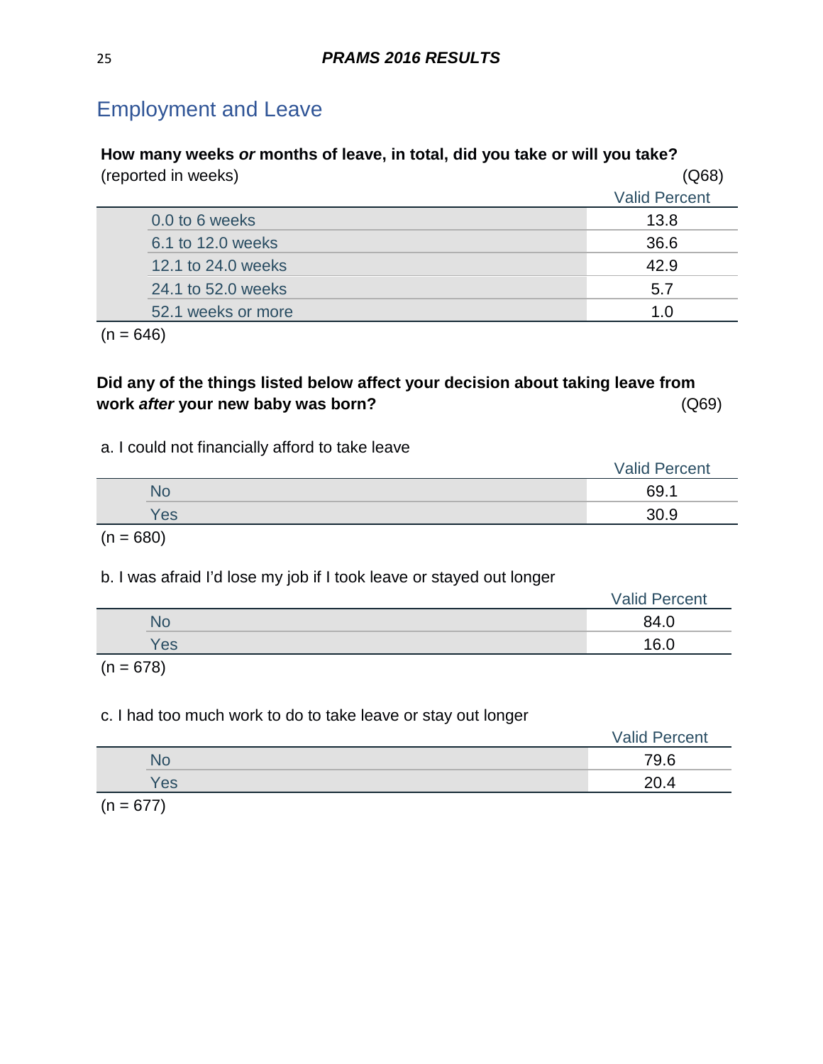## Employment and Leave

**How many weeks *or* months of leave, in total, did you take or will you take?**
(reported in weeks) (Q68)

| | Valid Percent |
|---|---|
| 0.0 to 6 weeks | 13.8 |
| 6.1 to 12.0 weeks | 36.6 |
| 12.1 to 24.0 weeks | 42.9 |
| 24.1 to 52.0 weeks | 5.7 |
| 52.1 weeks or more | 1.0 |

(n = 646)

**Did any of the things listed below affect your decision about taking leave from work *after* your new baby was born?** (Q69)

a. I could not financially afford to take leave

| | Valid Percent |
|---|---|
| No | 69.1 |
| Yes | 30.9 |

(n = 680)

b. I was afraid I'd lose my job if I took leave or stayed out longer

| | Valid Percent |
|---|---|
| No | 84.0 |
| Yes | 16.0 |

(n = 678)

c. I had too much work to do to take leave or stay out longer

| | Valid Percent |
|---|---|
| No | 79.6 |
| Yes | 20.4 |

(n = 677)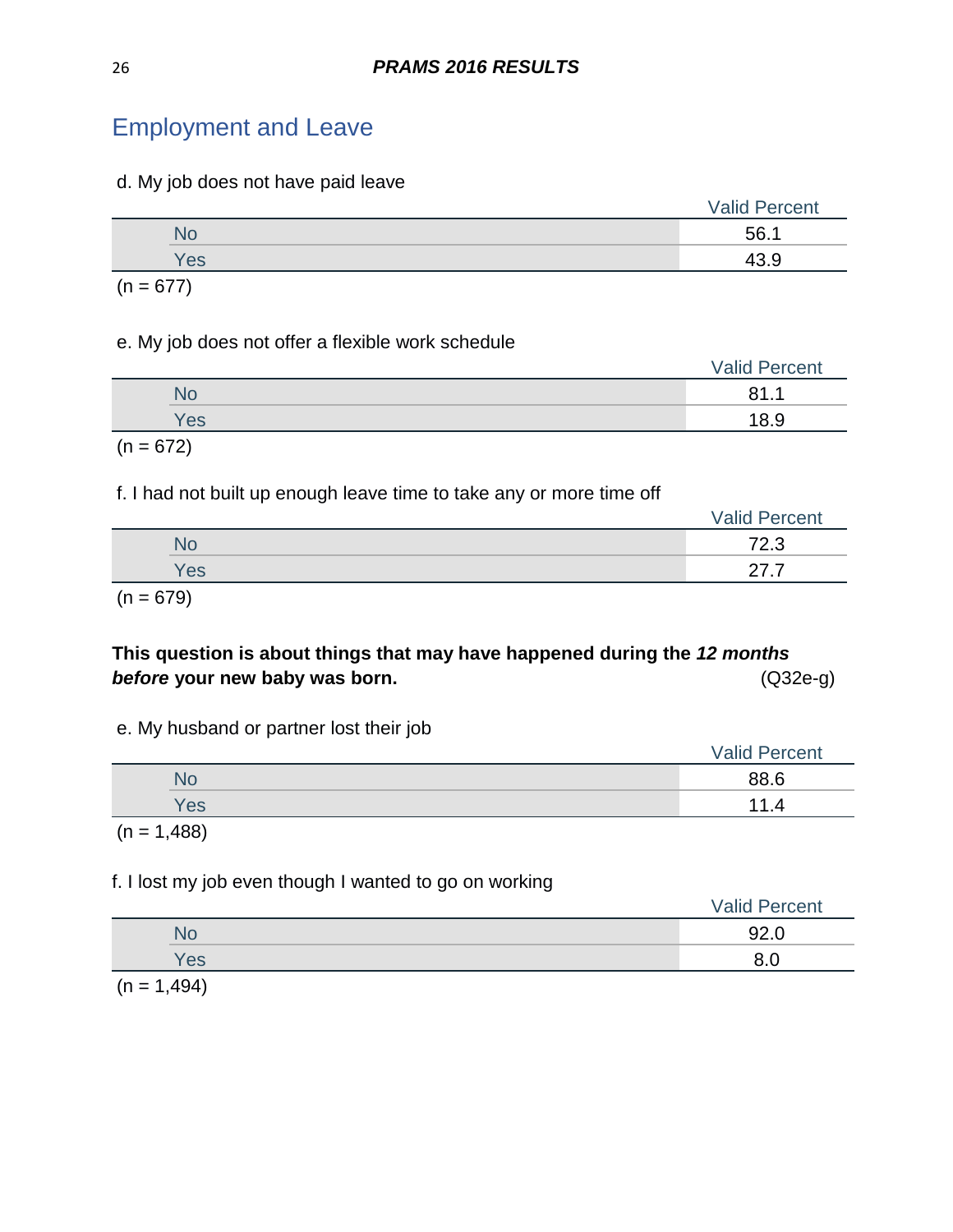## Employment and Leave

d. My job does not have paid leave

| | Valid Percent |
|---|---|
| No | 56.1 |
| Yes | 43.9 |

(n = 677)

e. My job does not offer a flexible work schedule

| | Valid Percent |
|---|---|
| No | 81.1 |
| Yes | 18.9 |

(n = 672)

f. I had not built up enough leave time to take any or more time off

| | Valid Percent |
|---|---|
| No | 72.3 |
| Yes | 27.7 |

(n = 679)

**This question is about things that may have happened during the *12 months before* your new baby was born.** (Q32e-g)

e. My husband or partner lost their job

| | Valid Percent |
|---|---|
| No | 88.6 |
| Yes | 11.4 |

(n = 1,488)

f. I lost my job even though I wanted to go on working

| | Valid Percent |
|---|---|
| No | 92.0 |
| Yes | 8.0 |

(n = 1,494)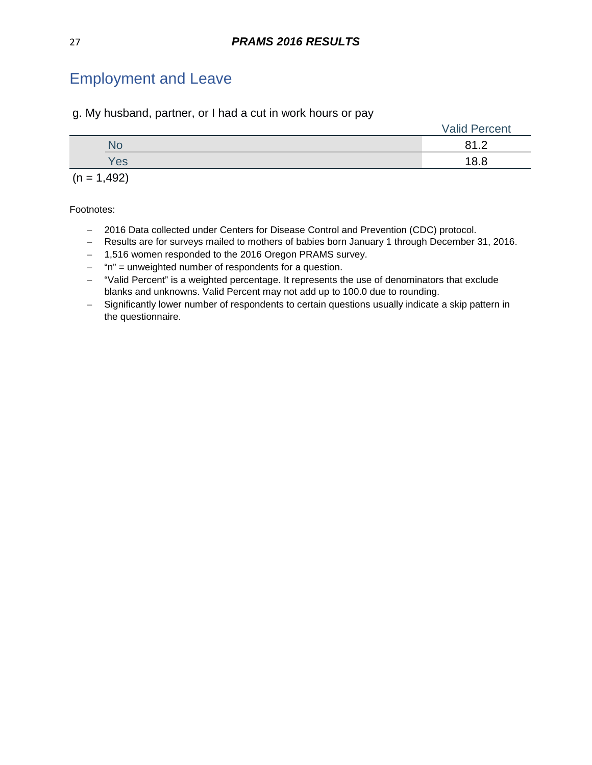## Employment and Leave

g. My husband, partner, or I had a cut in work hours or pay

| | Valid Percent |
|---|---|
| No | 81.2 |
| Yes | 18.8 |

(n = 1,492)

Footnotes:

- 2016 Data collected under Centers for Disease Control and Prevention (CDC) protocol.
- Results are for surveys mailed to mothers of babies born January 1 through December 31, 2016.
- 1,516 women responded to the 2016 Oregon PRAMS survey.
- "n" = unweighted number of respondents for a question.
- "Valid Percent" is a weighted percentage. It represents the use of denominators that exclude blanks and unknowns. Valid Percent may not add up to 100.0 due to rounding.
- Significantly lower number of respondents to certain questions usually indicate a skip pattern in the questionnaire.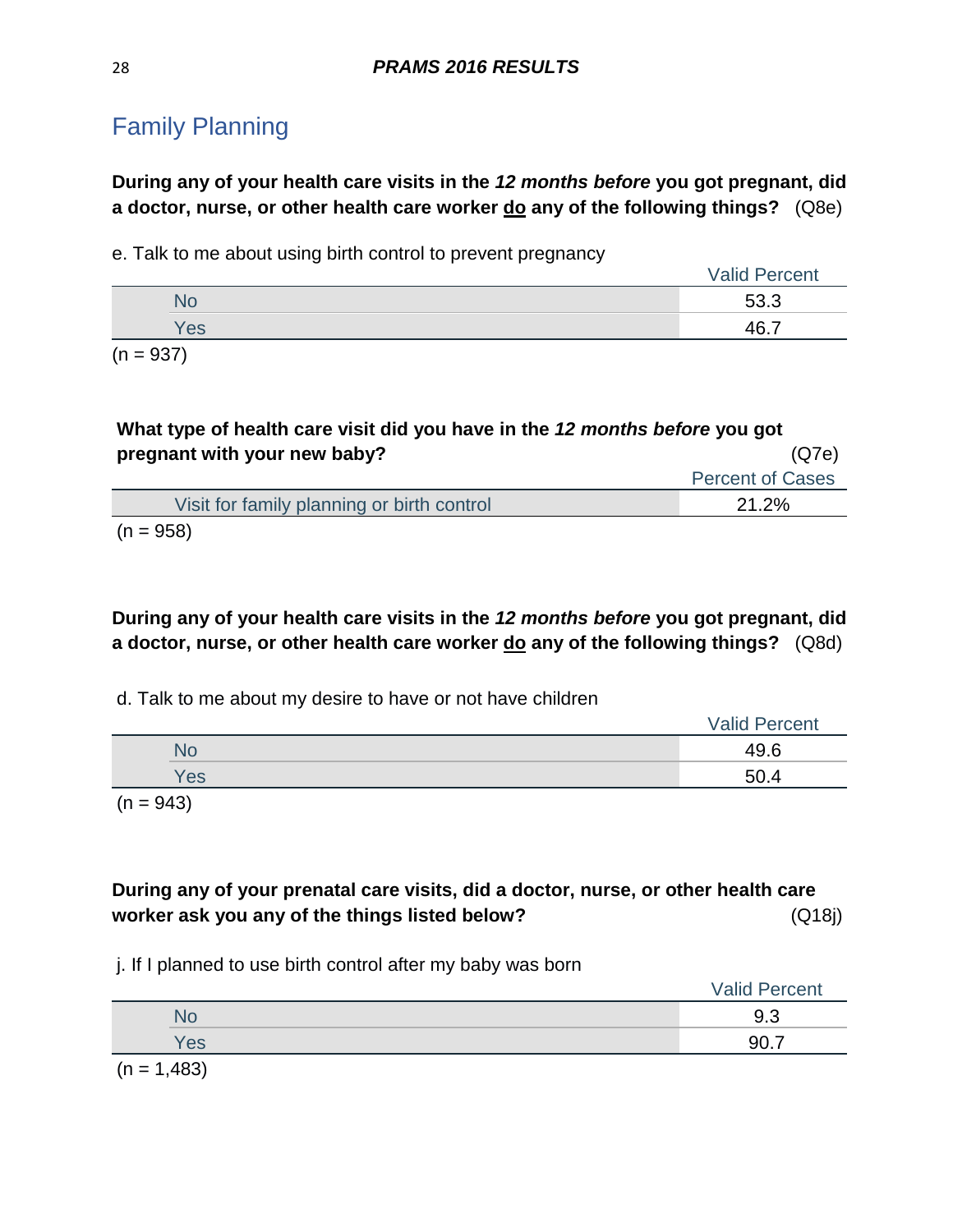## Family Planning

**During any of your health care visits in the *12 months before* you got pregnant, did a doctor, nurse, or other health care worker <u>do</u> any of the following things?** (Q8e)

e. Talk to me about using birth control to prevent pregnancy

| | Valid Percent |
|---|---|
| No | 53.3 |
| Yes | 46.7 |

(n = 937)

**What type of health care visit did you have in the *12 months before* you got pregnant with your new baby?** (Q7e)

| | Percent of Cases |
|---|---|
| Visit for family planning or birth control | 21.2% |

(n = 958)

**During any of your health care visits in the *12 months before* you got pregnant, did a doctor, nurse, or other health care worker <u>do</u> any of the following things?** (Q8d)

d. Talk to me about my desire to have or not have children

| | Valid Percent |
|---|---|
| No | 49.6 |
| Yes | 50.4 |

(n = 943)

**During any of your prenatal care visits, did a doctor, nurse, or other health care worker ask you any of the things listed below?** (Q18j)

j. If I planned to use birth control after my baby was born

| | Valid Percent |
|---|---|
| No | 9.3 |
| Yes | 90.7 |

(n = 1,483)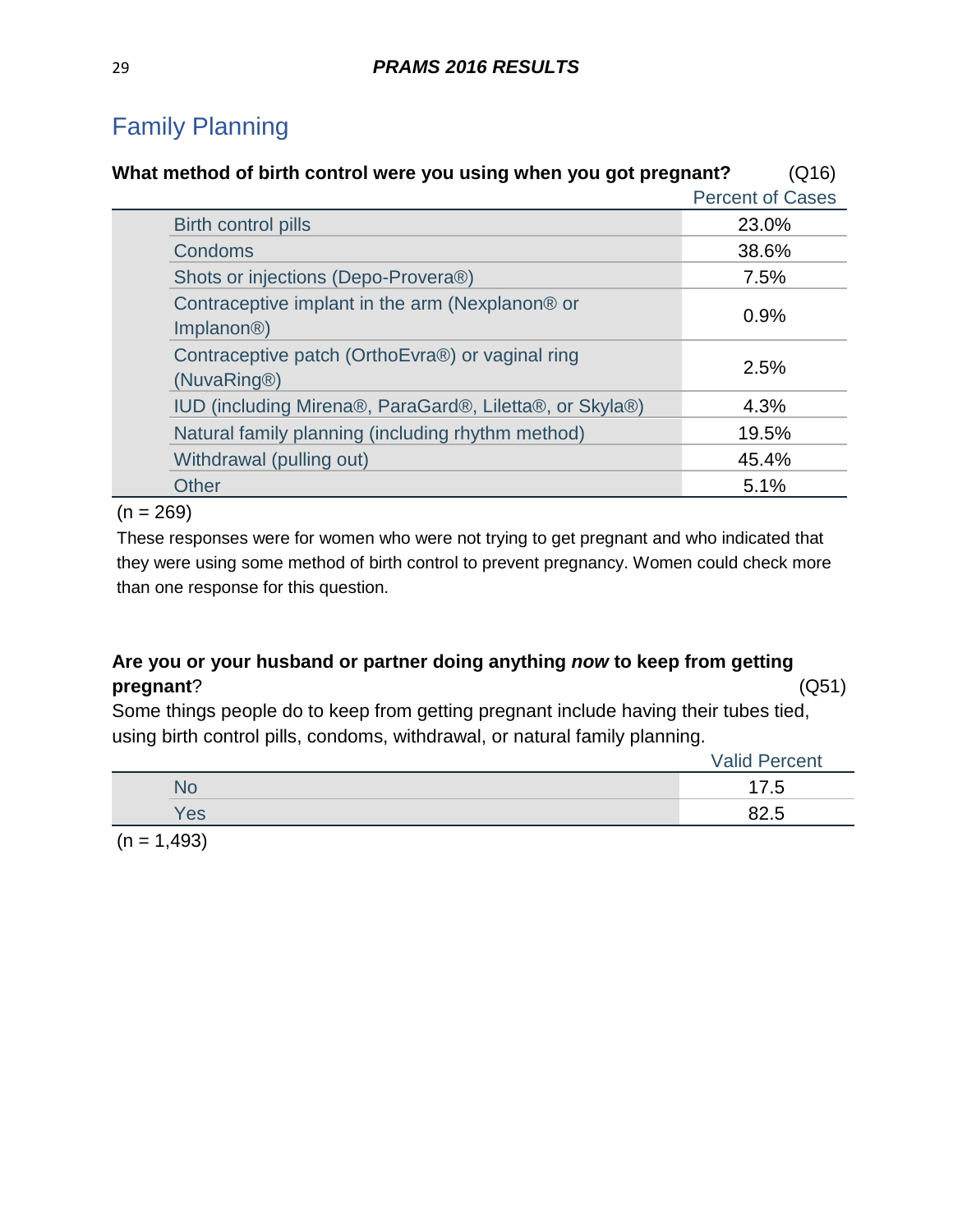## Family Planning

**What method of birth control were you using when you got pregnant?** (Q16)

| | Percent of Cases |
|---|---|
| Birth control pills | 23.0% |
| Condoms | 38.6% |
| Shots or injections (Depo-Provera®) | 7.5% |
| Contraceptive implant in the arm (Nexplanon® or Implanon®) | 0.9% |
| Contraceptive patch (OrthoEvra®) or vaginal ring (NuvaRing®) | 2.5% |
| IUD (including Mirena®, ParaGard®, Liletta®, or Skyla®) | 4.3% |
| Natural family planning (including rhythm method) | 19.5% |
| Withdrawal (pulling out) | 45.4% |
| Other | 5.1% |

(n = 269)

These responses were for women who were not trying to get pregnant and who indicated that they were using some method of birth control to prevent pregnancy. Women could check more than one response for this question.

**Are you or your husband or partner doing anything *now* to keep from getting pregnant**? (Q51)

Some things people do to keep from getting pregnant include having their tubes tied, using birth control pills, condoms, withdrawal, or natural family planning.

| | Valid Percent |
|---|---|
| No | 17.5 |
| Yes | 82.5 |

(n = 1,493)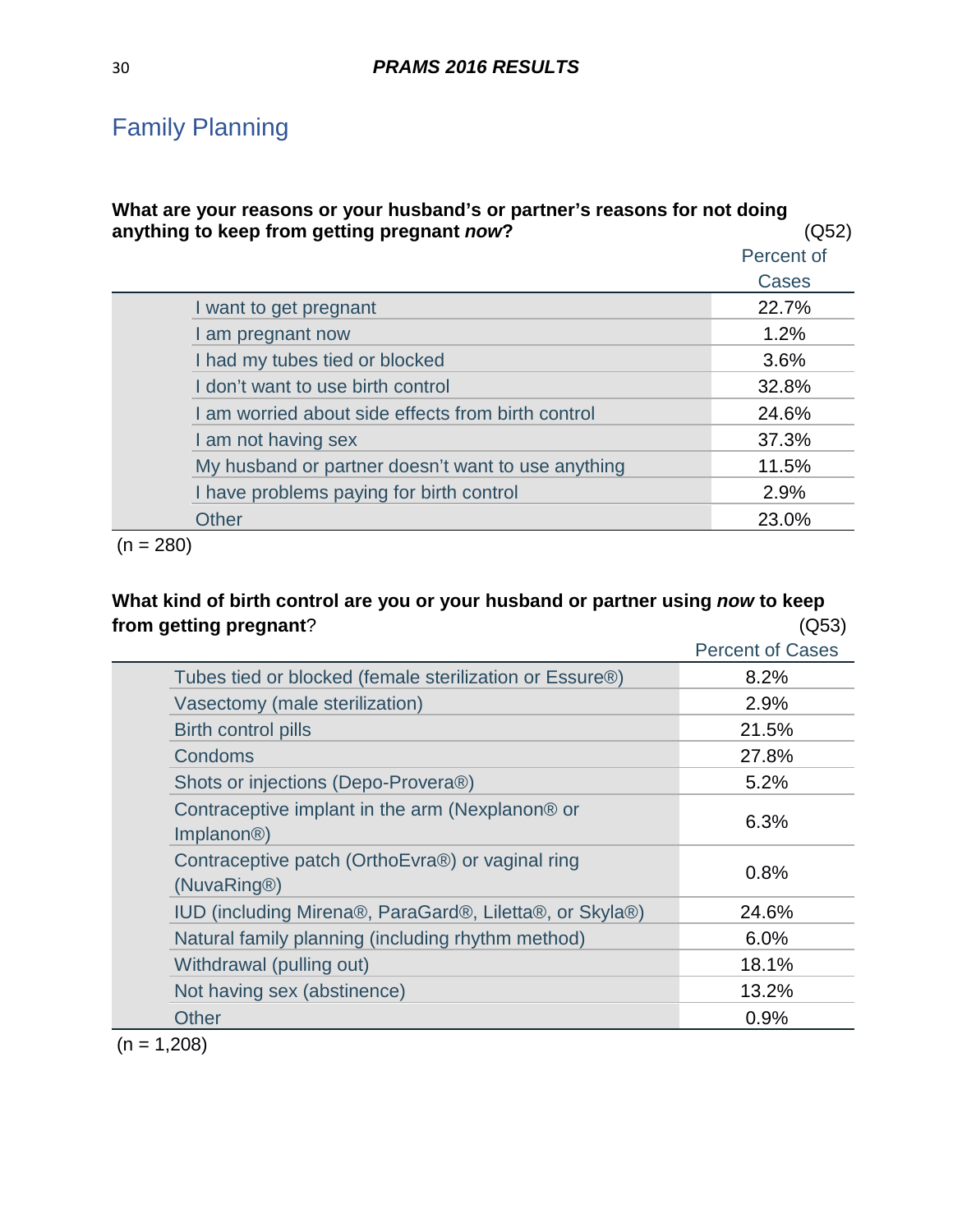## Family Planning

**What are your reasons or your husband's or partner's reasons for not doing anything to keep from getting pregnant *now*?** (Q52)

| | Percent of Cases |
|---|---|
| I want to get pregnant | 22.7% |
| I am pregnant now | 1.2% |
| I had my tubes tied or blocked | 3.6% |
| I don't want to use birth control | 32.8% |
| I am worried about side effects from birth control | 24.6% |
| I am not having sex | 37.3% |
| My husband or partner doesn't want to use anything | 11.5% |
| I have problems paying for birth control | 2.9% |
| Other | 23.0% |

(n = 280)

**What kind of birth control are you or your husband or partner using *now* to keep from getting pregnant**? (Q53)

| | Percent of Cases |
|---|---|
| Tubes tied or blocked (female sterilization or Essure®) | 8.2% |
| Vasectomy (male sterilization) | 2.9% |
| Birth control pills | 21.5% |
| Condoms | 27.8% |
| Shots or injections (Depo-Provera®) | 5.2% |
| Contraceptive implant in the arm (Nexplanon® or Implanon®) | 6.3% |
| Contraceptive patch (OrthoEvra®) or vaginal ring (NuvaRing®) | 0.8% |
| IUD (including Mirena®, ParaGard®, Liletta®, or Skyla®) | 24.6% |
| Natural family planning (including rhythm method) | 6.0% |
| Withdrawal (pulling out) | 18.1% |
| Not having sex (abstinence) | 13.2% |
| Other | 0.9% |

(n = 1,208)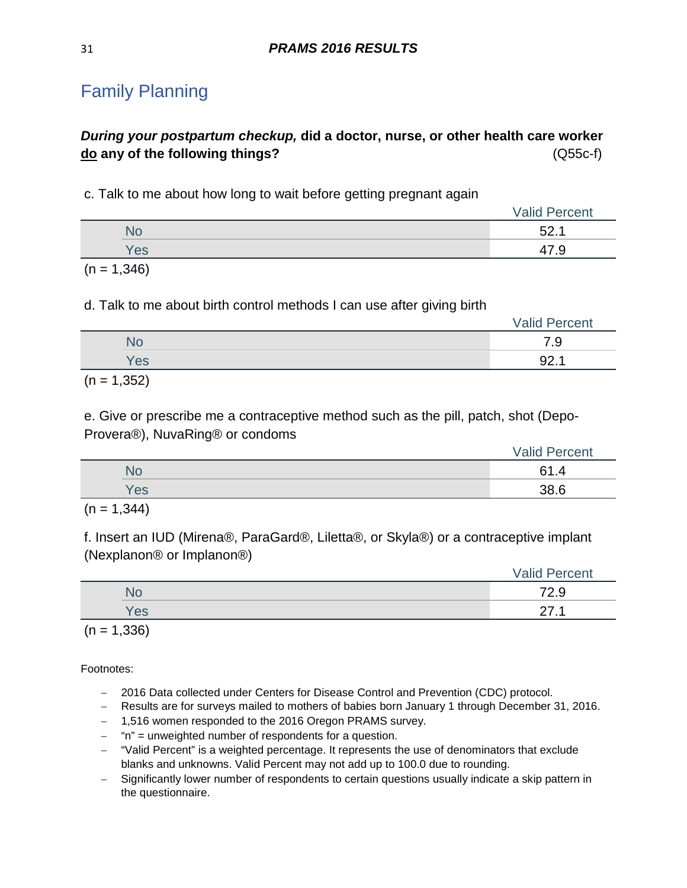# Family Planning

***During your postpartum checkup,* did a doctor, nurse, or other health care worker do any of the following things?** (Q55c-f)

c. Talk to me about how long to wait before getting pregnant again

| | Valid Percent |
|---|---|
| No | 52.1 |
| Yes | 47.9 |

(n = 1,346)

d. Talk to me about birth control methods I can use after giving birth

| | Valid Percent |
|---|---|
| No | 7.9 |
| Yes | 92.1 |

(n = 1,352)

e. Give or prescribe me a contraceptive method such as the pill, patch, shot (Depo-Provera®), NuvaRing® or condoms

| | Valid Percent |
|---|---|
| No | 61.4 |
| Yes | 38.6 |

(n = 1,344)

f. Insert an IUD (Mirena®, ParaGard®, Liletta®, or Skyla®) or a contraceptive implant (Nexplanon® or Implanon®)

| | Valid Percent |
|---|---|
| No | 72.9 |
| Yes | 27.1 |

(n = 1,336)

Footnotes:

- 2016 Data collected under Centers for Disease Control and Prevention (CDC) protocol.
- Results are for surveys mailed to mothers of babies born January 1 through December 31, 2016.
- 1,516 women responded to the 2016 Oregon PRAMS survey.
- "n" = unweighted number of respondents for a question.
- "Valid Percent" is a weighted percentage. It represents the use of denominators that exclude blanks and unknowns. Valid Percent may not add up to 100.0 due to rounding.
- Significantly lower number of respondents to certain questions usually indicate a skip pattern in the questionnaire.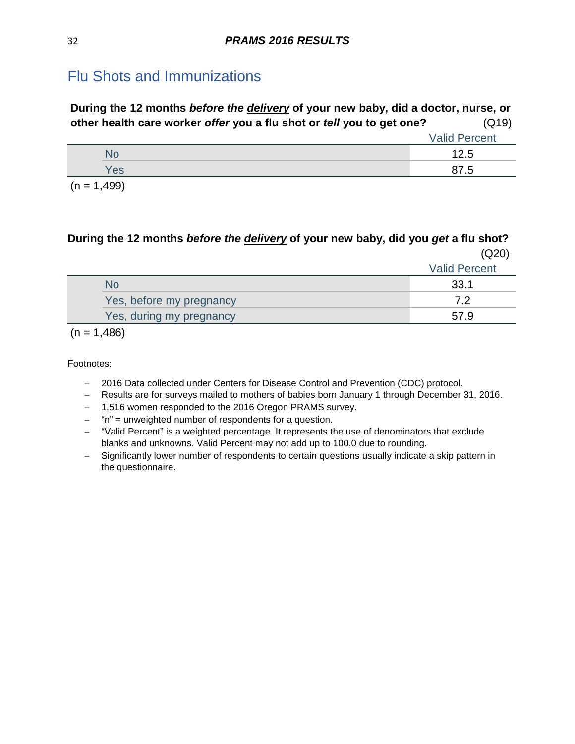## Flu Shots and Immunizations

**During the 12 months *before the* <u>*delivery*</u> of your new baby, did a doctor, nurse, or other health care worker *offer* you a flu shot or *tell* you to get one?** (Q19)

| | Valid Percent |
|---|---|
| No | 12.5 |
| Yes | 87.5 |

(n = 1,499)

**During the 12 months *before the* <u>*delivery*</u> of your new baby, did you *get* a flu shot?** (Q20)

| | Valid Percent |
|---|---|
| No | 33.1 |
| Yes, before my pregnancy | 7.2 |
| Yes, during my pregnancy | 57.9 |

(n = 1,486)

Footnotes:

- 2016 Data collected under Centers for Disease Control and Prevention (CDC) protocol.
- Results are for surveys mailed to mothers of babies born January 1 through December 31, 2016.
- 1,516 women responded to the 2016 Oregon PRAMS survey.
- "n" = unweighted number of respondents for a question.
- "Valid Percent" is a weighted percentage. It represents the use of denominators that exclude blanks and unknowns. Valid Percent may not add up to 100.0 due to rounding.
- Significantly lower number of respondents to certain questions usually indicate a skip pattern in the questionnaire.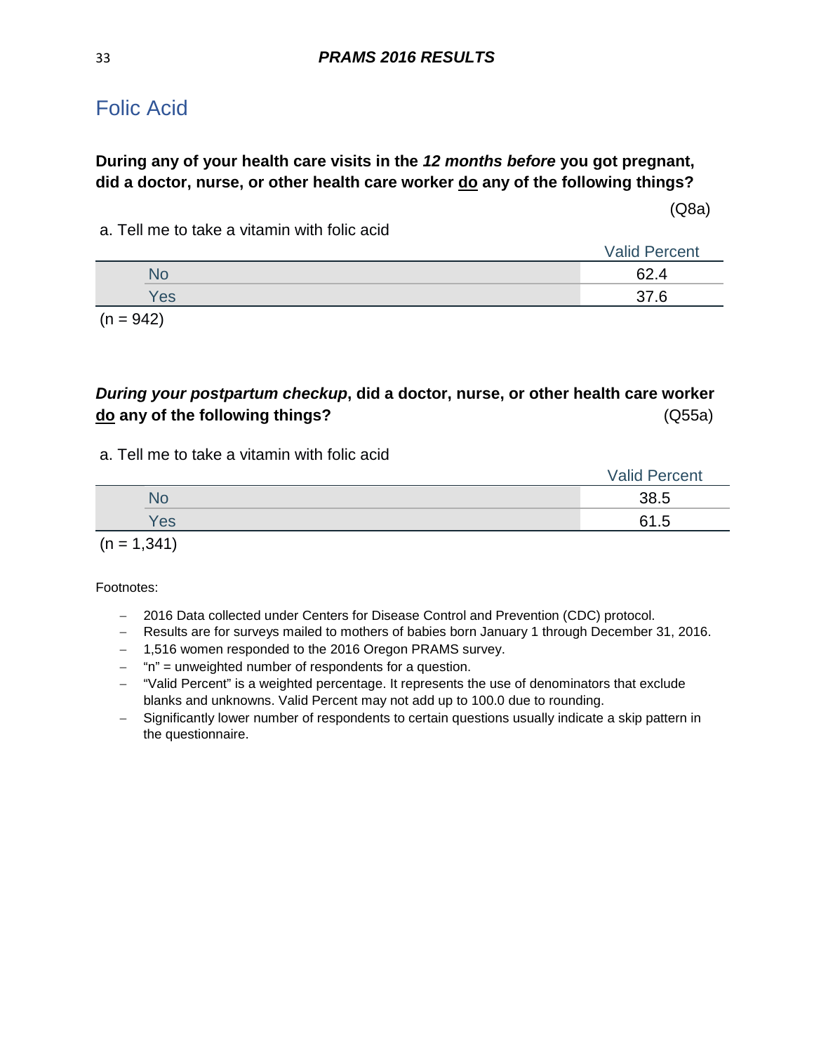## Folic Acid

**During any of your health care visits in the *12 months before* you got pregnant, did a doctor, nurse, or other health care worker <u>do</u> any of the following things?**

(Q8a)

a. Tell me to take a vitamin with folic acid

| | Valid Percent |
|---|---|
| No | 62.4 |
| Yes | 37.6 |

(n = 942)

***During your postpartum checkup*, did a doctor, nurse, or other health care worker <u>do</u> any of the following things?** (Q55a)

a. Tell me to take a vitamin with folic acid

| | Valid Percent |
|---|---|
| No | 38.5 |
| Yes | 61.5 |

(n = 1,341)

Footnotes:

- 2016 Data collected under Centers for Disease Control and Prevention (CDC) protocol.
- Results are for surveys mailed to mothers of babies born January 1 through December 31, 2016.
- 1,516 women responded to the 2016 Oregon PRAMS survey.
- "n" = unweighted number of respondents for a question.
- "Valid Percent" is a weighted percentage. It represents the use of denominators that exclude blanks and unknowns. Valid Percent may not add up to 100.0 due to rounding.
- Significantly lower number of respondents to certain questions usually indicate a skip pattern in the questionnaire.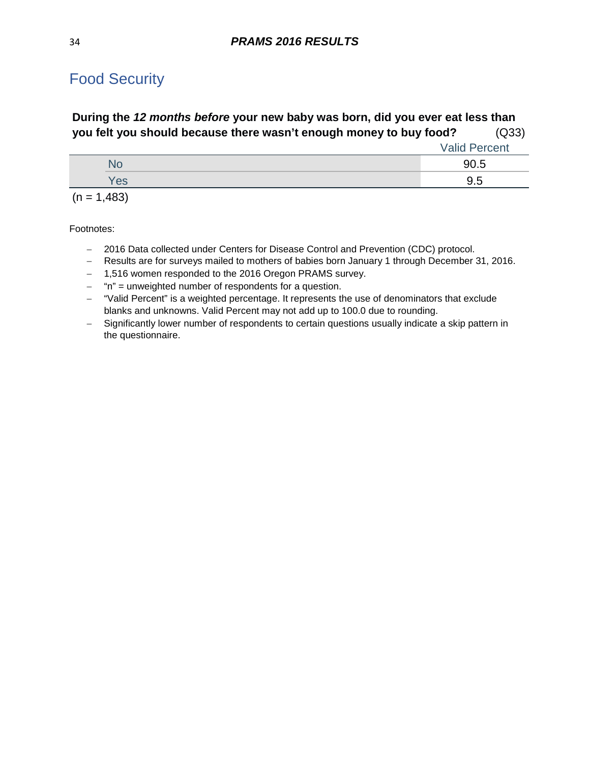## Food Security

**During the *12 months before* your new baby was born, did you ever eat less than you felt you should because there wasn't enough money to buy food?** (Q33)

| | Valid Percent |
|---|---|
| No | 90.5 |
| Yes | 9.5 |

(n = 1,483)

Footnotes:

- 2016 Data collected under Centers for Disease Control and Prevention (CDC) protocol.
- Results are for surveys mailed to mothers of babies born January 1 through December 31, 2016.
- 1,516 women responded to the 2016 Oregon PRAMS survey.
- "n" = unweighted number of respondents for a question.
- "Valid Percent" is a weighted percentage. It represents the use of denominators that exclude blanks and unknowns. Valid Percent may not add up to 100.0 due to rounding.
- Significantly lower number of respondents to certain questions usually indicate a skip pattern in the questionnaire.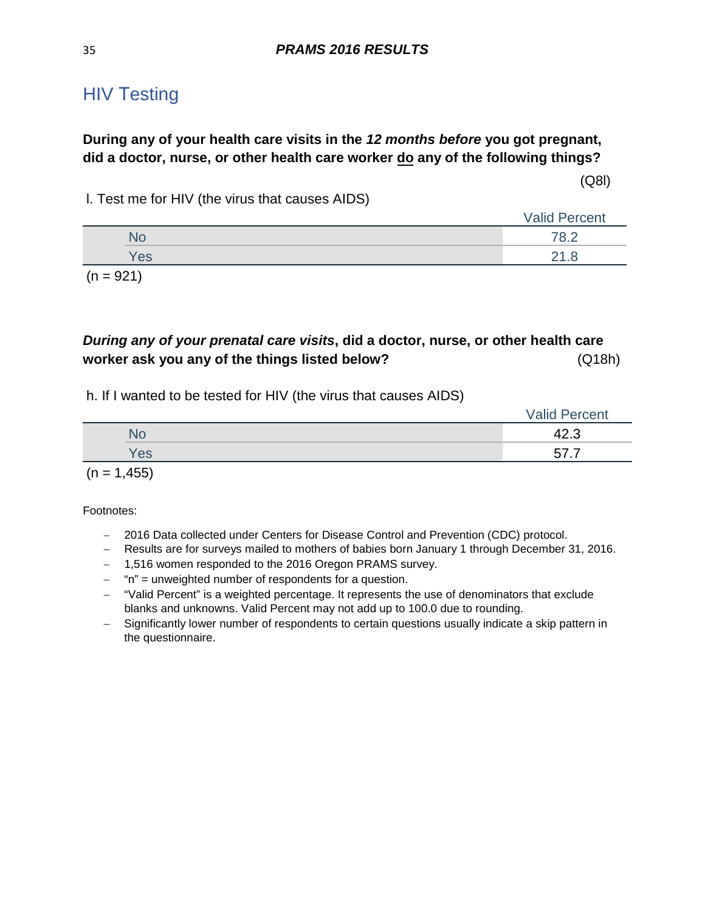## HIV Testing

**During any of your health care visits in the *12 months before* you got pregnant, did a doctor, nurse, or other health care worker <u>do</u> any of the following things?**

(Q8l)

l. Test me for HIV (the virus that causes AIDS)

| | Valid Percent |
|---|---|
| No | 78.2 |
| Yes | 21.8 |

(n = 921)

***During any of your prenatal care visits*, did a doctor, nurse, or other health care worker ask you any of the things listed below?** (Q18h)

h. If I wanted to be tested for HIV (the virus that causes AIDS)

| | Valid Percent |
|---|---|
| No | 42.3 |
| Yes | 57.7 |

(n = 1,455)

Footnotes:

- 2016 Data collected under Centers for Disease Control and Prevention (CDC) protocol.
- Results are for surveys mailed to mothers of babies born January 1 through December 31, 2016.
- 1,516 women responded to the 2016 Oregon PRAMS survey.
- "n" = unweighted number of respondents for a question.
- "Valid Percent" is a weighted percentage. It represents the use of denominators that exclude blanks and unknowns. Valid Percent may not add up to 100.0 due to rounding.
- Significantly lower number of respondents to certain questions usually indicate a skip pattern in the questionnaire.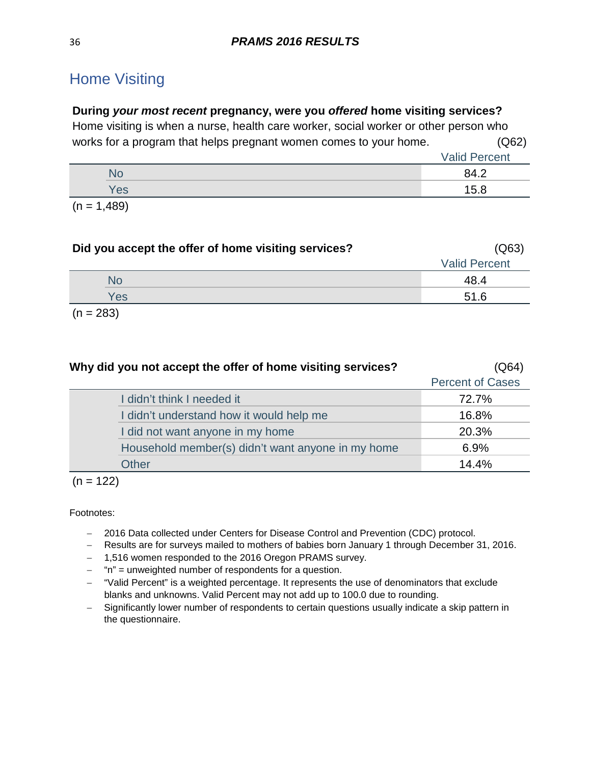## Home Visiting

**During *your most recent* pregnancy, were you *offered* home visiting services?**
Home visiting is when a nurse, health care worker, social worker or other person who works for a program that helps pregnant women comes to your home. (Q62)

| | Valid Percent |
|---|---|
| No | 84.2 |
| Yes | 15.8 |

(n = 1,489)

**Did you accept the offer of home visiting services?** (Q63)

| | Valid Percent |
|---|---|
| No | 48.4 |
| Yes | 51.6 |

(n = 283)

**Why did you not accept the offer of home visiting services?** (Q64)

| | Percent of Cases |
|---|---|
| I didn't think I needed it | 72.7% |
| I didn't understand how it would help me | 16.8% |
| I did not want anyone in my home | 20.3% |
| Household member(s) didn't want anyone in my home | 6.9% |
| Other | 14.4% |

(n = 122)

Footnotes:

- 2016 Data collected under Centers for Disease Control and Prevention (CDC) protocol.
- Results are for surveys mailed to mothers of babies born January 1 through December 31, 2016.
- 1,516 women responded to the 2016 Oregon PRAMS survey.
- "n" = unweighted number of respondents for a question.
- "Valid Percent" is a weighted percentage. It represents the use of denominators that exclude blanks and unknowns. Valid Percent may not add up to 100.0 due to rounding.
- Significantly lower number of respondents to certain questions usually indicate a skip pattern in the questionnaire.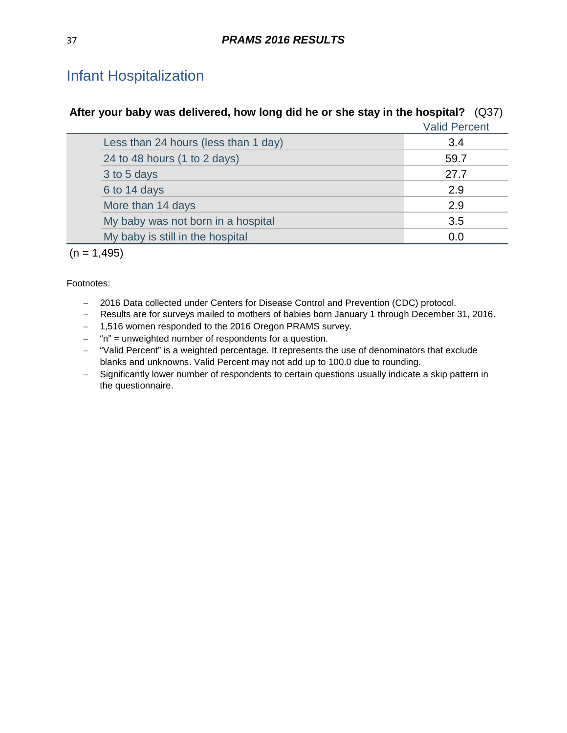## Infant Hospitalization

**After your baby was delivered, how long did he or she stay in the hospital?** (Q37)

| | Valid Percent |
|---|---|
| Less than 24 hours (less than 1 day) | 3.4 |
| 24 to 48 hours (1 to 2 days) | 59.7 |
| 3 to 5 days | 27.7 |
| 6 to 14 days | 2.9 |
| More than 14 days | 2.9 |
| My baby was not born in a hospital | 3.5 |
| My baby is still in the hospital | 0.0 |

(n = 1,495)

Footnotes:

- 2016 Data collected under Centers for Disease Control and Prevention (CDC) protocol.
- Results are for surveys mailed to mothers of babies born January 1 through December 31, 2016.
- 1,516 women responded to the 2016 Oregon PRAMS survey.
- "n" = unweighted number of respondents for a question.
- "Valid Percent" is a weighted percentage. It represents the use of denominators that exclude blanks and unknowns. Valid Percent may not add up to 100.0 due to rounding.
- Significantly lower number of respondents to certain questions usually indicate a skip pattern in the questionnaire.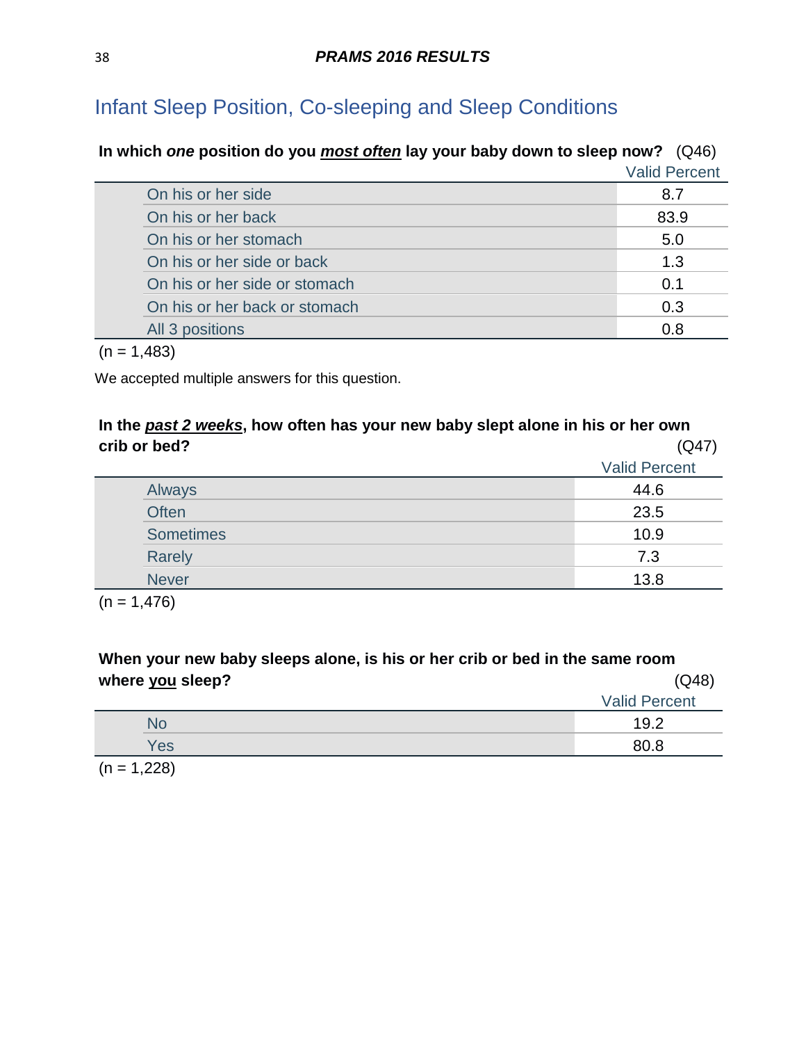## Infant Sleep Position, Co-sleeping and Sleep Conditions

**In which *one* position do you *__most often__* lay your baby down to sleep now?** (Q46)

| | Valid Percent |
|---|---|
| On his or her side | 8.7 |
| On his or her back | 83.9 |
| On his or her stomach | 5.0 |
| On his or her side or back | 1.3 |
| On his or her side or stomach | 0.1 |
| On his or her back or stomach | 0.3 |
| All 3 positions | 0.8 |

(n = 1,483)

We accepted multiple answers for this question.

**In the *__past 2 weeks__*, how often has your new baby slept alone in his or her own crib or bed?** (Q47)

| | Valid Percent |
|---|---|
| Always | 44.6 |
| Often | 23.5 |
| Sometimes | 10.9 |
| Rarely | 7.3 |
| Never | 13.8 |

(n = 1,476)

**When your new baby sleeps alone, is his or her crib or bed in the same room where __you__ sleep?** (Q48)

| | Valid Percent |
|---|---|
| No | 19.2 |
| Yes | 80.8 |

(n = 1,228)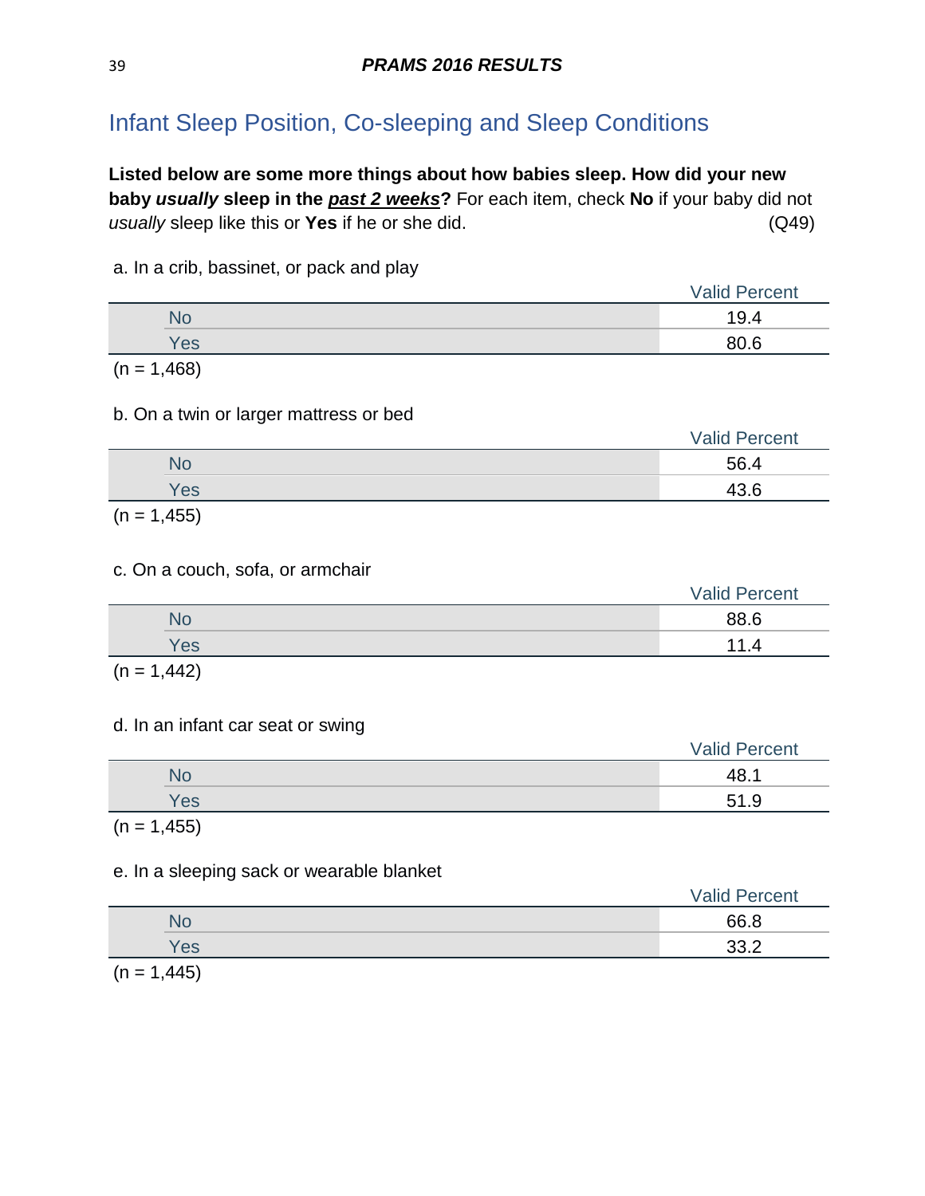## Infant Sleep Position, Co-sleeping and Sleep Conditions

**Listed below are some more things about how babies sleep. How did your new baby *usually* sleep in the *past 2 weeks*?** For each item, check **No** if your baby did not *usually* sleep like this or **Yes** if he or she did. (Q49)

a. In a crib, bassinet, or pack and play

| | Valid Percent |
|---|---|
| No | 19.4 |
| Yes | 80.6 |

(n = 1,468)

b. On a twin or larger mattress or bed

| | Valid Percent |
|---|---|
| No | 56.4 |
| Yes | 43.6 |

(n = 1,455)

c. On a couch, sofa, or armchair

| | Valid Percent |
|---|---|
| No | 88.6 |
| Yes | 11.4 |

(n = 1,442)

d. In an infant car seat or swing

| | Valid Percent |
|---|---|
| No | 48.1 |
| Yes | 51.9 |

(n = 1,455)

e. In a sleeping sack or wearable blanket

| | Valid Percent |
|---|---|
| No | 66.8 |
| Yes | 33.2 |

(n = 1,445)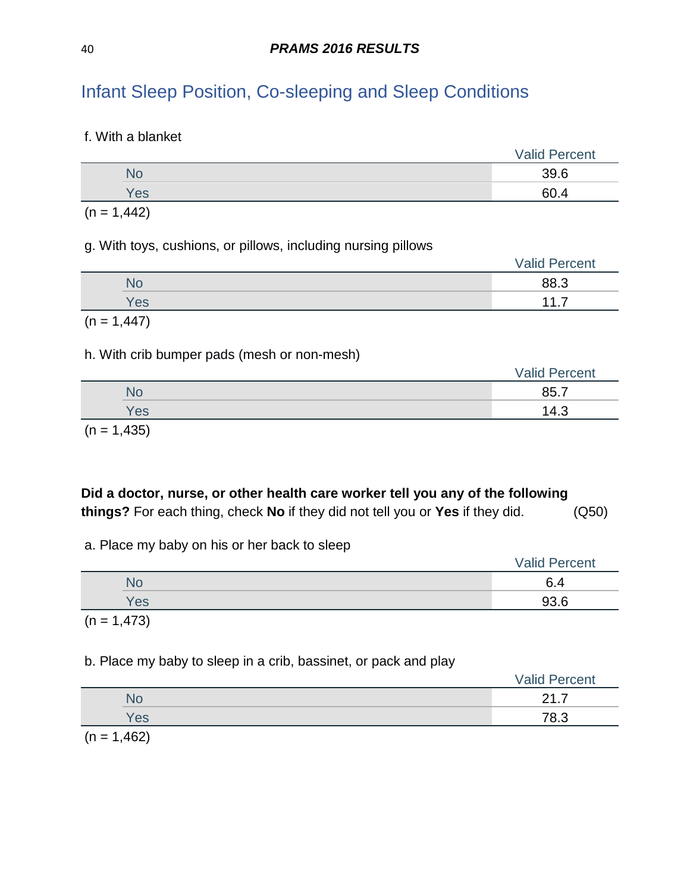## Infant Sleep Position, Co-sleeping and Sleep Conditions

f. With a blanket

| | Valid Percent |
|---|---|
| No | 39.6 |
| Yes | 60.4 |

(n = 1,442)

g. With toys, cushions, or pillows, including nursing pillows

| | Valid Percent |
|---|---|
| No | 88.3 |
| Yes | 11.7 |

(n = 1,447)

h. With crib bumper pads (mesh or non-mesh)

| | Valid Percent |
|---|---|
| No | 85.7 |
| Yes | 14.3 |

(n = 1,435)

**Did a doctor, nurse, or other health care worker tell you any of the following things?** For each thing, check **No** if they did not tell you or **Yes** if they did. (Q50)

a. Place my baby on his or her back to sleep

| | Valid Percent |
|---|---|
| No | 6.4 |
| Yes | 93.6 |

(n = 1,473)

b. Place my baby to sleep in a crib, bassinet, or pack and play

| | Valid Percent |
|---|---|
| No | 21.7 |
| Yes | 78.3 |

(n = 1,462)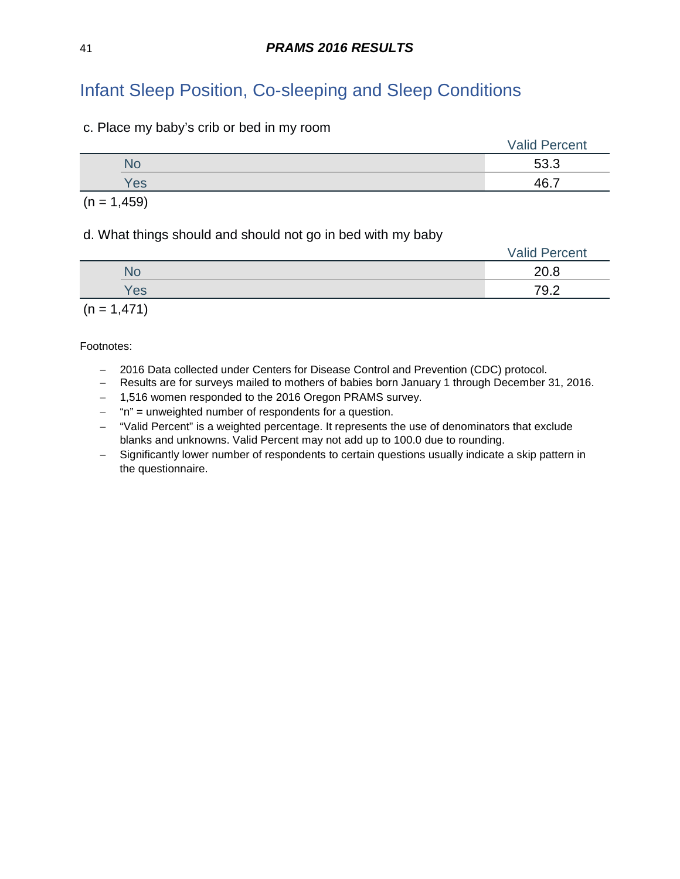# Infant Sleep Position, Co-sleeping and Sleep Conditions

c. Place my baby's crib or bed in my room

| | Valid Percent |
|---|---|
| No | 53.3 |
| Yes | 46.7 |

(n = 1,459)

d. What things should and should not go in bed with my baby

| | Valid Percent |
|---|---|
| No | 20.8 |
| Yes | 79.2 |

(n = 1,471)

Footnotes:

- 2016 Data collected under Centers for Disease Control and Prevention (CDC) protocol.
- Results are for surveys mailed to mothers of babies born January 1 through December 31, 2016.
- 1,516 women responded to the 2016 Oregon PRAMS survey.
- "n" = unweighted number of respondents for a question.
- "Valid Percent" is a weighted percentage. It represents the use of denominators that exclude blanks and unknowns. Valid Percent may not add up to 100.0 due to rounding.
- Significantly lower number of respondents to certain questions usually indicate a skip pattern in the questionnaire.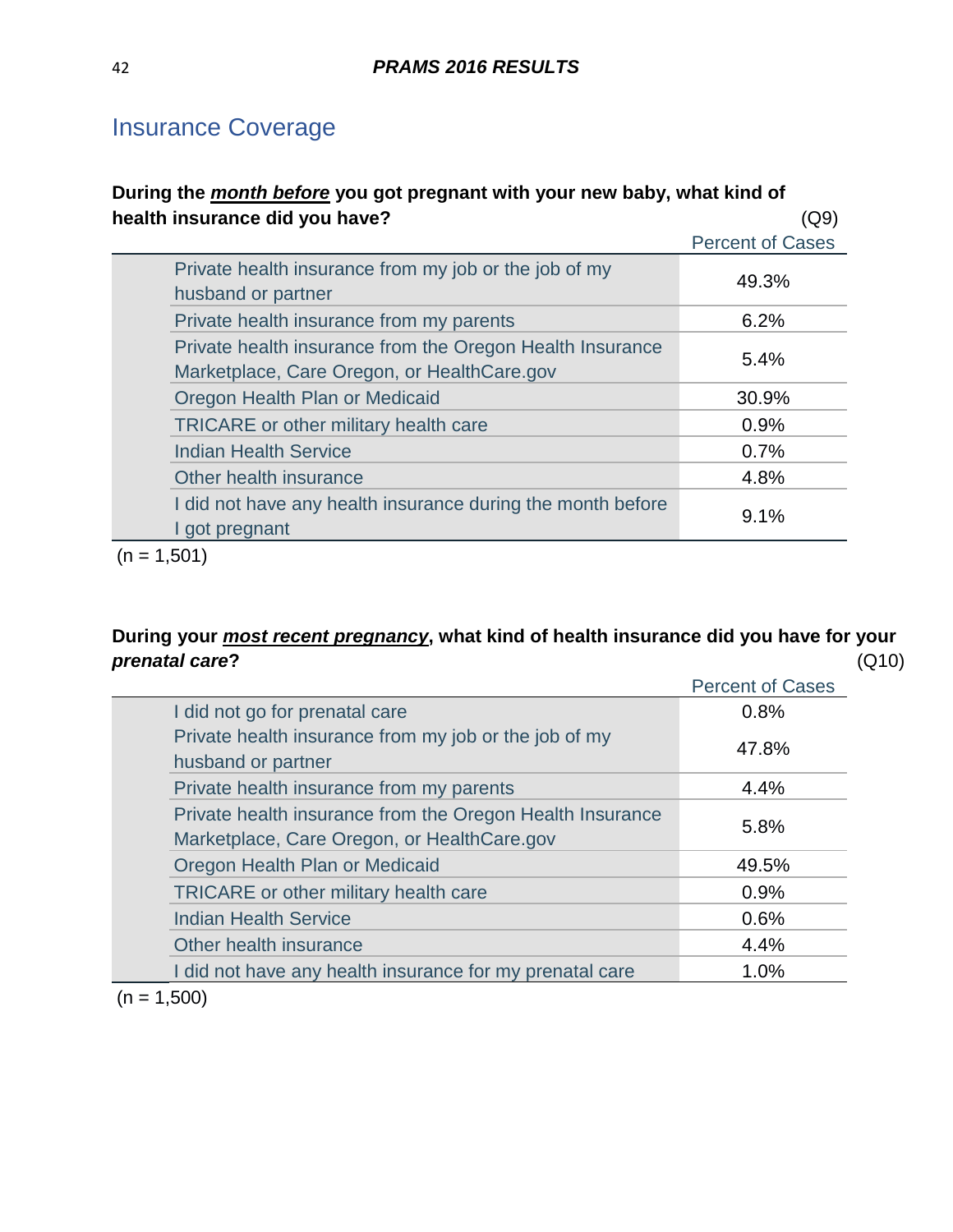## Insurance Coverage

**During the *month before* you got pregnant with your new baby, what kind of health insurance did you have?** (Q9)

| | Percent of Cases |
|---|---|
| Private health insurance from my job or the job of my husband or partner | 49.3% |
| Private health insurance from my parents | 6.2% |
| Private health insurance from the Oregon Health Insurance Marketplace, Care Oregon, or HealthCare.gov | 5.4% |
| Oregon Health Plan or Medicaid | 30.9% |
| TRICARE or other military health care | 0.9% |
| Indian Health Service | 0.7% |
| Other health insurance | 4.8% |
| I did not have any health insurance during the month before I got pregnant | 9.1% |

(n = 1,501)

**During your *most recent pregnancy*, what kind of health insurance did you have for your *prenatal care*?** (Q10)

| | Percent of Cases |
|---|---|
| I did not go for prenatal care | 0.8% |
| Private health insurance from my job or the job of my husband or partner | 47.8% |
| Private health insurance from my parents | 4.4% |
| Private health insurance from the Oregon Health Insurance Marketplace, Care Oregon, or HealthCare.gov | 5.8% |
| Oregon Health Plan or Medicaid | 49.5% |
| TRICARE or other military health care | 0.9% |
| Indian Health Service | 0.6% |
| Other health insurance | 4.4% |
| I did not have any health insurance for my prenatal care | 1.0% |

(n = 1,500)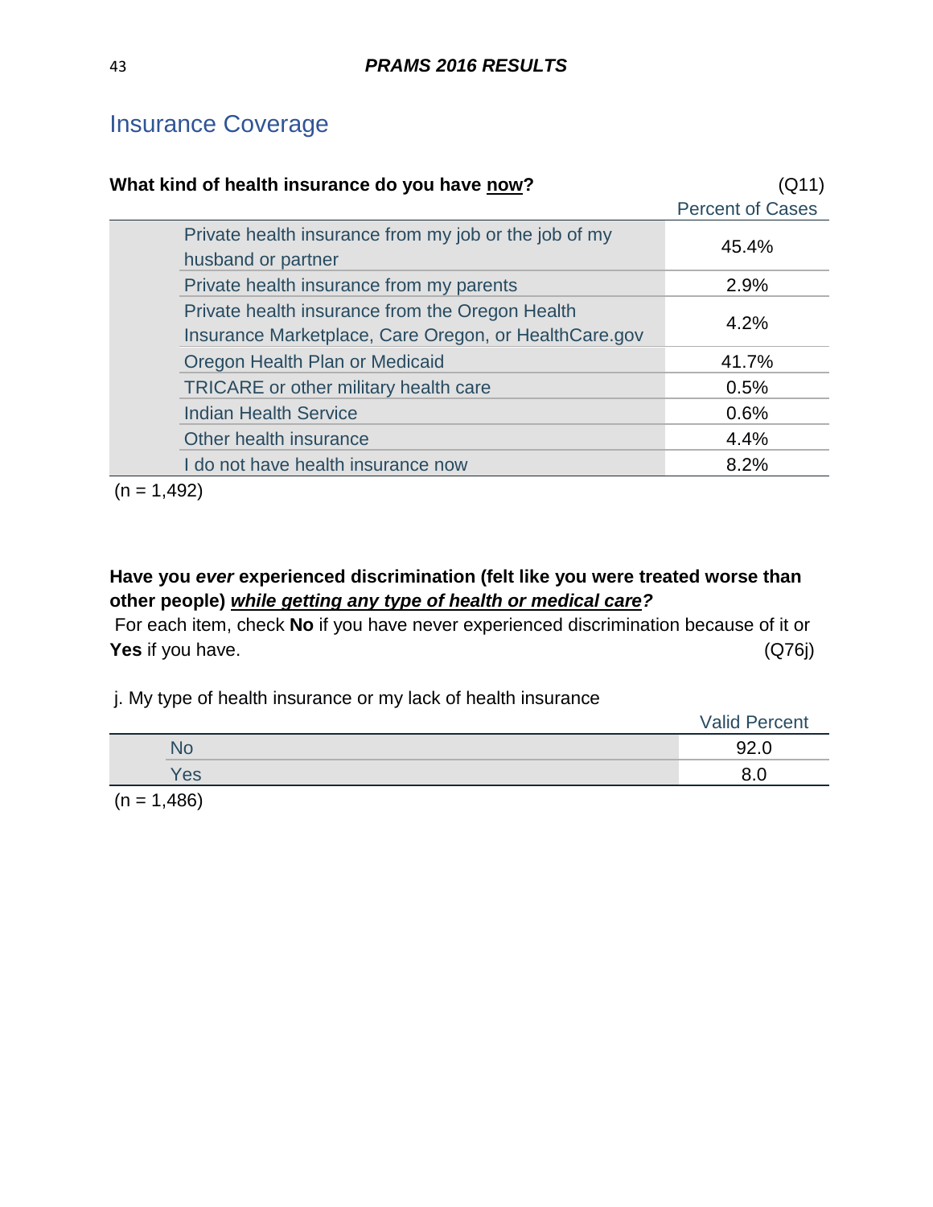## Insurance Coverage

**What kind of health insurance do you have <u>now</u>?** (Q11)

| | Percent of Cases |
|---|---|
| Private health insurance from my job or the job of my husband or partner | 45.4% |
| Private health insurance from my parents | 2.9% |
| Private health insurance from the Oregon Health Insurance Marketplace, Care Oregon, or HealthCare.gov | 4.2% |
| Oregon Health Plan or Medicaid | 41.7% |
| TRICARE or other military health care | 0.5% |
| Indian Health Service | 0.6% |
| Other health insurance | 4.4% |
| I do not have health insurance now | 8.2% |

(n = 1,492)

**Have you *ever* experienced discrimination (felt like you were treated worse than other people) *<u>while getting any type of health or medical care</u>?***
For each item, check **No** if you have never experienced discrimination because of it or **Yes** if you have. (Q76j)

j. My type of health insurance or my lack of health insurance

| | Valid Percent |
|---|---|
| No | 92.0 |
| Yes | 8.0 |

(n = 1,486)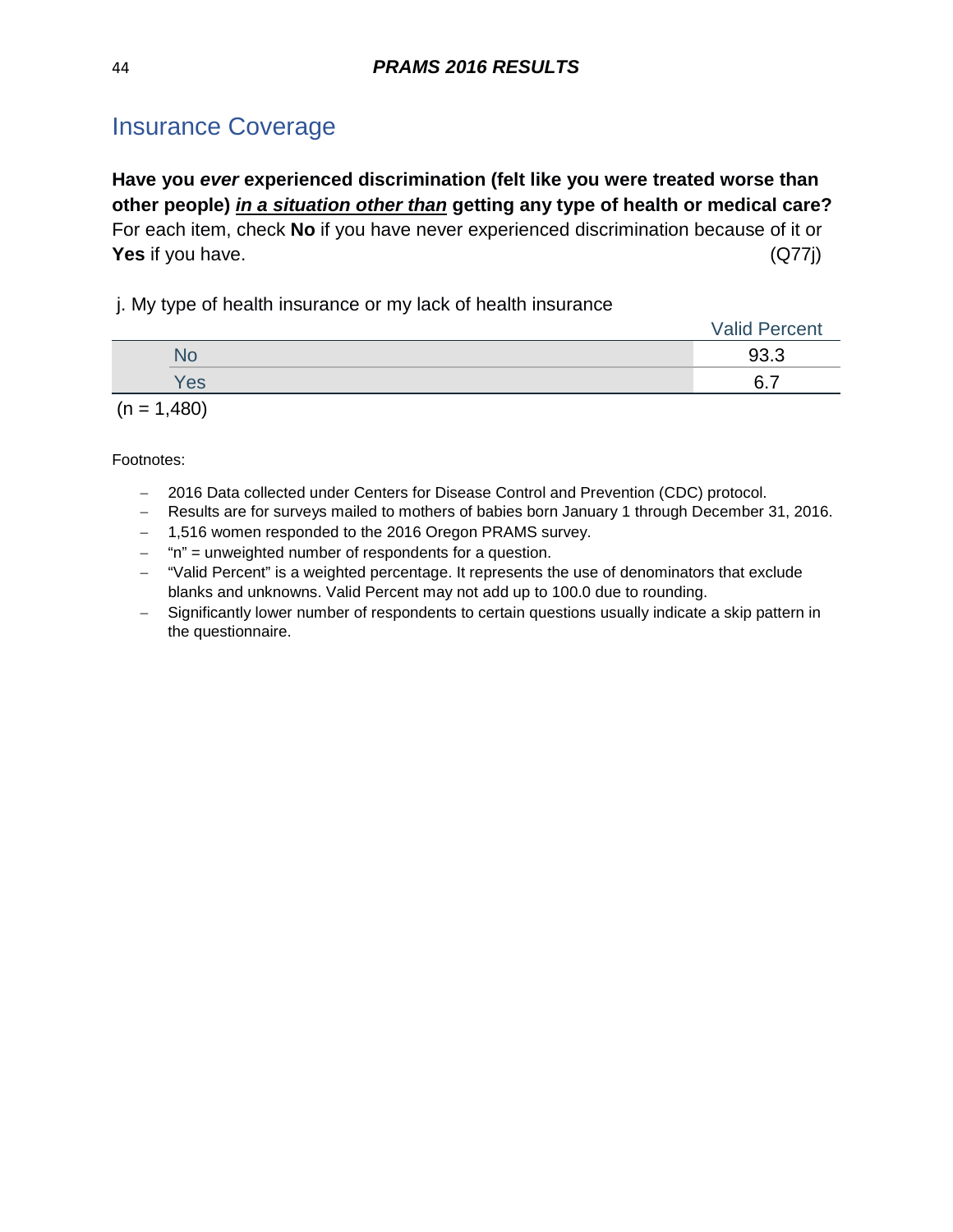## Insurance Coverage

**Have you *ever* experienced discrimination (felt like you were treated worse than other people) *in a situation other than* getting any type of health or medical care?** For each item, check **No** if you have never experienced discrimination because of it or **Yes** if you have. (Q77j)

j. My type of health insurance or my lack of health insurance

| | Valid Percent |
|---|---|
| No | 93.3 |
| Yes | 6.7 |

(n = 1,480)

Footnotes:

- 2016 Data collected under Centers for Disease Control and Prevention (CDC) protocol.
- Results are for surveys mailed to mothers of babies born January 1 through December 31, 2016.
- 1,516 women responded to the 2016 Oregon PRAMS survey.
- “n” = unweighted number of respondents for a question.
- “Valid Percent” is a weighted percentage. It represents the use of denominators that exclude blanks and unknowns. Valid Percent may not add up to 100.0 due to rounding.
- Significantly lower number of respondents to certain questions usually indicate a skip pattern in the questionnaire.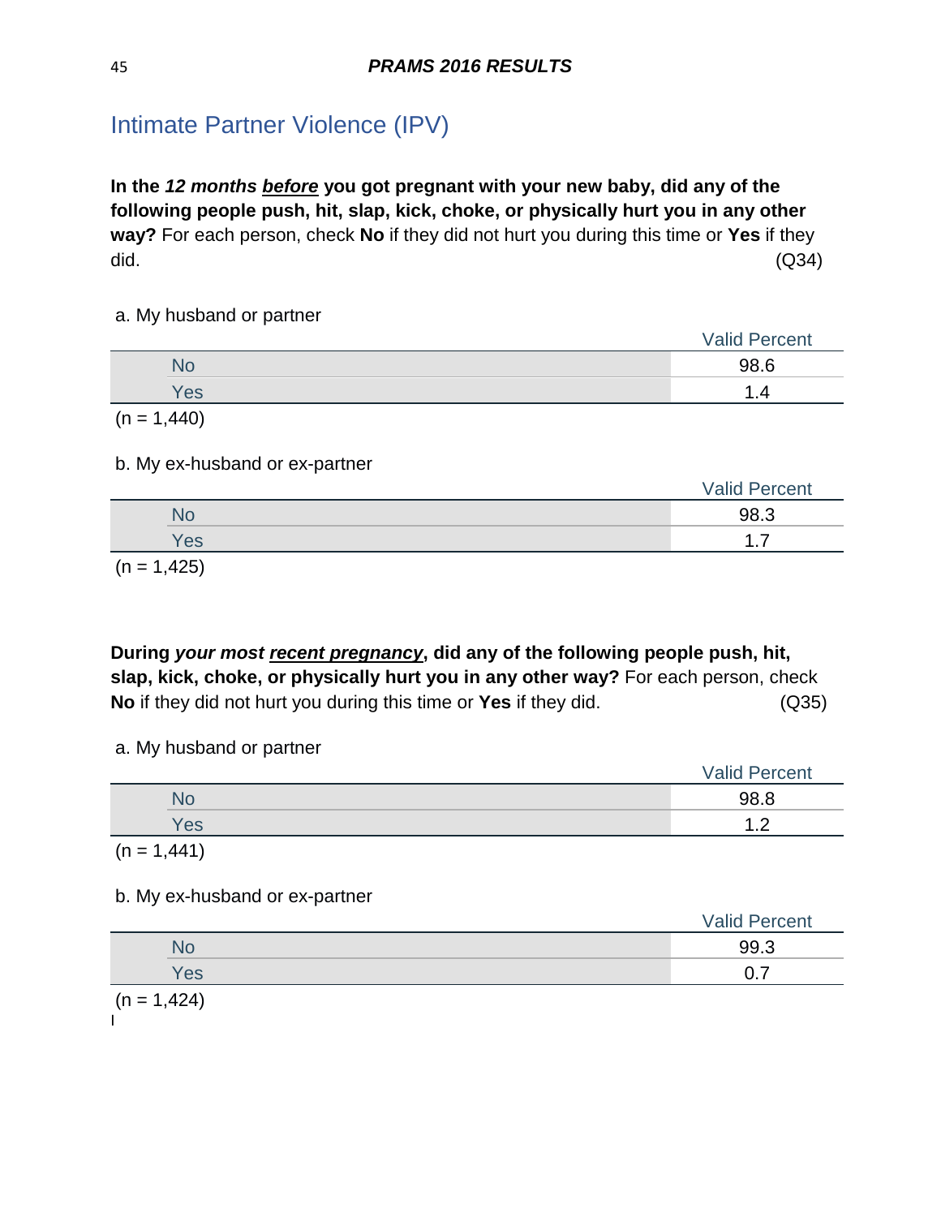# Intimate Partner Violence (IPV)

**In the *12 months* *before* you got pregnant with your new baby, did any of the following people push, hit, slap, kick, choke, or physically hurt you in any other way?** For each person, check **No** if they did not hurt you during this time or **Yes** if they did. (Q34)

a. My husband or partner

| | Valid Percent |
|---|---|
| No | 98.6 |
| Yes | 1.4 |

(n = 1,440)

b. My ex-husband or ex-partner

| | Valid Percent |
|---|---|
| No | 98.3 |
| Yes | 1.7 |

(n = 1,425)

**During *your most* *recent pregnancy*, did any of the following people push, hit, slap, kick, choke, or physically hurt you in any other way?** For each person, check **No** if they did not hurt you during this time or **Yes** if they did. (Q35)

a. My husband or partner

| | Valid Percent |
|---|---|
| No | 98.8 |
| Yes | 1.2 |

(n = 1,441)

b. My ex-husband or ex-partner

| | Valid Percent |
|---|---|
| No | 99.3 |
| Yes | 0.7 |

(n = 1,424)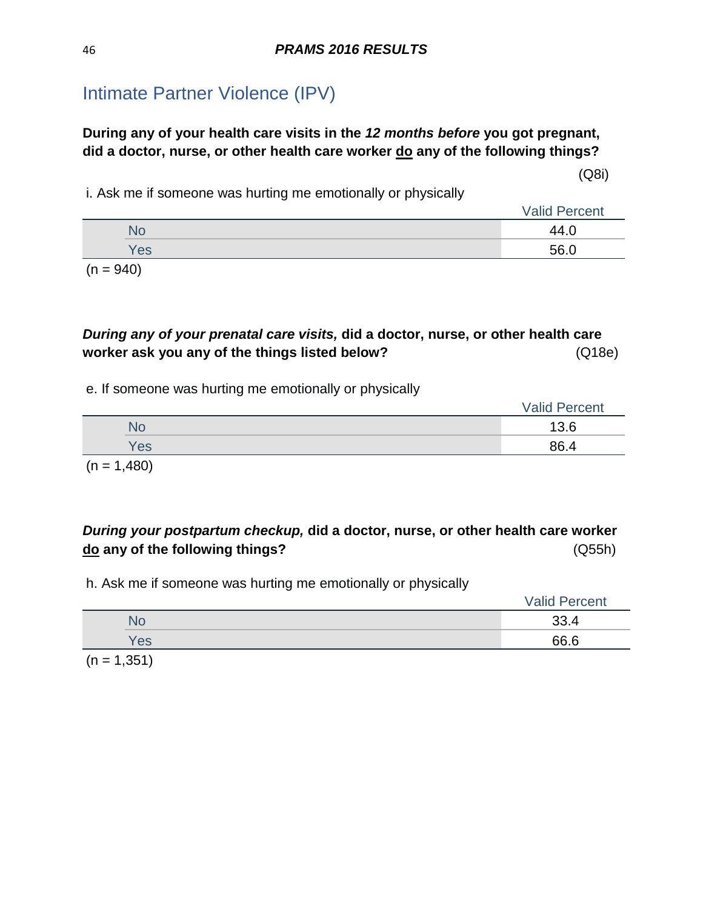## Intimate Partner Violence (IPV)

**During any of your health care visits in the *12 months before* you got pregnant, did a doctor, nurse, or other health care worker <u>do</u> any of the following things?**

(Q8i)

i. Ask me if someone was hurting me emotionally or physically

| | Valid Percent |
|---|---|
| No | 44.0 |
| Yes | 56.0 |

(n = 940)

***During any of your prenatal care visits,* did a doctor, nurse, or other health care worker ask you any of the things listed below?** (Q18e)

e. If someone was hurting me emotionally or physically

| | Valid Percent |
|---|---|
| No | 13.6 |
| Yes | 86.4 |

(n = 1,480)

***During your postpartum checkup,* did a doctor, nurse, or other health care worker <u>do</u> any of the following things?** (Q55h)

h. Ask me if someone was hurting me emotionally or physically

| | Valid Percent |
|---|---|
| No | 33.4 |
| Yes | 66.6 |

(n = 1,351)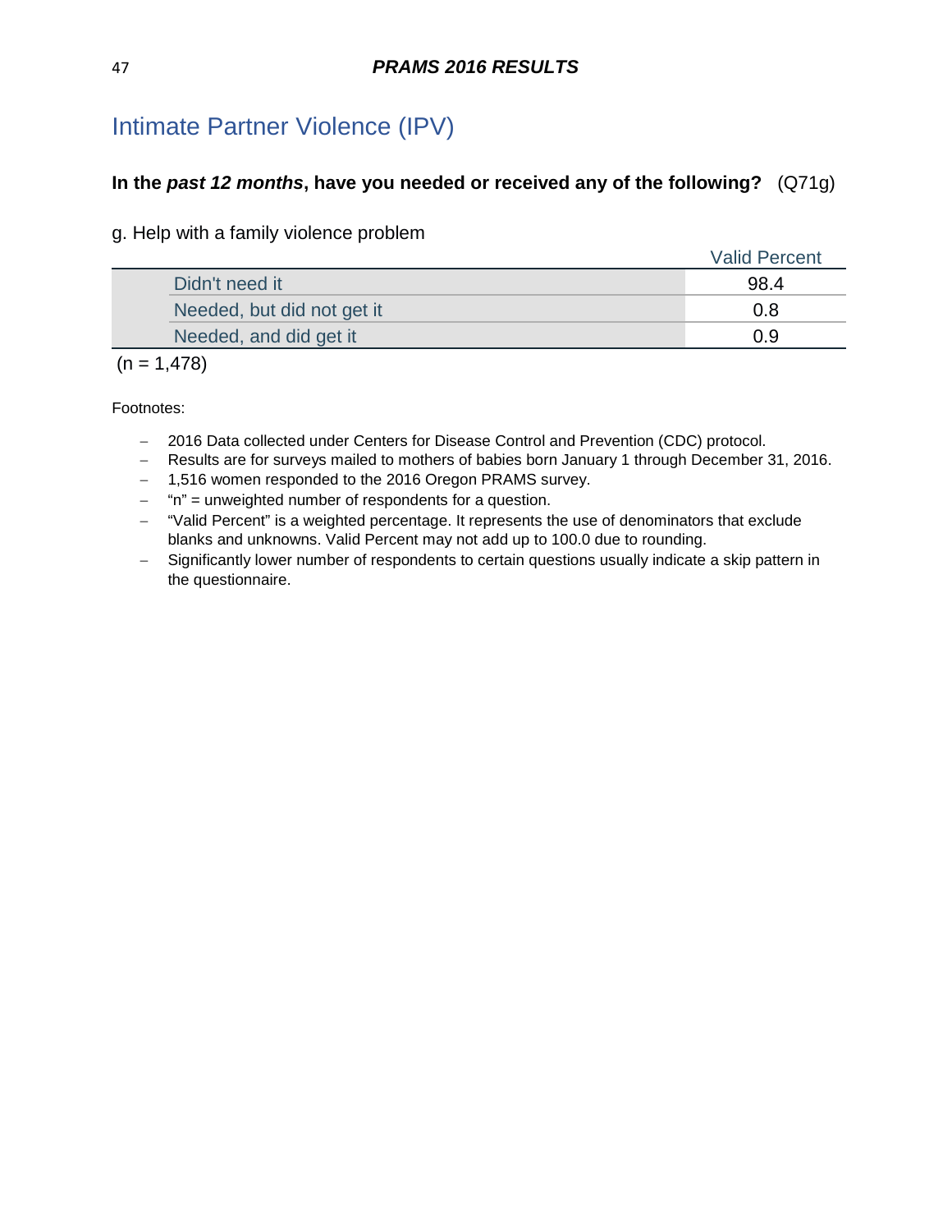## Intimate Partner Violence (IPV)

**In the *past 12 months*, have you needed or received any of the following?** (Q71g)

g. Help with a family violence problem

| | Valid Percent |
|---|---|
| Didn't need it | 98.4 |
| Needed, but did not get it | 0.8 |
| Needed, and did get it | 0.9 |

(n = 1,478)

Footnotes:

- 2016 Data collected under Centers for Disease Control and Prevention (CDC) protocol.
- Results are for surveys mailed to mothers of babies born January 1 through December 31, 2016.
- 1,516 women responded to the 2016 Oregon PRAMS survey.
- "n" = unweighted number of respondents for a question.
- "Valid Percent" is a weighted percentage. It represents the use of denominators that exclude blanks and unknowns. Valid Percent may not add up to 100.0 due to rounding.
- Significantly lower number of respondents to certain questions usually indicate a skip pattern in the questionnaire.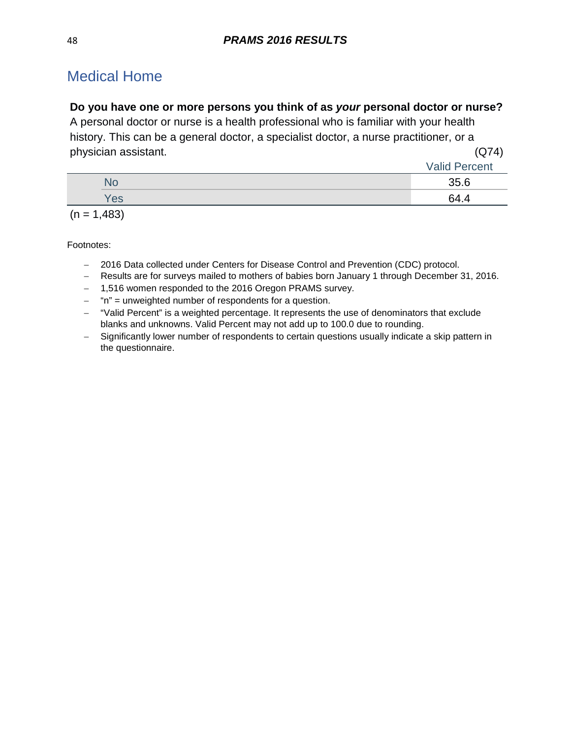# Medical Home

**Do you have one or more persons you think of as *your* personal doctor or nurse?** A personal doctor or nurse is a health professional who is familiar with your health history. This can be a general doctor, a specialist doctor, a nurse practitioner, or a physician assistant. (Q74)

| | Valid Percent |
|---|---|
| No | 35.6 |
| Yes | 64.4 |

(n = 1,483)

Footnotes:

- 2016 Data collected under Centers for Disease Control and Prevention (CDC) protocol.
- Results are for surveys mailed to mothers of babies born January 1 through December 31, 2016.
- 1,516 women responded to the 2016 Oregon PRAMS survey.
- "n" = unweighted number of respondents for a question.
- "Valid Percent" is a weighted percentage. It represents the use of denominators that exclude blanks and unknowns. Valid Percent may not add up to 100.0 due to rounding.
- Significantly lower number of respondents to certain questions usually indicate a skip pattern in the questionnaire.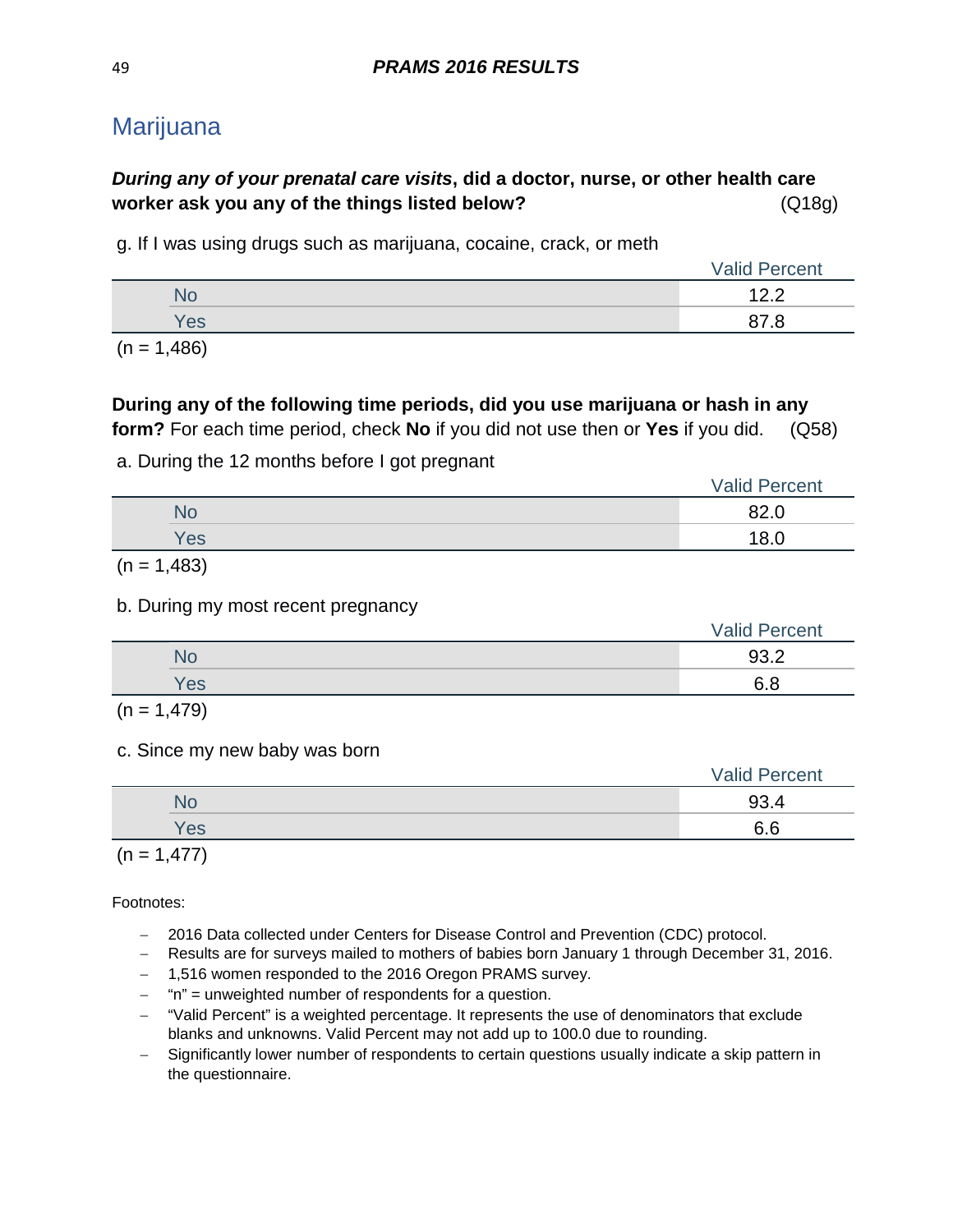## Marijuana

***During any of your prenatal care visits*, did a doctor, nurse, or other health care worker ask you any of the things listed below?** (Q18g)

g. If I was using drugs such as marijuana, cocaine, crack, or meth

| | Valid Percent |
|---|---|
| No | 12.2 |
| Yes | 87.8 |

(n = 1,486)

**During any of the following time periods, did you use marijuana or hash in any form?** For each time period, check **No** if you did not use then or **Yes** if you did. (Q58)

a. During the 12 months before I got pregnant

| | Valid Percent |
|---|---|
| No | 82.0 |
| Yes | 18.0 |

(n = 1,483)

b. During my most recent pregnancy

| | Valid Percent |
|---|---|
| No | 93.2 |
| Yes | 6.8 |

(n = 1,479)

c. Since my new baby was born

| | Valid Percent |
|---|---|
| No | 93.4 |
| Yes | 6.6 |

(n = 1,477)

Footnotes:

- 2016 Data collected under Centers for Disease Control and Prevention (CDC) protocol.
- Results are for surveys mailed to mothers of babies born January 1 through December 31, 2016.
- 1,516 women responded to the 2016 Oregon PRAMS survey.
- "n" = unweighted number of respondents for a question.
- "Valid Percent" is a weighted percentage. It represents the use of denominators that exclude blanks and unknowns. Valid Percent may not add up to 100.0 due to rounding.
- Significantly lower number of respondents to certain questions usually indicate a skip pattern in the questionnaire.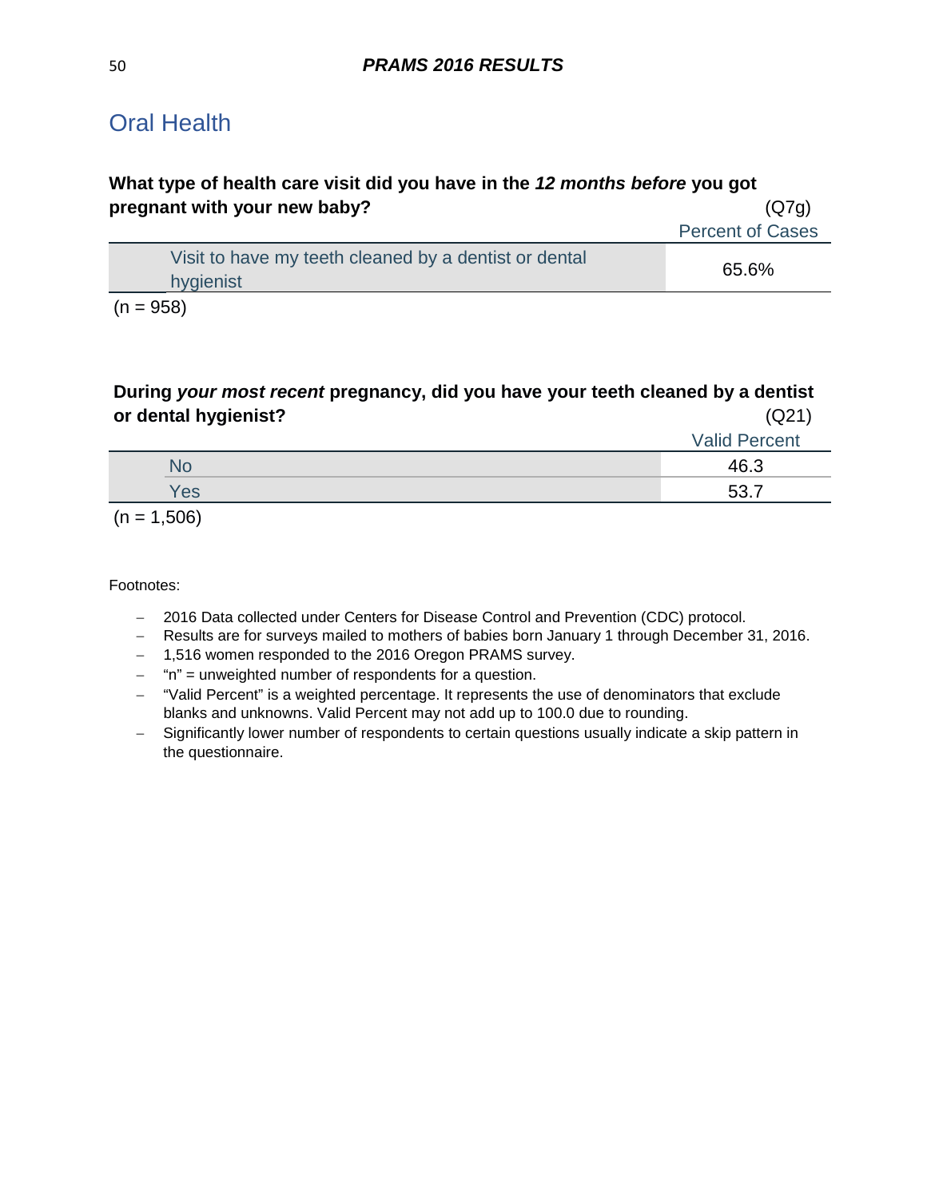## Oral Health

**What type of health care visit did you have in the *12 months before* you got pregnant with your new baby?** (Q7g)

| | Percent of Cases |
|---|---|
| Visit to have my teeth cleaned by a dentist or dental hygienist | 65.6% |

(n = 958)

**During *your most recent* pregnancy, did you have your teeth cleaned by a dentist or dental hygienist?** (Q21)

| | Valid Percent |
|---|---|
| No | 46.3 |
| Yes | 53.7 |

(n = 1,506)

Footnotes:

- 2016 Data collected under Centers for Disease Control and Prevention (CDC) protocol.
- Results are for surveys mailed to mothers of babies born January 1 through December 31, 2016.
- 1,516 women responded to the 2016 Oregon PRAMS survey.
- "n" = unweighted number of respondents for a question.
- "Valid Percent" is a weighted percentage. It represents the use of denominators that exclude blanks and unknowns. Valid Percent may not add up to 100.0 due to rounding.
- Significantly lower number of respondents to certain questions usually indicate a skip pattern in the questionnaire.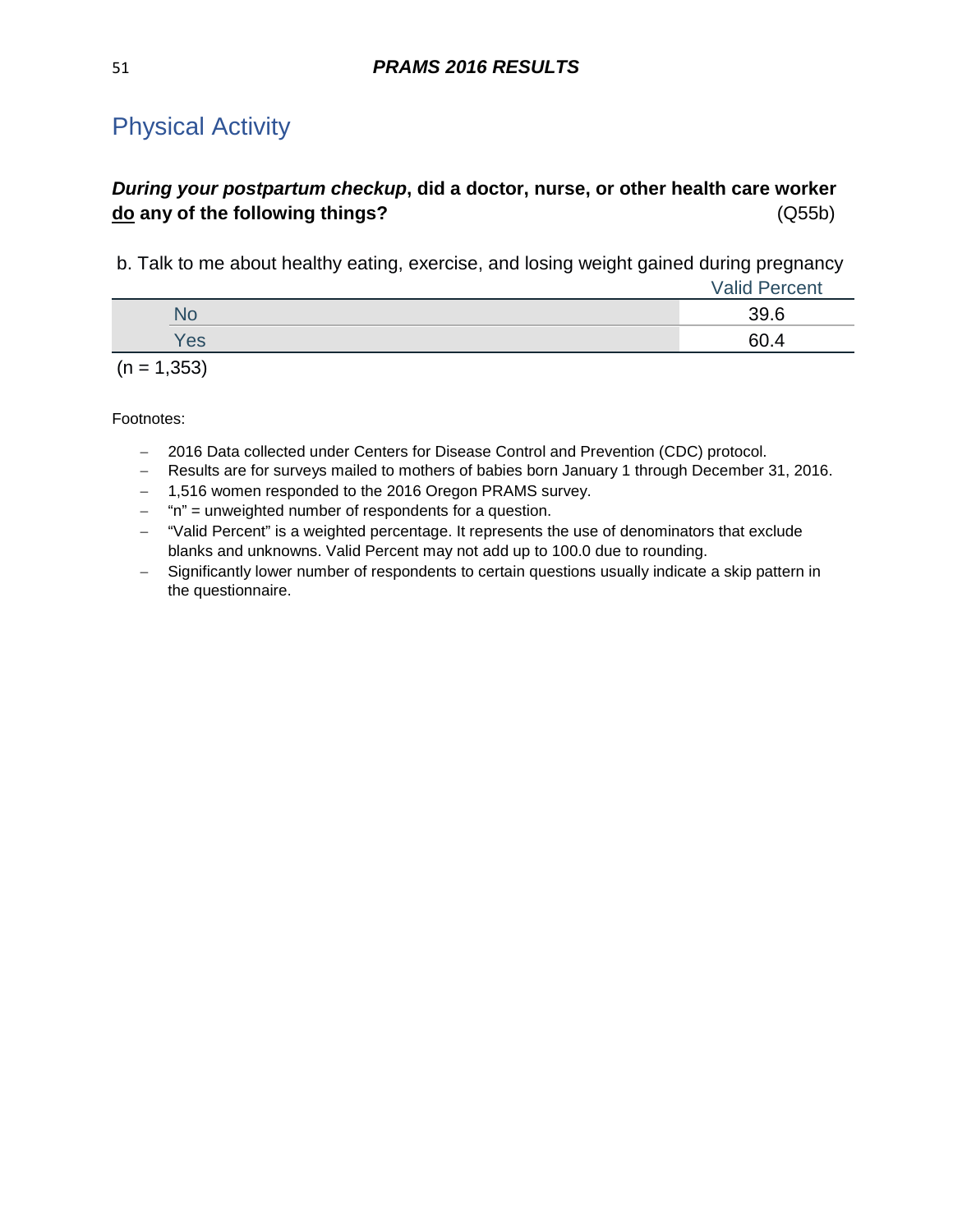# Physical Activity

***During your postpartum checkup*, did a doctor, nurse, or other health care worker <u>do</u> any of the following things?** (Q55b)

b. Talk to me about healthy eating, exercise, and losing weight gained during pregnancy

| | Valid Percent |
|---|---|
| No | 39.6 |
| Yes | 60.4 |

(n = 1,353)

Footnotes:

- 2016 Data collected under Centers for Disease Control and Prevention (CDC) protocol.
- Results are for surveys mailed to mothers of babies born January 1 through December 31, 2016.
- 1,516 women responded to the 2016 Oregon PRAMS survey.
- "n" = unweighted number of respondents for a question.
- "Valid Percent" is a weighted percentage. It represents the use of denominators that exclude blanks and unknowns. Valid Percent may not add up to 100.0 due to rounding.
- Significantly lower number of respondents to certain questions usually indicate a skip pattern in the questionnaire.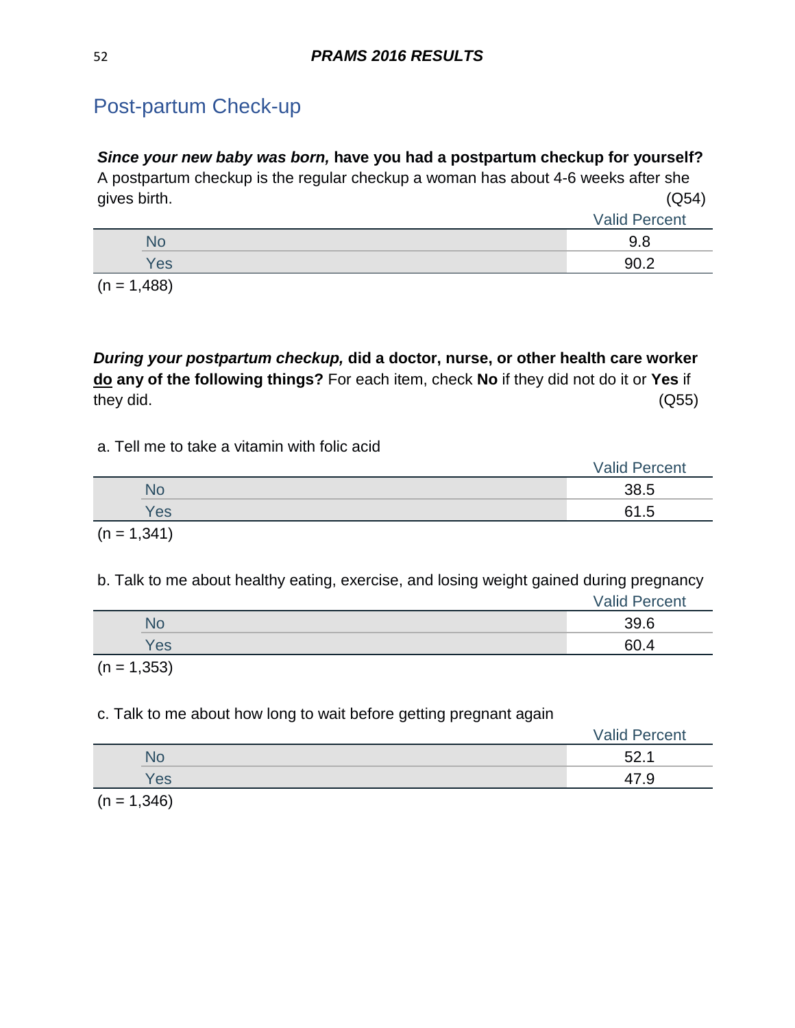## Post-partum Check-up

***Since your new baby was born,*** **have you had a postpartum checkup for yourself?** A postpartum checkup is the regular checkup a woman has about 4-6 weeks after she gives birth. (Q54)

| | Valid Percent |
|---|---|
| No | 9.8 |
| Yes | 90.2 |

(n = 1,488)

***During your postpartum checkup,*** **did a doctor, nurse, or other health care worker <u>do</u> any of the following things?** For each item, check **No** if they did not do it or **Yes** if they did. (Q55)

a. Tell me to take a vitamin with folic acid

| | Valid Percent |
|---|---|
| No | 38.5 |
| Yes | 61.5 |

(n = 1,341)

b. Talk to me about healthy eating, exercise, and losing weight gained during pregnancy

| | Valid Percent |
|---|---|
| No | 39.6 |
| Yes | 60.4 |

(n = 1,353)

c. Talk to me about how long to wait before getting pregnant again

| | Valid Percent |
|---|---|
| No | 52.1 |
| Yes | 47.9 |

(n = 1,346)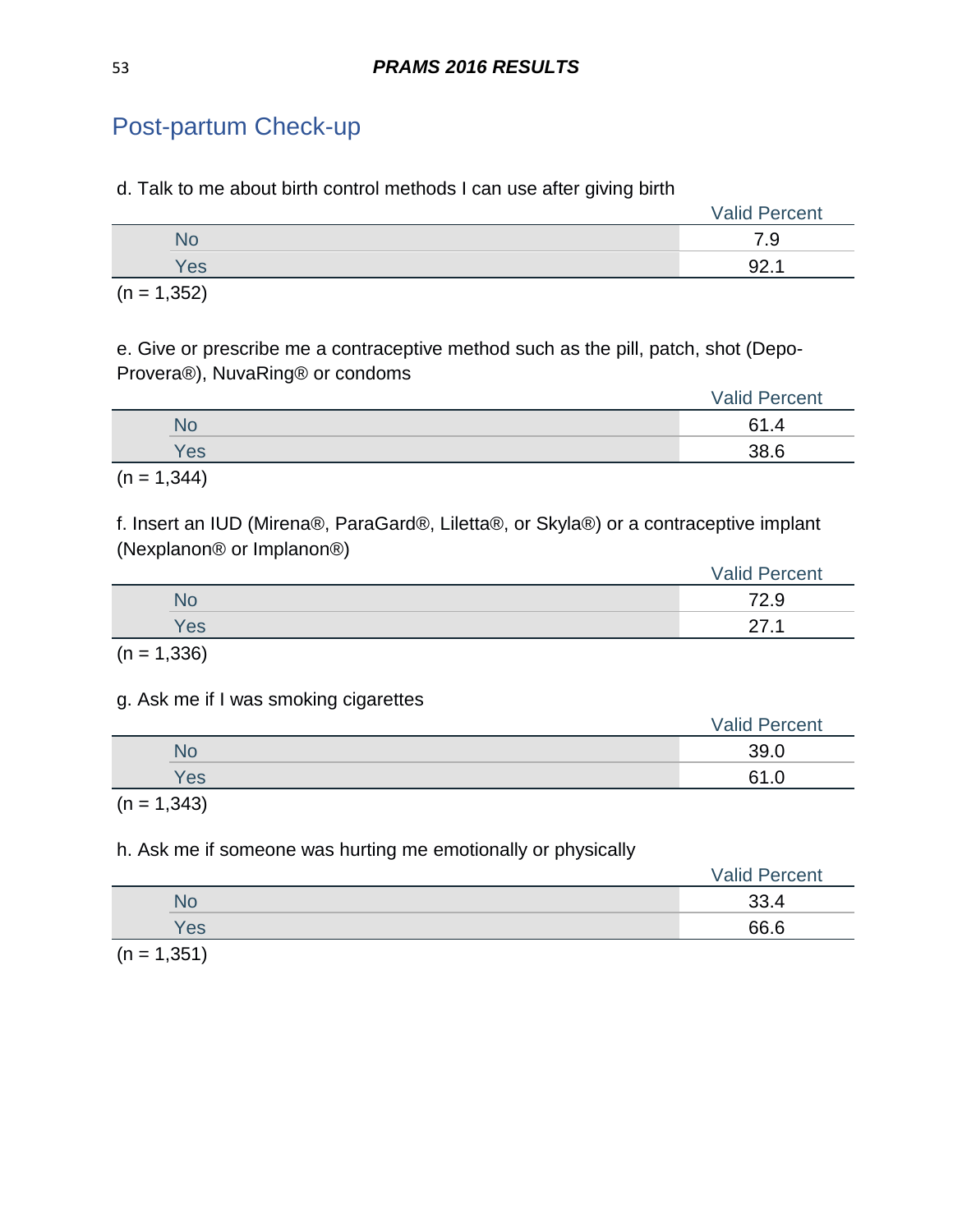## Post-partum Check-up

d. Talk to me about birth control methods I can use after giving birth

| | Valid Percent |
|---|---|
| No | 7.9 |
| Yes | 92.1 |

(n = 1,352)

e. Give or prescribe me a contraceptive method such as the pill, patch, shot (Depo-Provera®), NuvaRing® or condoms

| | Valid Percent |
|---|---|
| No | 61.4 |
| Yes | 38.6 |

(n = 1,344)

f. Insert an IUD (Mirena®, ParaGard®, Liletta®, or Skyla®) or a contraceptive implant (Nexplanon® or Implanon®)

| | Valid Percent |
|---|---|
| No | 72.9 |
| Yes | 27.1 |

(n = 1,336)

g. Ask me if I was smoking cigarettes

| | Valid Percent |
|---|---|
| No | 39.0 |
| Yes | 61.0 |

(n = 1,343)

h. Ask me if someone was hurting me emotionally or physically

| | Valid Percent |
|---|---|
| No | 33.4 |
| Yes | 66.6 |

(n = 1,351)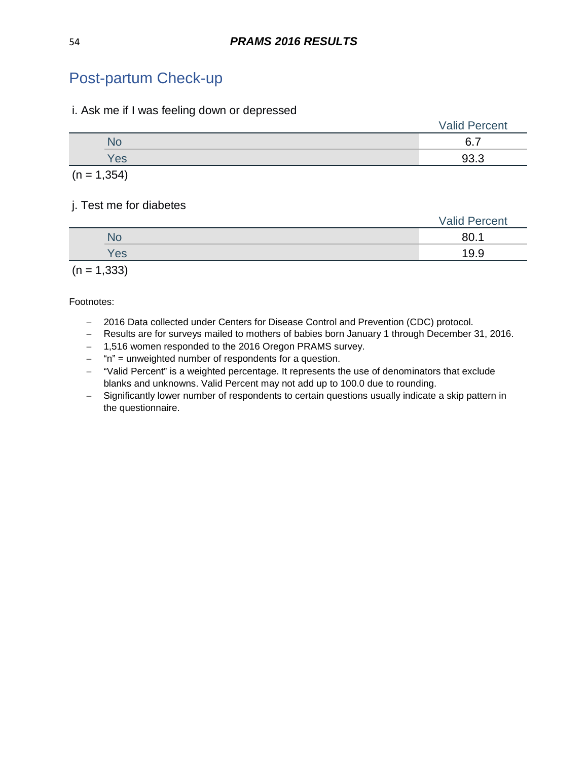## Post-partum Check-up

i. Ask me if I was feeling down or depressed

| | Valid Percent |
|---|---|
| No | 6.7 |
| Yes | 93.3 |

(n = 1,354)

j. Test me for diabetes

| | Valid Percent |
|---|---|
| No | 80.1 |
| Yes | 19.9 |

(n = 1,333)

Footnotes:

- 2016 Data collected under Centers for Disease Control and Prevention (CDC) protocol.
- Results are for surveys mailed to mothers of babies born January 1 through December 31, 2016.
- 1,516 women responded to the 2016 Oregon PRAMS survey.
- "n" = unweighted number of respondents for a question.
- "Valid Percent" is a weighted percentage. It represents the use of denominators that exclude blanks and unknowns. Valid Percent may not add up to 100.0 due to rounding.
- Significantly lower number of respondents to certain questions usually indicate a skip pattern in the questionnaire.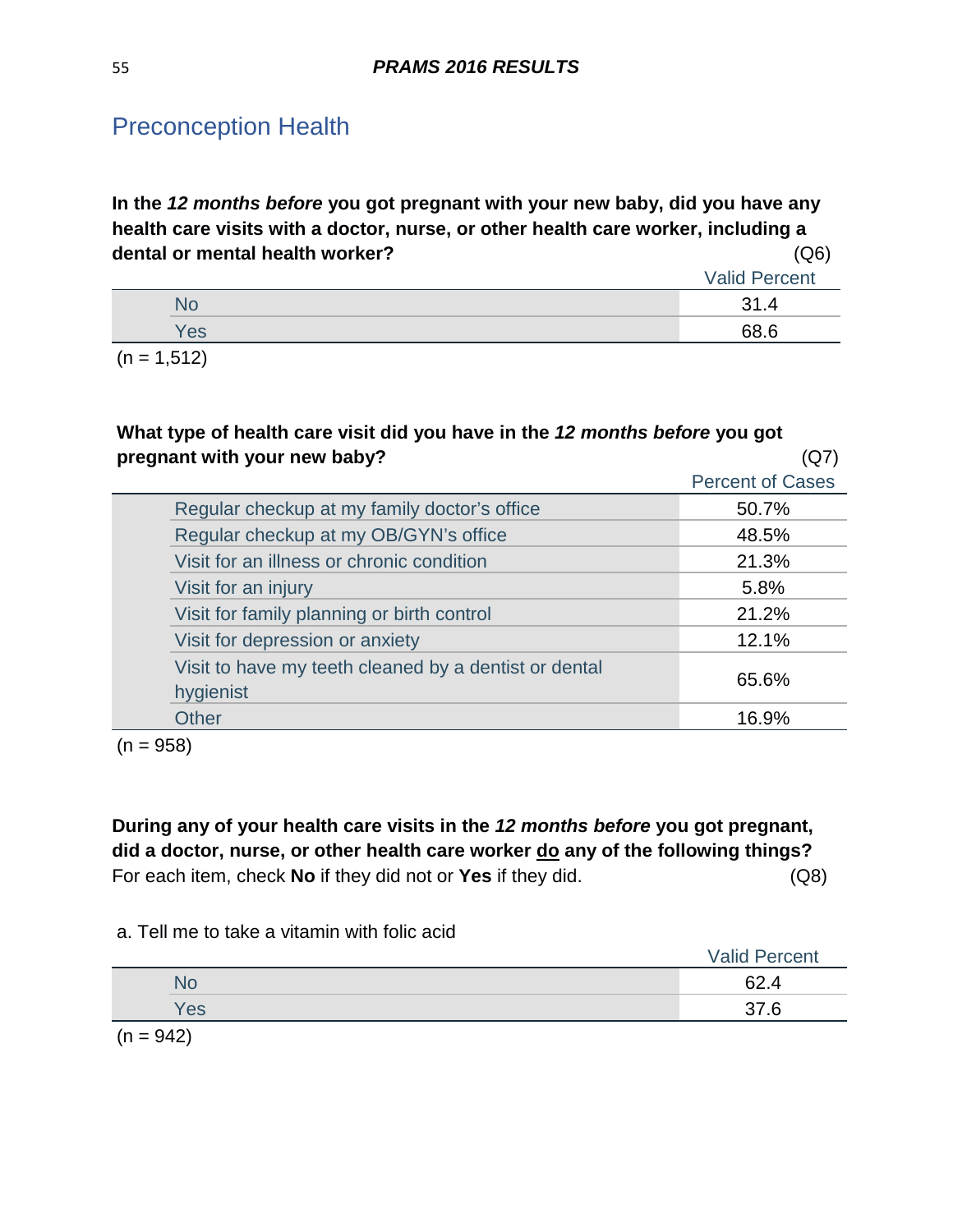## Preconception Health

**In the *12 months before* you got pregnant with your new baby, did you have any health care visits with a doctor, nurse, or other health care worker, including a dental or mental health worker?** (Q6)

| | Valid Percent |
|---|---|
| No | 31.4 |
| Yes | 68.6 |

(n = 1,512)

**What type of health care visit did you have in the *12 months before* you got pregnant with your new baby?** (Q7)

| | Percent of Cases |
|---|---|
| Regular checkup at my family doctor's office | 50.7% |
| Regular checkup at my OB/GYN's office | 48.5% |
| Visit for an illness or chronic condition | 21.3% |
| Visit for an injury | 5.8% |
| Visit for family planning or birth control | 21.2% |
| Visit for depression or anxiety | 12.1% |
| Visit to have my teeth cleaned by a dentist or dental hygienist | 65.6% |
| Other | 16.9% |

(n = 958)

**During any of your health care visits in the *12 months before* you got pregnant, did a doctor, nurse, or other health care worker do any of the following things?** For each item, check **No** if they did not or **Yes** if they did. (Q8)

a. Tell me to take a vitamin with folic acid

| | Valid Percent |
|---|---|
| No | 62.4 |
| Yes | 37.6 |

(n = 942)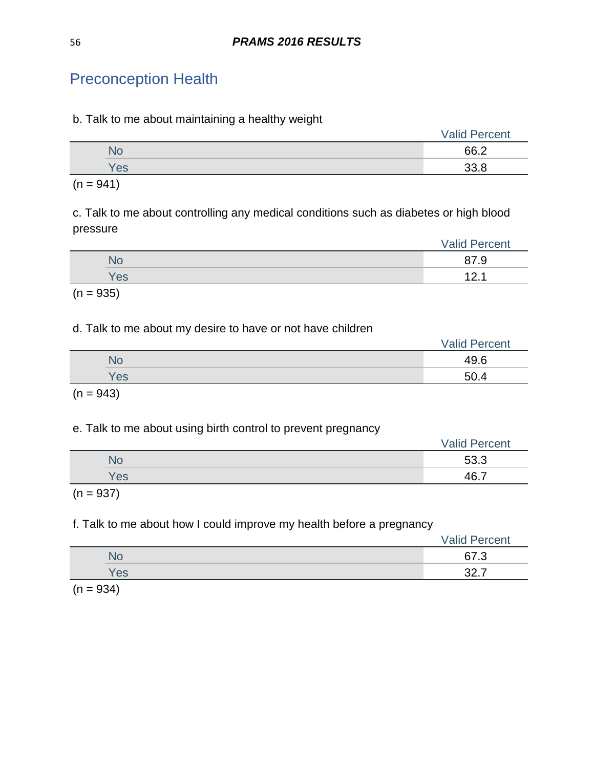## Preconception Health

b. Talk to me about maintaining a healthy weight

| | Valid Percent |
|---|---|
| No | 66.2 |
| Yes | 33.8 |

(n = 941)

c. Talk to me about controlling any medical conditions such as diabetes or high blood pressure

| | Valid Percent |
|---|---|
| No | 87.9 |
| Yes | 12.1 |

(n = 935)

d. Talk to me about my desire to have or not have children

| | Valid Percent |
|---|---|
| No | 49.6 |
| Yes | 50.4 |

(n = 943)

e. Talk to me about using birth control to prevent pregnancy

| | Valid Percent |
|---|---|
| No | 53.3 |
| Yes | 46.7 |

(n = 937)

f. Talk to me about how I could improve my health before a pregnancy

| | Valid Percent |
|---|---|
| No | 67.3 |
| Yes | 32.7 |

(n = 934)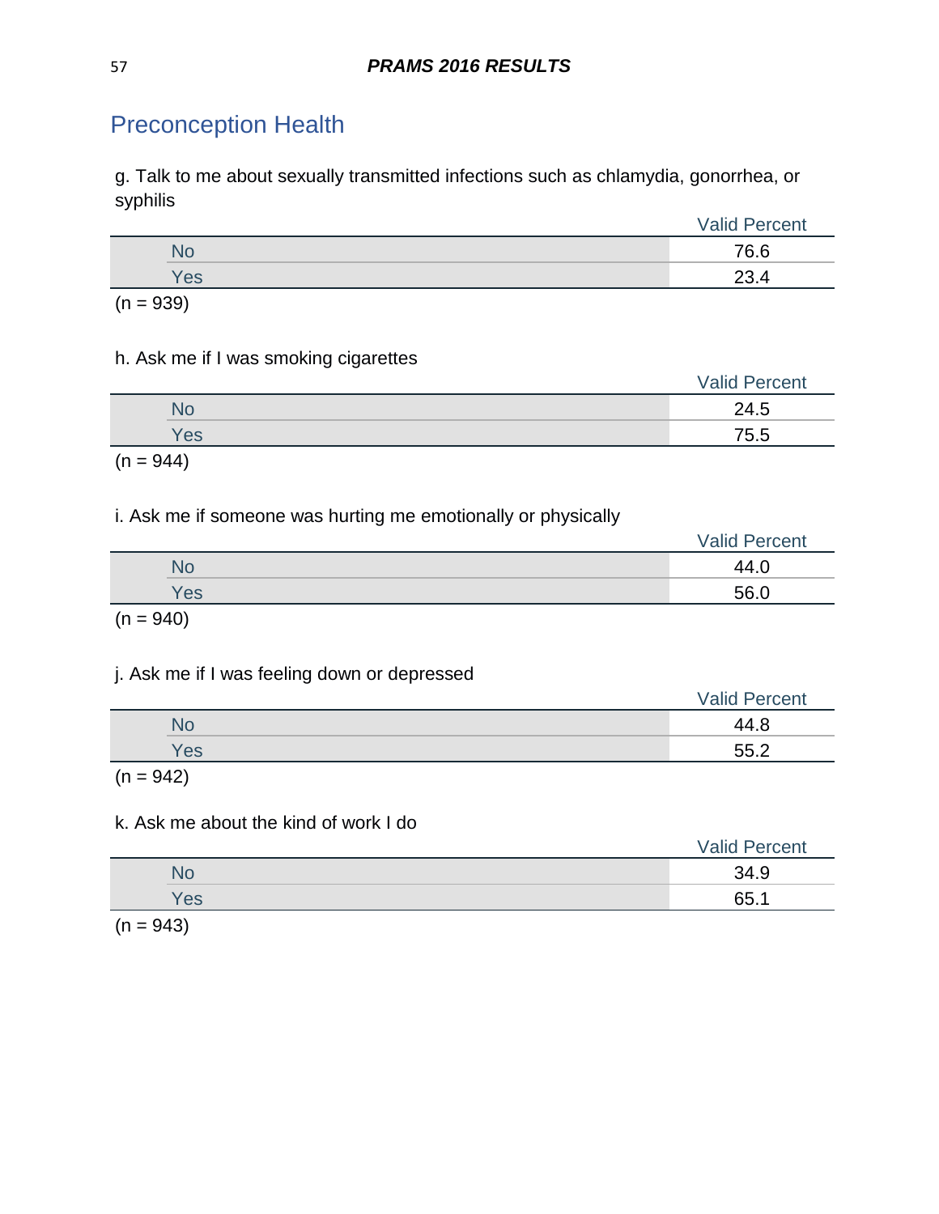## Preconception Health

g. Talk to me about sexually transmitted infections such as chlamydia, gonorrhea, or syphilis

| | Valid Percent |
|---|---|
| No | 76.6 |
| Yes | 23.4 |

(n = 939)

h. Ask me if I was smoking cigarettes

| | Valid Percent |
|---|---|
| No | 24.5 |
| Yes | 75.5 |

(n = 944)

i. Ask me if someone was hurting me emotionally or physically

| | Valid Percent |
|---|---|
| No | 44.0 |
| Yes | 56.0 |

(n = 940)

j. Ask me if I was feeling down or depressed

| | Valid Percent |
|---|---|
| No | 44.8 |
| Yes | 55.2 |

(n = 942)

k. Ask me about the kind of work I do

| | Valid Percent |
|---|---|
| No | 34.9 |
| Yes | 65.1 |

(n = 943)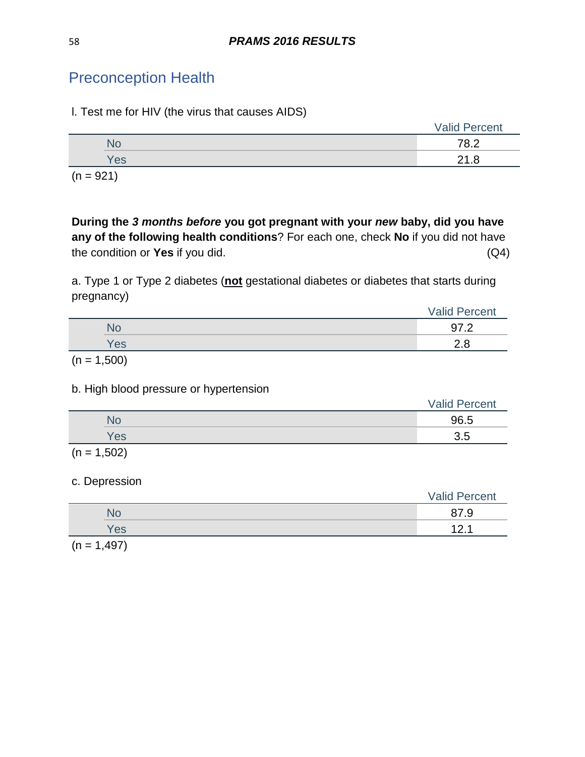## Preconception Health

l. Test me for HIV (the virus that causes AIDS)

| | Valid Percent |
|---|---|
| No | 78.2 |
| Yes | 21.8 |

(n = 921)

**During the *3 months before* you got pregnant with your *new* baby, did you have any of the following health conditions**? For each one, check **No** if you did not have the condition or **Yes** if you did. (Q4)

a. Type 1 or Type 2 diabetes (**not** gestational diabetes or diabetes that starts during pregnancy)

| | Valid Percent |
|---|---|
| No | 97.2 |
| Yes | 2.8 |

(n = 1,500)

b. High blood pressure or hypertension

| | Valid Percent |
|---|---|
| No | 96.5 |
| Yes | 3.5 |

(n = 1,502)

c. Depression

| | Valid Percent |
|---|---|
| No | 87.9 |
| Yes | 12.1 |

(n = 1,497)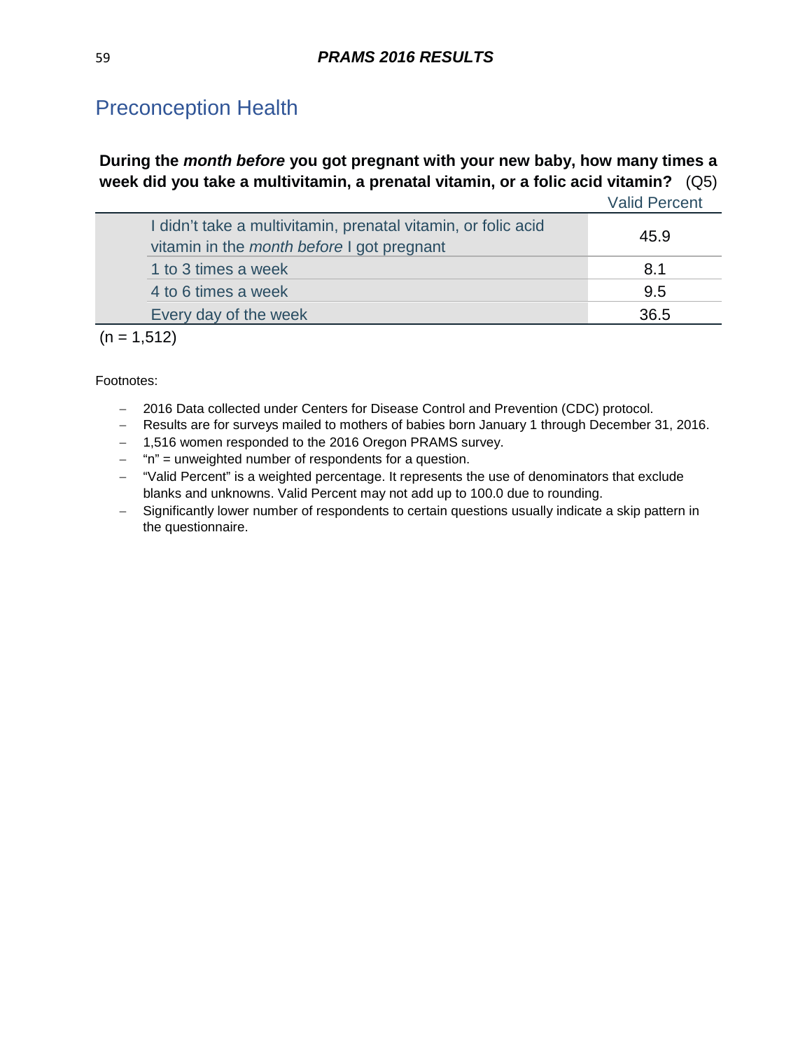## Preconception Health

**During the *month before* you got pregnant with your new baby, how many times a week did you take a multivitamin, a prenatal vitamin, or a folic acid vitamin?** (Q5)

| | Valid Percent |
|---|---|
| I didn't take a multivitamin, prenatal vitamin, or folic acid vitamin in the *month before* I got pregnant | 45.9 |
| 1 to 3 times a week | 8.1 |
| 4 to 6 times a week | 9.5 |
| Every day of the week | 36.5 |

(n = 1,512)

Footnotes:

- 2016 Data collected under Centers for Disease Control and Prevention (CDC) protocol.
- Results are for surveys mailed to mothers of babies born January 1 through December 31, 2016.
- 1,516 women responded to the 2016 Oregon PRAMS survey.
- "n" = unweighted number of respondents for a question.
- "Valid Percent" is a weighted percentage. It represents the use of denominators that exclude blanks and unknowns. Valid Percent may not add up to 100.0 due to rounding.
- Significantly lower number of respondents to certain questions usually indicate a skip pattern in the questionnaire.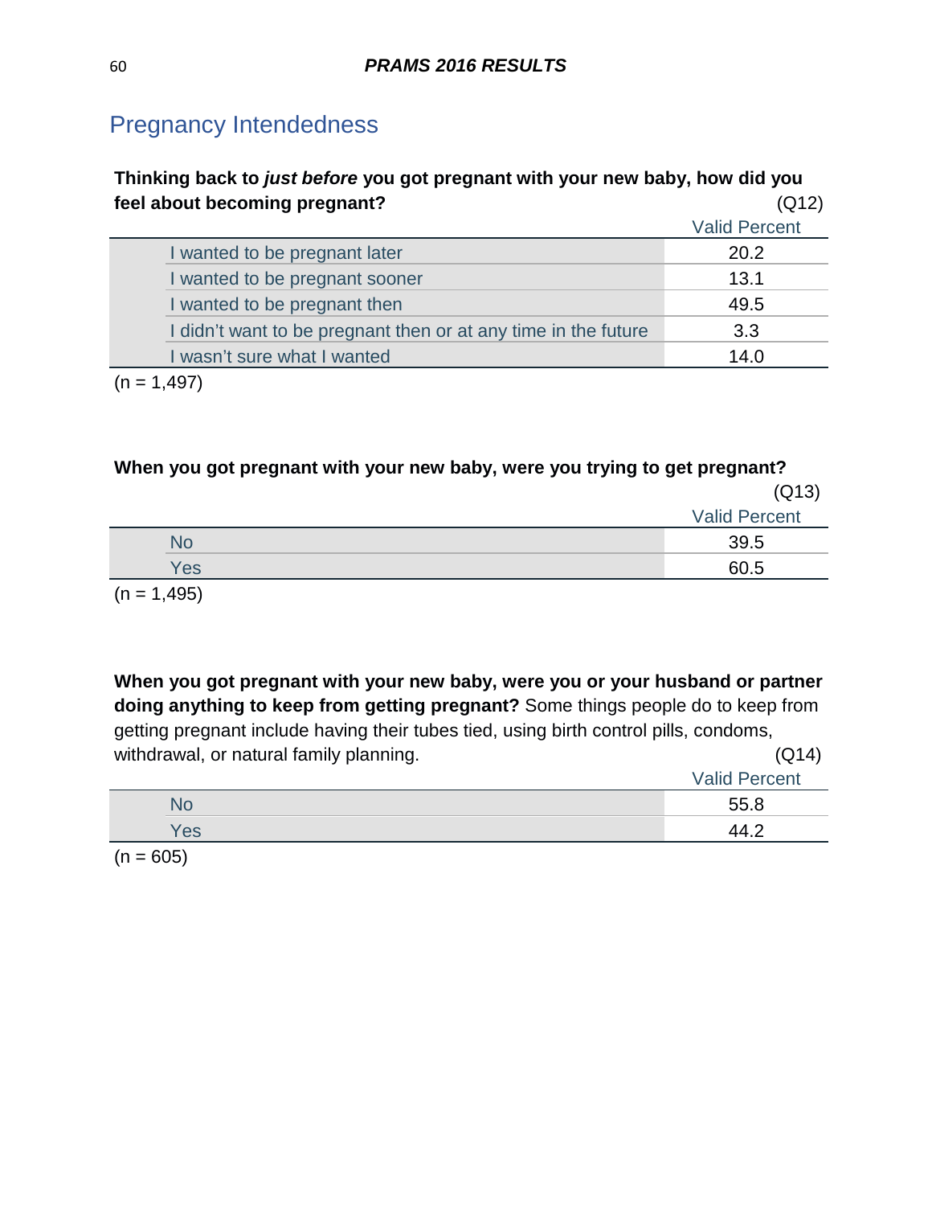## Pregnancy Intendedness

**Thinking back to *just before* you got pregnant with your new baby, how did you feel about becoming pregnant?** (Q12)

| | Valid Percent |
|---|---|
| I wanted to be pregnant later | 20.2 |
| I wanted to be pregnant sooner | 13.1 |
| I wanted to be pregnant then | 49.5 |
| I didn't want to be pregnant then or at any time in the future | 3.3 |
| I wasn't sure what I wanted | 14.0 |

(n = 1,497)

**When you got pregnant with your new baby, were you trying to get pregnant?** (Q13)

| | Valid Percent |
|---|---|
| No | 39.5 |
| Yes | 60.5 |

(n = 1,495)

**When you got pregnant with your new baby, were you or your husband or partner doing anything to keep from getting pregnant?** Some things people do to keep from getting pregnant include having their tubes tied, using birth control pills, condoms, withdrawal, or natural family planning. (Q14)

| | Valid Percent |
|---|---|
| No | 55.8 |
| Yes | 44.2 |

(n = 605)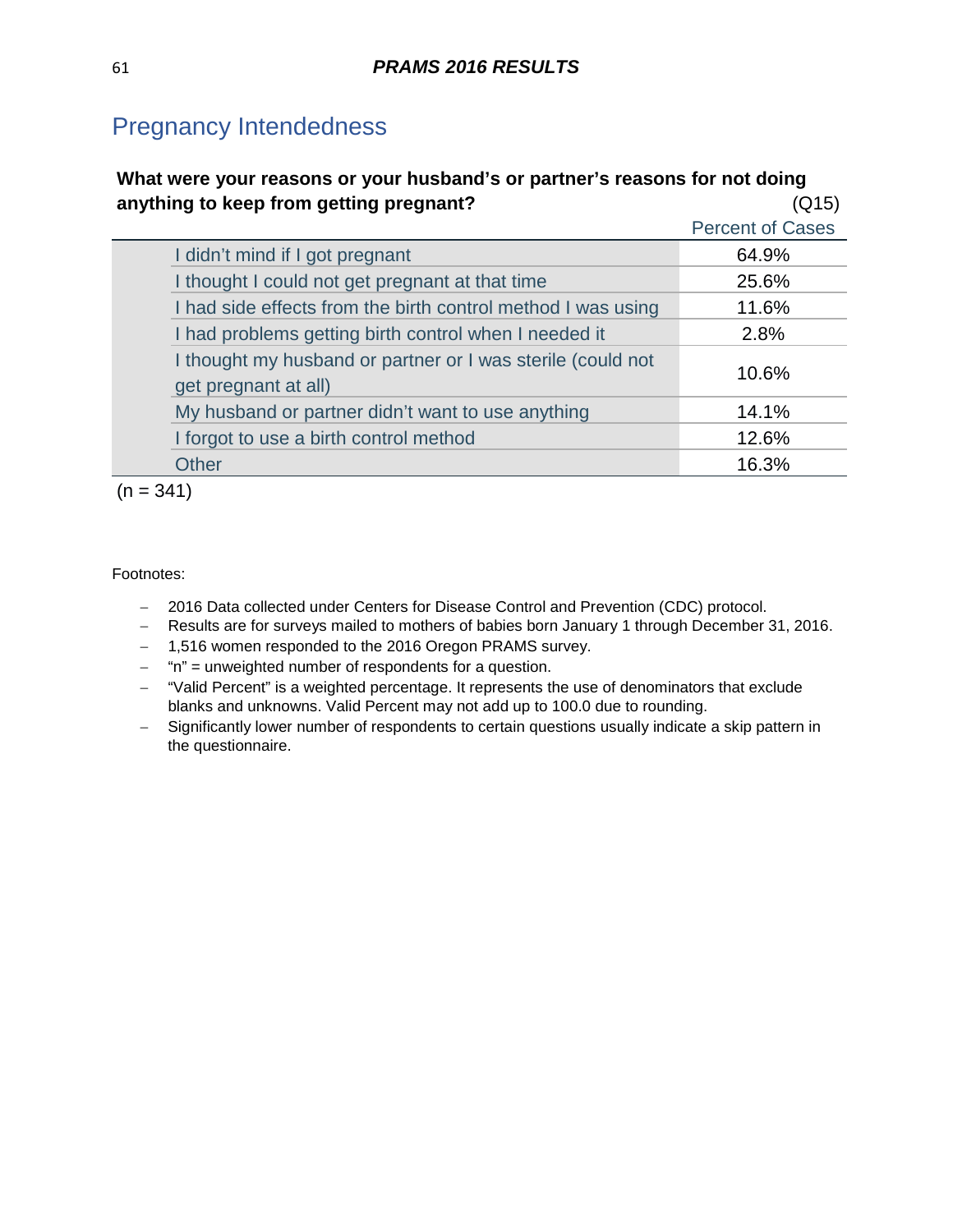## Pregnancy Intendedness

**What were your reasons or your husband's or partner's reasons for not doing anything to keep from getting pregnant?** (Q15)

| | Percent of Cases |
|---|---|
| I didn't mind if I got pregnant | 64.9% |
| I thought I could not get pregnant at that time | 25.6% |
| I had side effects from the birth control method I was using | 11.6% |
| I had problems getting birth control when I needed it | 2.8% |
| I thought my husband or partner or I was sterile (could not get pregnant at all) | 10.6% |
| My husband or partner didn't want to use anything | 14.1% |
| I forgot to use a birth control method | 12.6% |
| Other | 16.3% |

(n = 341)

Footnotes:

- 2016 Data collected under Centers for Disease Control and Prevention (CDC) protocol.
- Results are for surveys mailed to mothers of babies born January 1 through December 31, 2016.
- 1,516 women responded to the 2016 Oregon PRAMS survey.
- "n" = unweighted number of respondents for a question.
- "Valid Percent" is a weighted percentage. It represents the use of denominators that exclude blanks and unknowns. Valid Percent may not add up to 100.0 due to rounding.
- Significantly lower number of respondents to certain questions usually indicate a skip pattern in the questionnaire.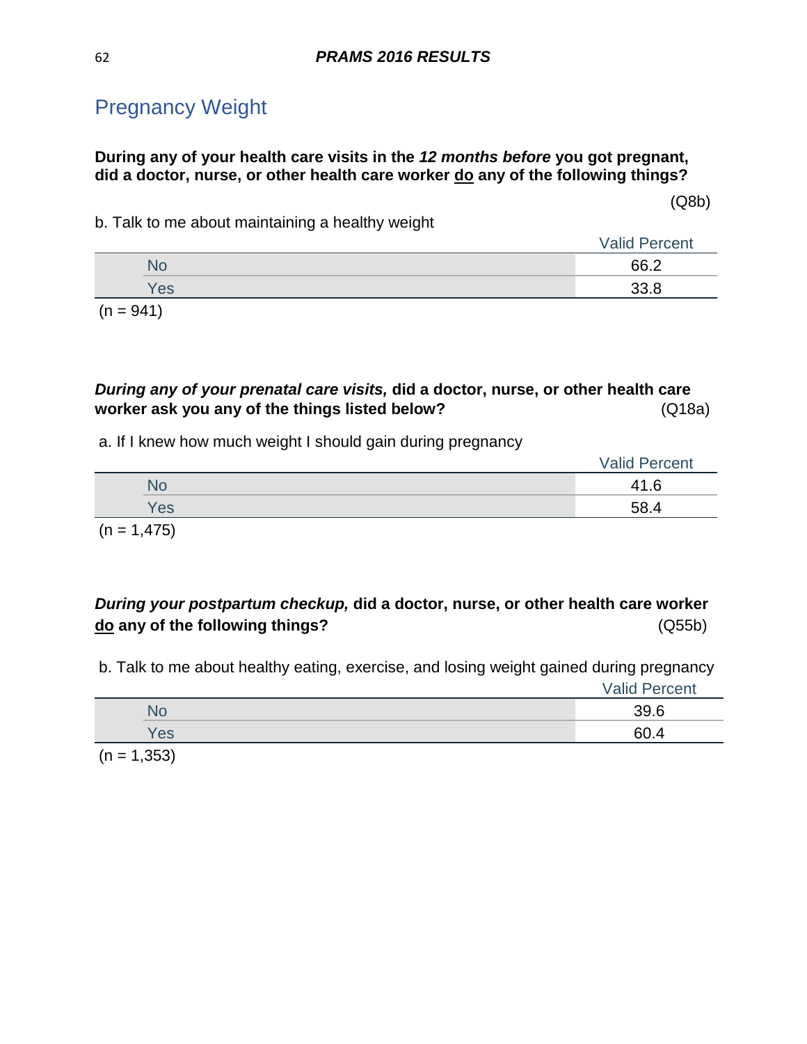## Pregnancy Weight

**During any of your health care visits in the *12 months before* you got pregnant, did a doctor, nurse, or other health care worker <u>do</u> any of the following things?**

(Q8b)

b. Talk to me about maintaining a healthy weight

| | Valid Percent |
|---|---|
| No | 66.2 |
| Yes | 33.8 |

(n = 941)

***During any of your prenatal care visits,* did a doctor, nurse, or other health care worker ask you any of the things listed below?** (Q18a)

a. If I knew how much weight I should gain during pregnancy

| | Valid Percent |
|---|---|
| No | 41.6 |
| Yes | 58.4 |

(n = 1,475)

***During your postpartum checkup,* did a doctor, nurse, or other health care worker <u>do</u> any of the following things?** (Q55b)

b. Talk to me about healthy eating, exercise, and losing weight gained during pregnancy

| | Valid Percent |
|---|---|
| No | 39.6 |
| Yes | 60.4 |

(n = 1,353)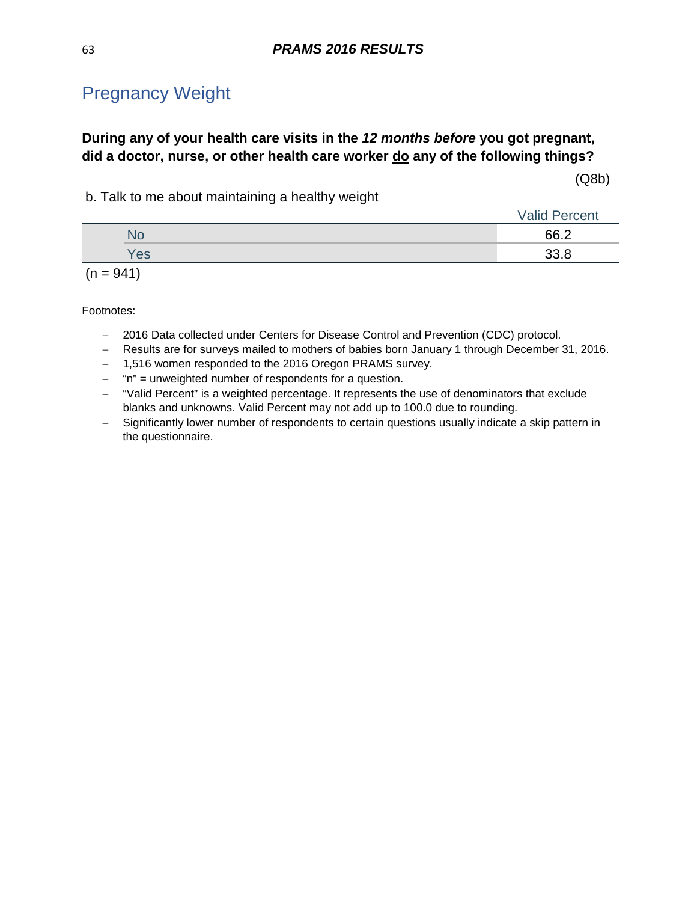# Pregnancy Weight

**During any of your health care visits in the *12 months before* you got pregnant, did a doctor, nurse, or other health care worker do any of the following things?**

(Q8b)

b. Talk to me about maintaining a healthy weight

| | Valid Percent |
|---|---|
| No | 66.2 |
| Yes | 33.8 |

(n = 941)

Footnotes:

- 2016 Data collected under Centers for Disease Control and Prevention (CDC) protocol.
- Results are for surveys mailed to mothers of babies born January 1 through December 31, 2016.
- 1,516 women responded to the 2016 Oregon PRAMS survey.
- "n" = unweighted number of respondents for a question.
- "Valid Percent" is a weighted percentage. It represents the use of denominators that exclude blanks and unknowns. Valid Percent may not add up to 100.0 due to rounding.
- Significantly lower number of respondents to certain questions usually indicate a skip pattern in the questionnaire.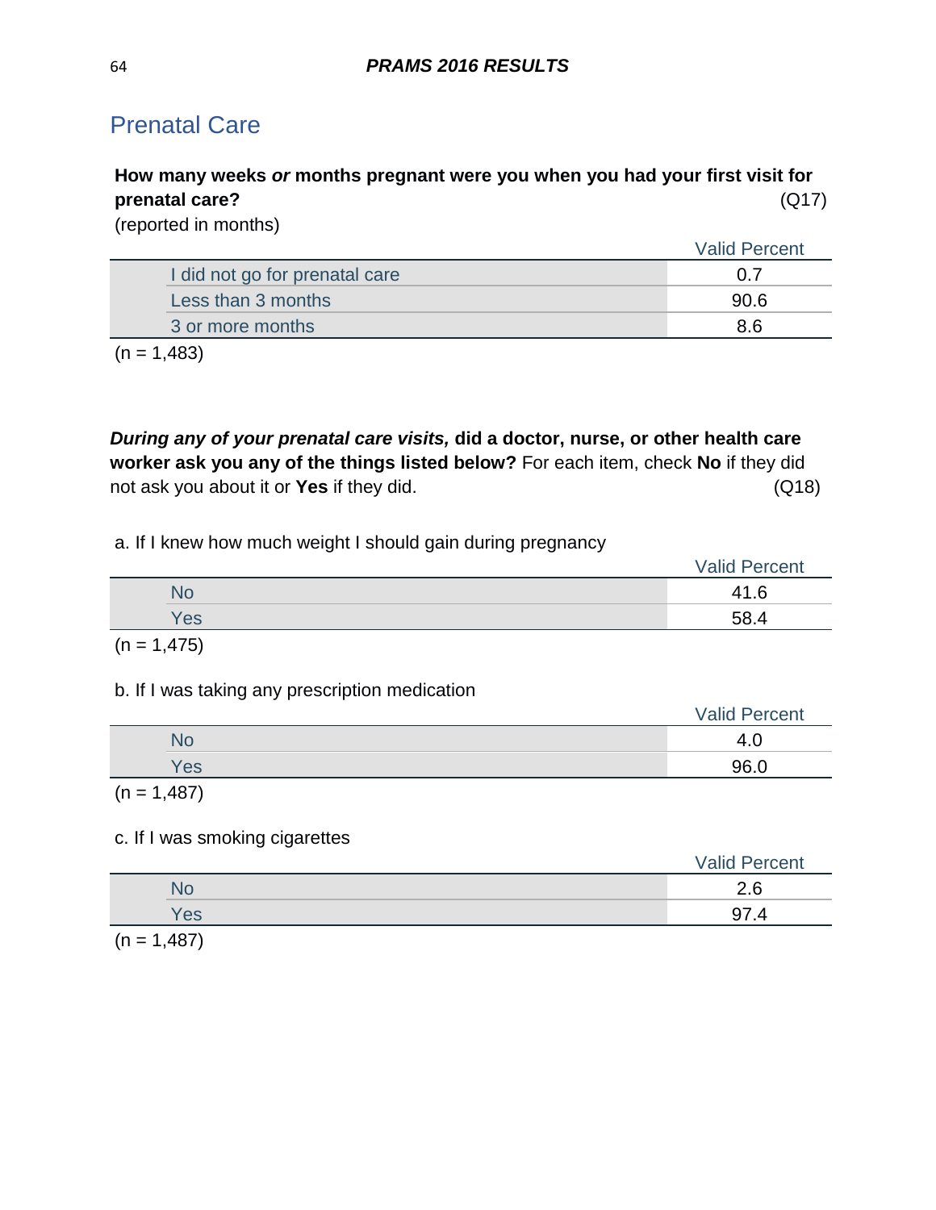## Prenatal Care

**How many weeks *or* months pregnant were you when you had your first visit for prenatal care?** (Q17)
(reported in months)

| | Valid Percent |
|---|---|
| I did not go for prenatal care | 0.7 |
| Less than 3 months | 90.6 |
| 3 or more months | 8.6 |

(n = 1,483)

***During any of your prenatal care visits,* did a doctor, nurse, or other health care worker ask you any of the things listed below?** For each item, check **No** if they did not ask you about it or **Yes** if they did. (Q18)

a. If I knew how much weight I should gain during pregnancy

| | Valid Percent |
|---|---|
| No | 41.6 |
| Yes | 58.4 |

(n = 1,475)

b. If I was taking any prescription medication

| | Valid Percent |
|---|---|
| No | 4.0 |
| Yes | 96.0 |

(n = 1,487)

c. If I was smoking cigarettes

| | Valid Percent |
|---|---|
| No | 2.6 |
| Yes | 97.4 |

(n = 1,487)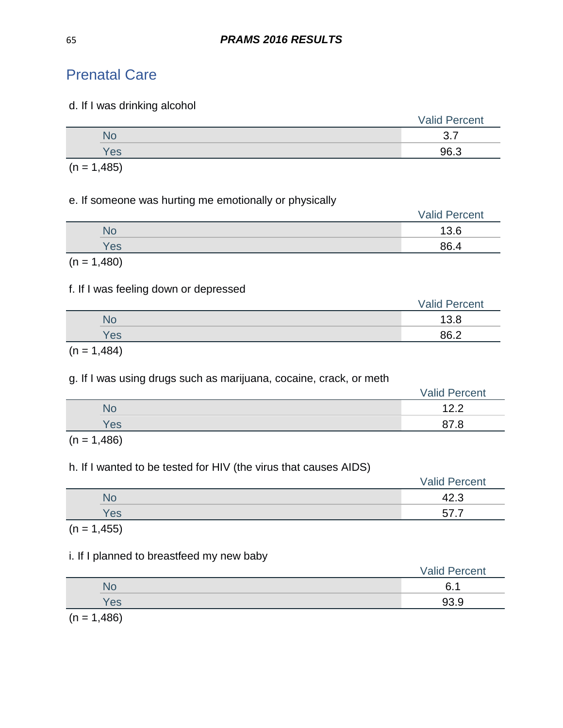## Prenatal Care

d. If I was drinking alcohol

| | Valid Percent |
|---|---|
| No | 3.7 |
| Yes | 96.3 |

(n = 1,485)

e. If someone was hurting me emotionally or physically

| | Valid Percent |
|---|---|
| No | 13.6 |
| Yes | 86.4 |

(n = 1,480)

f. If I was feeling down or depressed

| | Valid Percent |
|---|---|
| No | 13.8 |
| Yes | 86.2 |

(n = 1,484)

g. If I was using drugs such as marijuana, cocaine, crack, or meth

| | Valid Percent |
|---|---|
| No | 12.2 |
| Yes | 87.8 |

(n = 1,486)

h. If I wanted to be tested for HIV (the virus that causes AIDS)

| | Valid Percent |
|---|---|
| No | 42.3 |
| Yes | 57.7 |

(n = 1,455)

i. If I planned to breastfeed my new baby

| | Valid Percent |
|---|---|
| No | 6.1 |
| Yes | 93.9 |

(n = 1,486)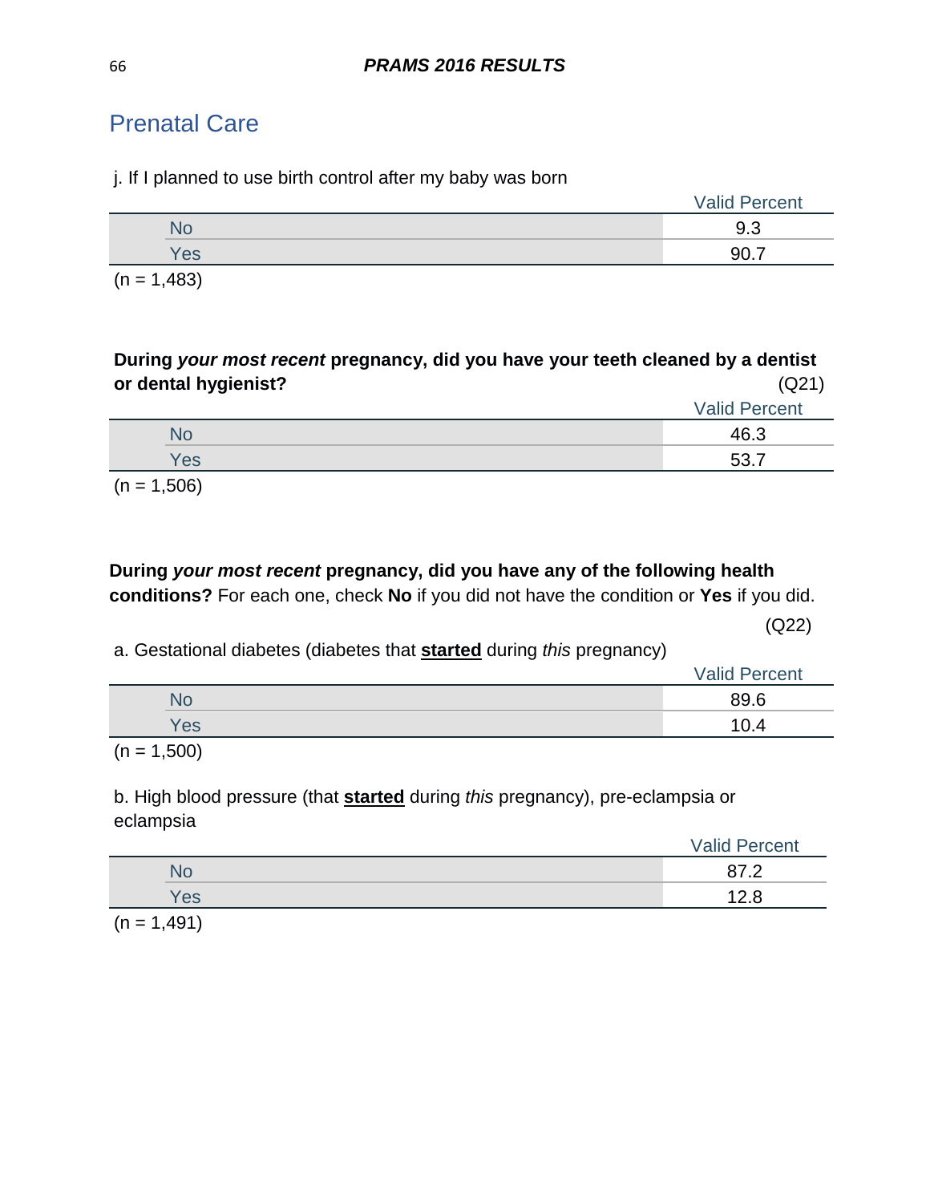## Prenatal Care

j. If I planned to use birth control after my baby was born

| | Valid Percent |
|---|---|
| No | 9.3 |
| Yes | 90.7 |

(n = 1,483)

**During *your most recent* pregnancy, did you have your teeth cleaned by a dentist or dental hygienist?** (Q21)

| | Valid Percent |
|---|---|
| No | 46.3 |
| Yes | 53.7 |

(n = 1,506)

**During *your most recent* pregnancy, did you have any of the following health conditions?** For each one, check **No** if you did not have the condition or **Yes** if you did.

(Q22)

a. Gestational diabetes (diabetes that **started** during *this* pregnancy)

| | Valid Percent |
|---|---|
| No | 89.6 |
| Yes | 10.4 |

(n = 1,500)

b. High blood pressure (that **started** during *this* pregnancy), pre-eclampsia or eclampsia

| | Valid Percent |
|---|---|
| No | 87.2 |
| Yes | 12.8 |

(n = 1,491)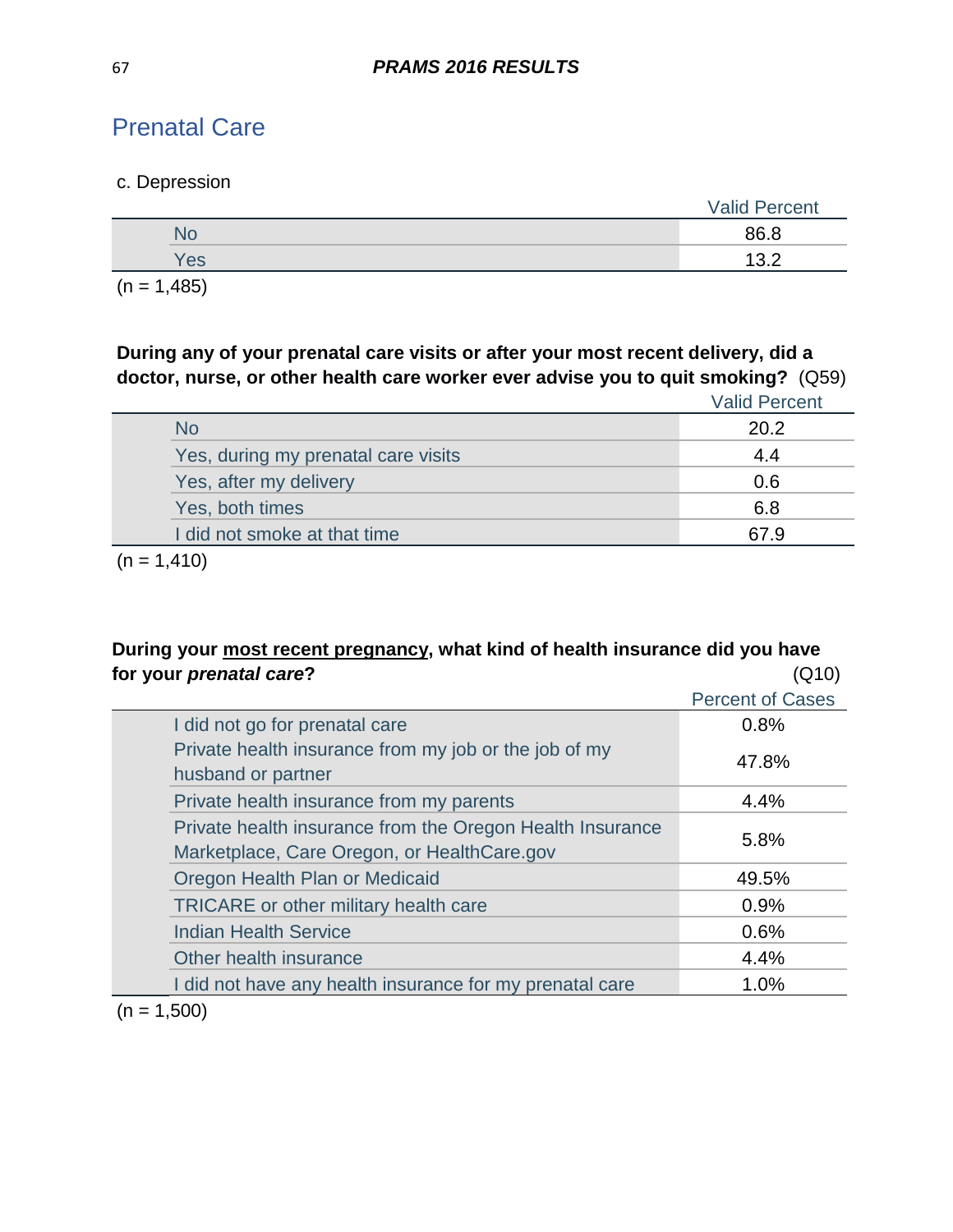## Prenatal Care

c. Depression

| | Valid Percent |
|---|---|
| No | 86.8 |
| Yes | 13.2 |

(n = 1,485)

**During any of your prenatal care visits or after your most recent delivery, did a doctor, nurse, or other health care worker ever advise you to quit smoking?** (Q59)

| | Valid Percent |
|---|---|
| No | 20.2 |
| Yes, during my prenatal care visits | 4.4 |
| Yes, after my delivery | 0.6 |
| Yes, both times | 6.8 |
| I did not smoke at that time | 67.9 |

(n = 1,410)

**During your <u>most recent pregnancy</u>, what kind of health insurance did you have for your *prenatal care*?** (Q10)

| | Percent of Cases |
|---|---|
| I did not go for prenatal care | 0.8% |
| Private health insurance from my job or the job of my husband or partner | 47.8% |
| Private health insurance from my parents | 4.4% |
| Private health insurance from the Oregon Health Insurance Marketplace, Care Oregon, or HealthCare.gov | 5.8% |
| Oregon Health Plan or Medicaid | 49.5% |
| TRICARE or other military health care | 0.9% |
| Indian Health Service | 0.6% |
| Other health insurance | 4.4% |
| I did not have any health insurance for my prenatal care | 1.0% |

(n = 1,500)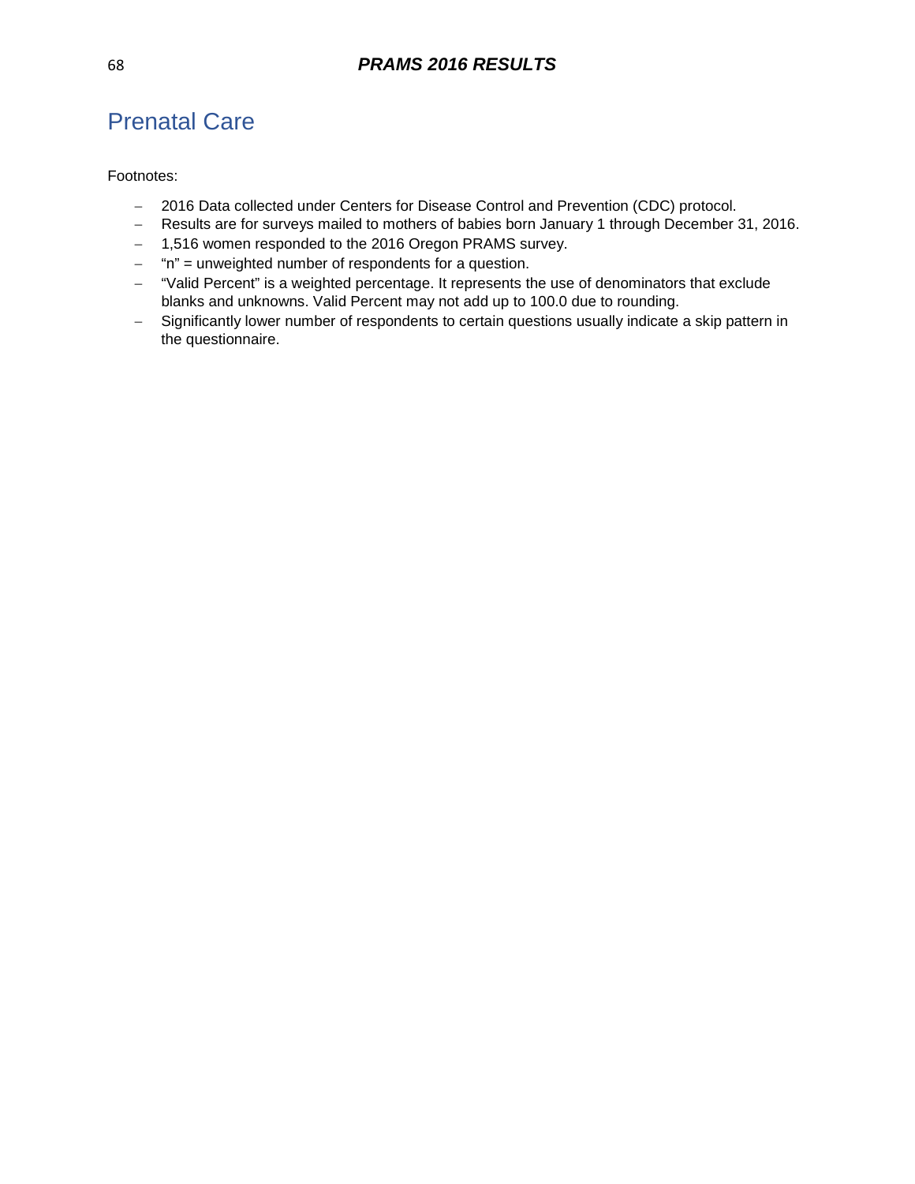## Prenatal Care

Footnotes:

- 2016 Data collected under Centers for Disease Control and Prevention (CDC) protocol.
- Results are for surveys mailed to mothers of babies born January 1 through December 31, 2016.
- 1,516 women responded to the 2016 Oregon PRAMS survey.
- "n" = unweighted number of respondents for a question.
- "Valid Percent" is a weighted percentage. It represents the use of denominators that exclude blanks and unknowns. Valid Percent may not add up to 100.0 due to rounding.
- Significantly lower number of respondents to certain questions usually indicate a skip pattern in the questionnaire.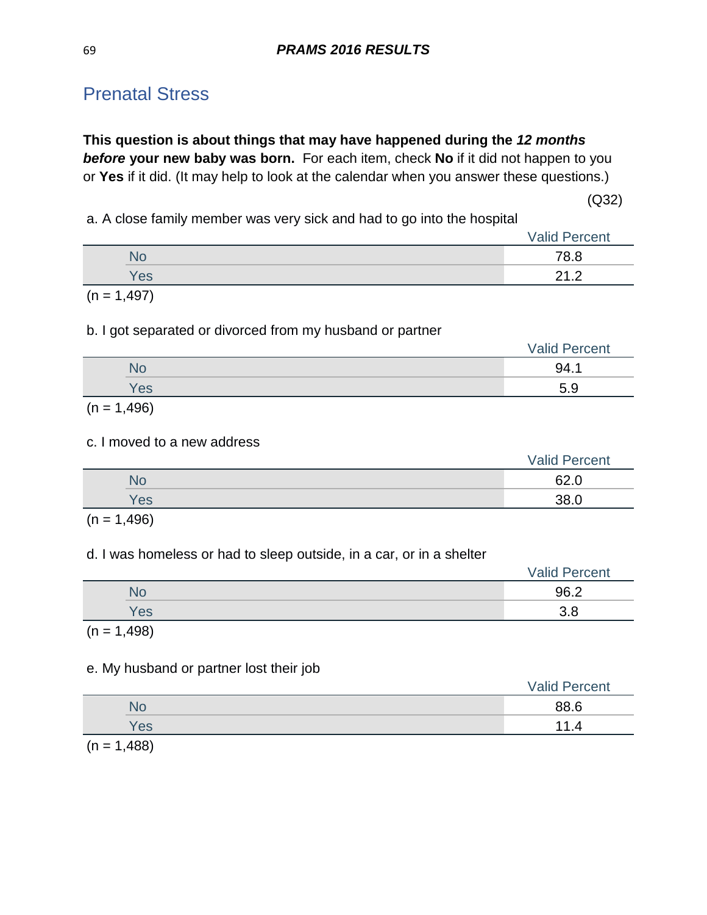## Prenatal Stress

**This question is about things that may have happened during the *12 months before* your new baby was born.** For each item, check **No** if it did not happen to you or **Yes** if it did. (It may help to look at the calendar when you answer these questions.)

(Q32)

a. A close family member was very sick and had to go into the hospital

| | Valid Percent |
|---|---|
| No | 78.8 |
| Yes | 21.2 |

(n = 1,497)

b. I got separated or divorced from my husband or partner

| | Valid Percent |
|---|---|
| No | 94.1 |
| Yes | 5.9 |

(n = 1,496)

c. I moved to a new address

| | Valid Percent |
|---|---|
| No | 62.0 |
| Yes | 38.0 |

(n = 1,496)

d. I was homeless or had to sleep outside, in a car, or in a shelter

| | Valid Percent |
|---|---|
| No | 96.2 |
| Yes | 3.8 |

(n = 1,498)

e. My husband or partner lost their job

| | Valid Percent |
|---|---|
| No | 88.6 |
| Yes | 11.4 |

(n = 1,488)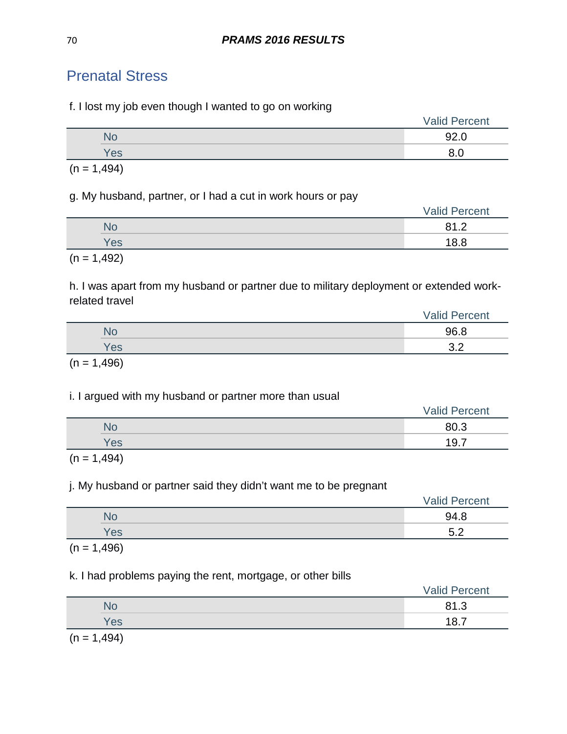## Prenatal Stress

f. I lost my job even though I wanted to go on working

| | Valid Percent |
|---|---|
| No | 92.0 |
| Yes | 8.0 |

(n = 1,494)

g. My husband, partner, or I had a cut in work hours or pay

| | Valid Percent |
|---|---|
| No | 81.2 |
| Yes | 18.8 |

(n = 1,492)

h. I was apart from my husband or partner due to military deployment or extended work-related travel

| | Valid Percent |
|---|---|
| No | 96.8 |
| Yes | 3.2 |

(n = 1,496)

i. I argued with my husband or partner more than usual

| | Valid Percent |
|---|---|
| No | 80.3 |
| Yes | 19.7 |

(n = 1,494)

j. My husband or partner said they didn't want me to be pregnant

| | Valid Percent |
|---|---|
| No | 94.8 |
| Yes | 5.2 |

(n = 1,496)

k. I had problems paying the rent, mortgage, or other bills

| | Valid Percent |
|---|---|
| No | 81.3 |
| Yes | 18.7 |

(n = 1,494)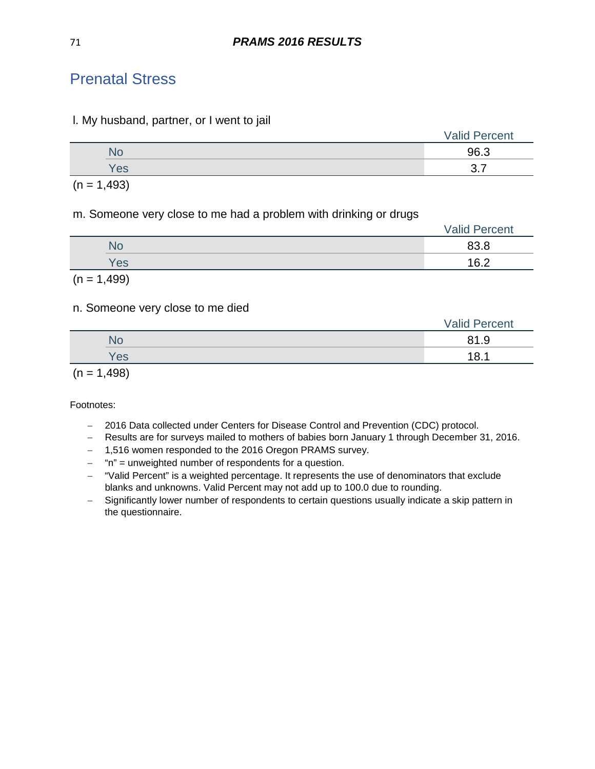## Prenatal Stress

l. My husband, partner, or I went to jail

| | Valid Percent |
|---|---|
| No | 96.3 |
| Yes | 3.7 |

(n = 1,493)

m. Someone very close to me had a problem with drinking or drugs

| | Valid Percent |
|---|---|
| No | 83.8 |
| Yes | 16.2 |

(n = 1,499)

n. Someone very close to me died

| | Valid Percent |
|---|---|
| No | 81.9 |
| Yes | 18.1 |

(n = 1,498)

Footnotes:

- 2016 Data collected under Centers for Disease Control and Prevention (CDC) protocol.
- Results are for surveys mailed to mothers of babies born January 1 through December 31, 2016.
- 1,516 women responded to the 2016 Oregon PRAMS survey.
- "n" = unweighted number of respondents for a question.
- "Valid Percent" is a weighted percentage. It represents the use of denominators that exclude blanks and unknowns. Valid Percent may not add up to 100.0 due to rounding.
- Significantly lower number of respondents to certain questions usually indicate a skip pattern in the questionnaire.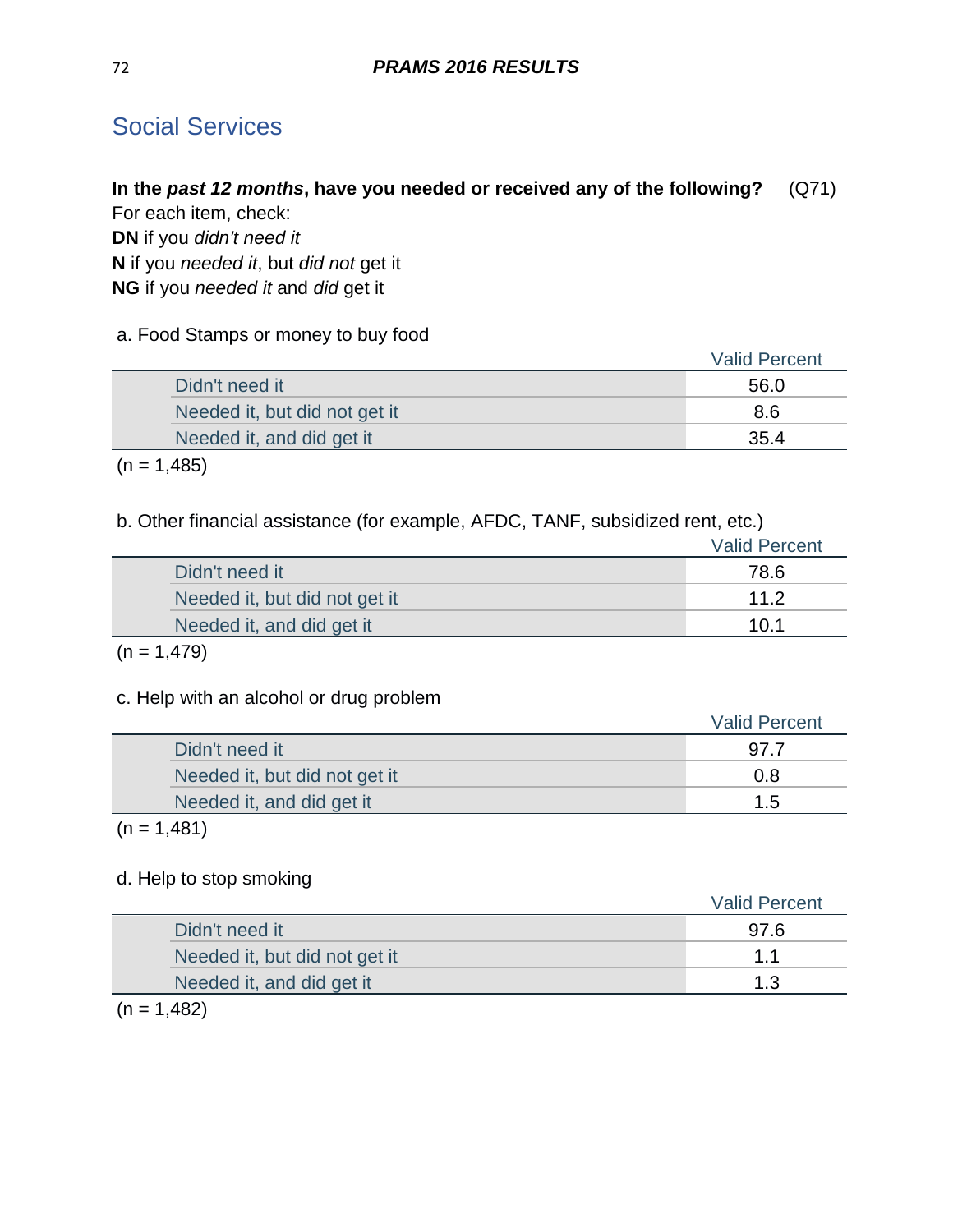## Social Services

**In the *past 12 months*, have you needed or received any of the following?** (Q71)
For each item, check:
**DN** if you *didn't need it*
**N** if you *needed it*, but *did not* get it
**NG** if you *needed it* and *did* get it

a. Food Stamps or money to buy food

| | Valid Percent |
|---|---|
| Didn't need it | 56.0 |
| Needed it, but did not get it | 8.6 |
| Needed it, and did get it | 35.4 |

(n = 1,485)

b. Other financial assistance (for example, AFDC, TANF, subsidized rent, etc.)

| | Valid Percent |
|---|---|
| Didn't need it | 78.6 |
| Needed it, but did not get it | 11.2 |
| Needed it, and did get it | 10.1 |

(n = 1,479)

c. Help with an alcohol or drug problem

| | Valid Percent |
|---|---|
| Didn't need it | 97.7 |
| Needed it, but did not get it | 0.8 |
| Needed it, and did get it | 1.5 |

(n = 1,481)

d. Help to stop smoking

| | Valid Percent |
|---|---|
| Didn't need it | 97.6 |
| Needed it, but did not get it | 1.1 |
| Needed it, and did get it | 1.3 |

(n = 1,482)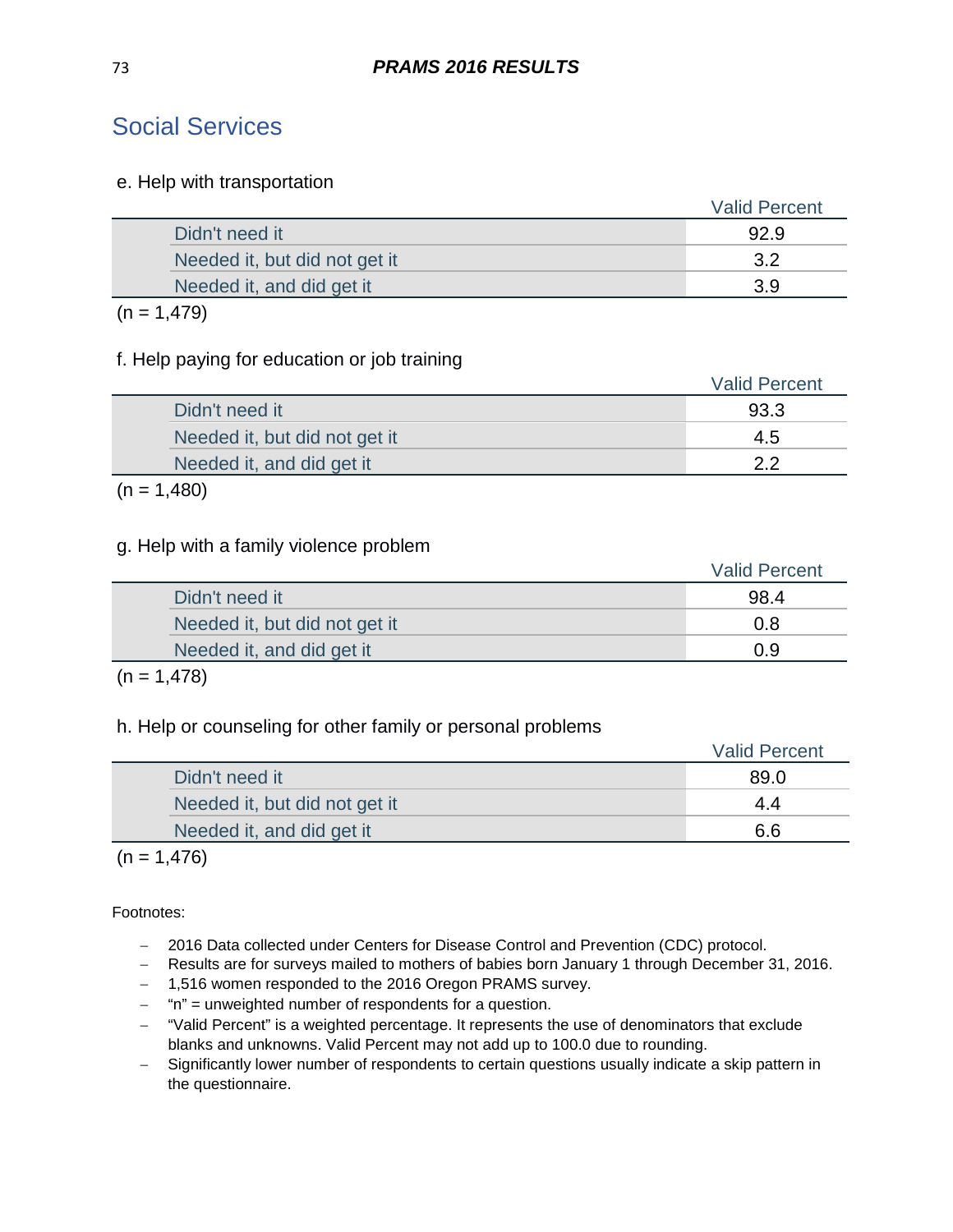## Social Services

e. Help with transportation

| | Valid Percent |
|---|---|
| Didn't need it | 92.9 |
| Needed it, but did not get it | 3.2 |
| Needed it, and did get it | 3.9 |

(n = 1,479)

f. Help paying for education or job training

| | Valid Percent |
|---|---|
| Didn't need it | 93.3 |
| Needed it, but did not get it | 4.5 |
| Needed it, and did get it | 2.2 |

(n = 1,480)

g. Help with a family violence problem

| | Valid Percent |
|---|---|
| Didn't need it | 98.4 |
| Needed it, but did not get it | 0.8 |
| Needed it, and did get it | 0.9 |

(n = 1,478)

h. Help or counseling for other family or personal problems

| | Valid Percent |
|---|---|
| Didn't need it | 89.0 |
| Needed it, but did not get it | 4.4 |
| Needed it, and did get it | 6.6 |

(n = 1,476)

Footnotes:

- 2016 Data collected under Centers for Disease Control and Prevention (CDC) protocol.
- Results are for surveys mailed to mothers of babies born January 1 through December 31, 2016.
- 1,516 women responded to the 2016 Oregon PRAMS survey.
- "n" = unweighted number of respondents for a question.
- "Valid Percent" is a weighted percentage. It represents the use of denominators that exclude blanks and unknowns. Valid Percent may not add up to 100.0 due to rounding.
- Significantly lower number of respondents to certain questions usually indicate a skip pattern in the questionnaire.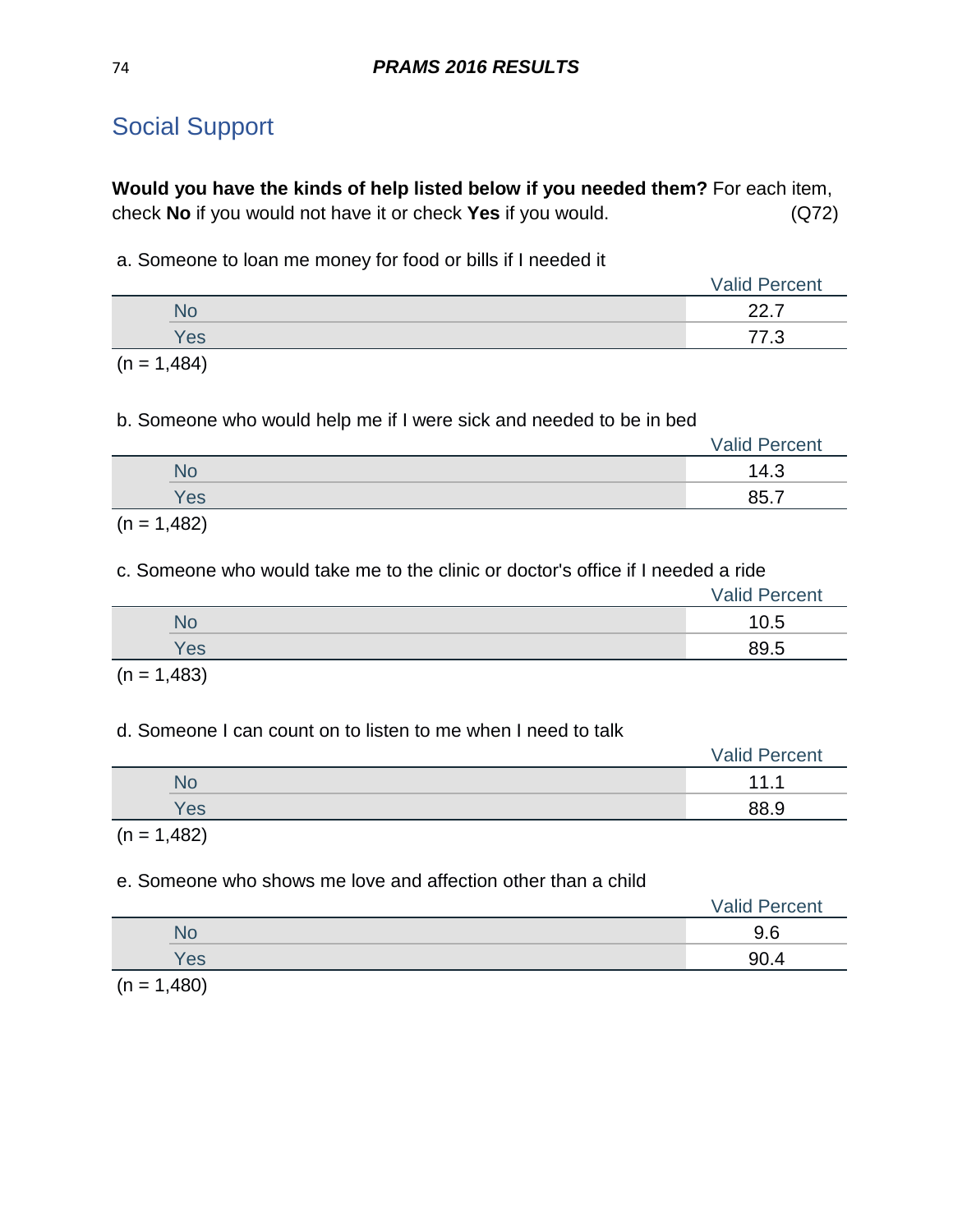## Social Support

**Would you have the kinds of help listed below if you needed them?** For each item, check **No** if you would not have it or check **Yes** if you would. (Q72)

a. Someone to loan me money for food or bills if I needed it

| | Valid Percent |
|---|---|
| No | 22.7 |
| Yes | 77.3 |

(n = 1,484)

b. Someone who would help me if I were sick and needed to be in bed

| | Valid Percent |
|---|---|
| No | 14.3 |
| Yes | 85.7 |

(n = 1,482)

c. Someone who would take me to the clinic or doctor's office if I needed a ride

| | Valid Percent |
|---|---|
| No | 10.5 |
| Yes | 89.5 |

(n = 1,483)

d. Someone I can count on to listen to me when I need to talk

| | Valid Percent |
|---|---|
| No | 11.1 |
| Yes | 88.9 |

(n = 1,482)

e. Someone who shows me love and affection other than a child

| | Valid Percent |
|---|---|
| No | 9.6 |
| Yes | 90.4 |

(n = 1,480)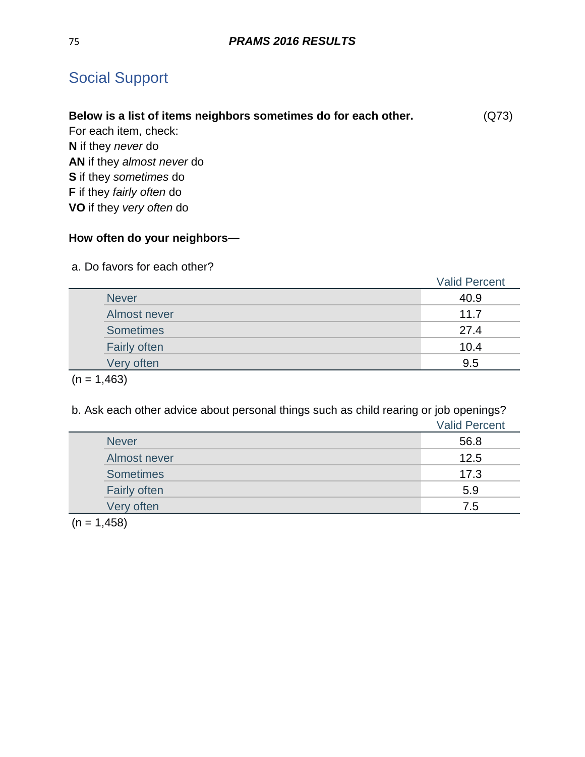## Social Support

**Below is a list of items neighbors sometimes do for each other.** (Q73)

For each item, check:
**N** if they *never* do
**AN** if they *almost never* do
**S** if they *sometimes* do
**F** if they *fairly often* do
**VO** if they *very often* do

**How often do your neighbors—**

a. Do favors for each other?

| | Valid Percent |
|---|---|
| Never | 40.9 |
| Almost never | 11.7 |
| Sometimes | 27.4 |
| Fairly often | 10.4 |
| Very often | 9.5 |

(n = 1,463)

b. Ask each other advice about personal things such as child rearing or job openings?

| | Valid Percent |
|---|---|
| Never | 56.8 |
| Almost never | 12.5 |
| Sometimes | 17.3 |
| Fairly often | 5.9 |
| Very often | 7.5 |

(n = 1,458)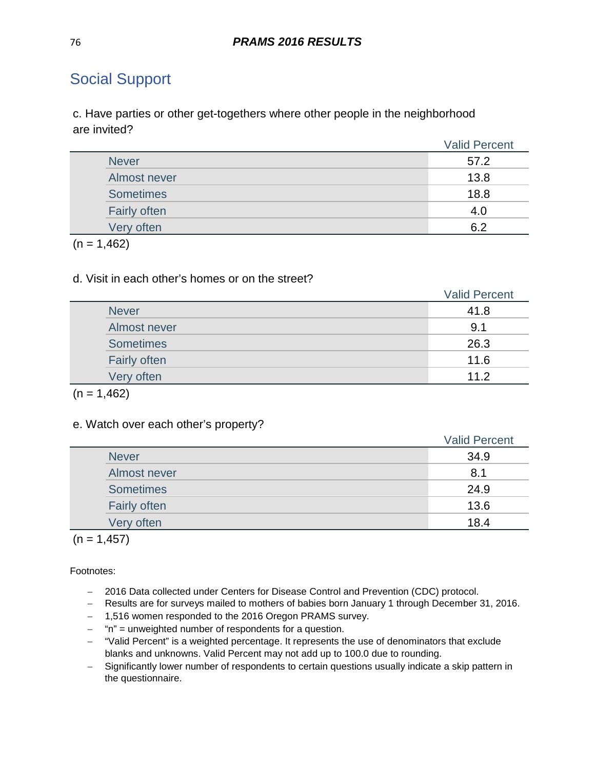## Social Support

c. Have parties or other get-togethers where other people in the neighborhood are invited?

| | Valid Percent |
|---|---|
| Never | 57.2 |
| Almost never | 13.8 |
| Sometimes | 18.8 |
| Fairly often | 4.0 |
| Very often | 6.2 |

(n = 1,462)

d. Visit in each other's homes or on the street?

| | Valid Percent |
|---|---|
| Never | 41.8 |
| Almost never | 9.1 |
| Sometimes | 26.3 |
| Fairly often | 11.6 |
| Very often | 11.2 |

(n = 1,462)

e. Watch over each other's property?

| | Valid Percent |
|---|---|
| Never | 34.9 |
| Almost never | 8.1 |
| Sometimes | 24.9 |
| Fairly often | 13.6 |
| Very often | 18.4 |

(n = 1,457)

Footnotes:

- 2016 Data collected under Centers for Disease Control and Prevention (CDC) protocol.
- Results are for surveys mailed to mothers of babies born January 1 through December 31, 2016.
- 1,516 women responded to the 2016 Oregon PRAMS survey.
- "n" = unweighted number of respondents for a question.
- "Valid Percent" is a weighted percentage. It represents the use of denominators that exclude blanks and unknowns. Valid Percent may not add up to 100.0 due to rounding.
- Significantly lower number of respondents to certain questions usually indicate a skip pattern in the questionnaire.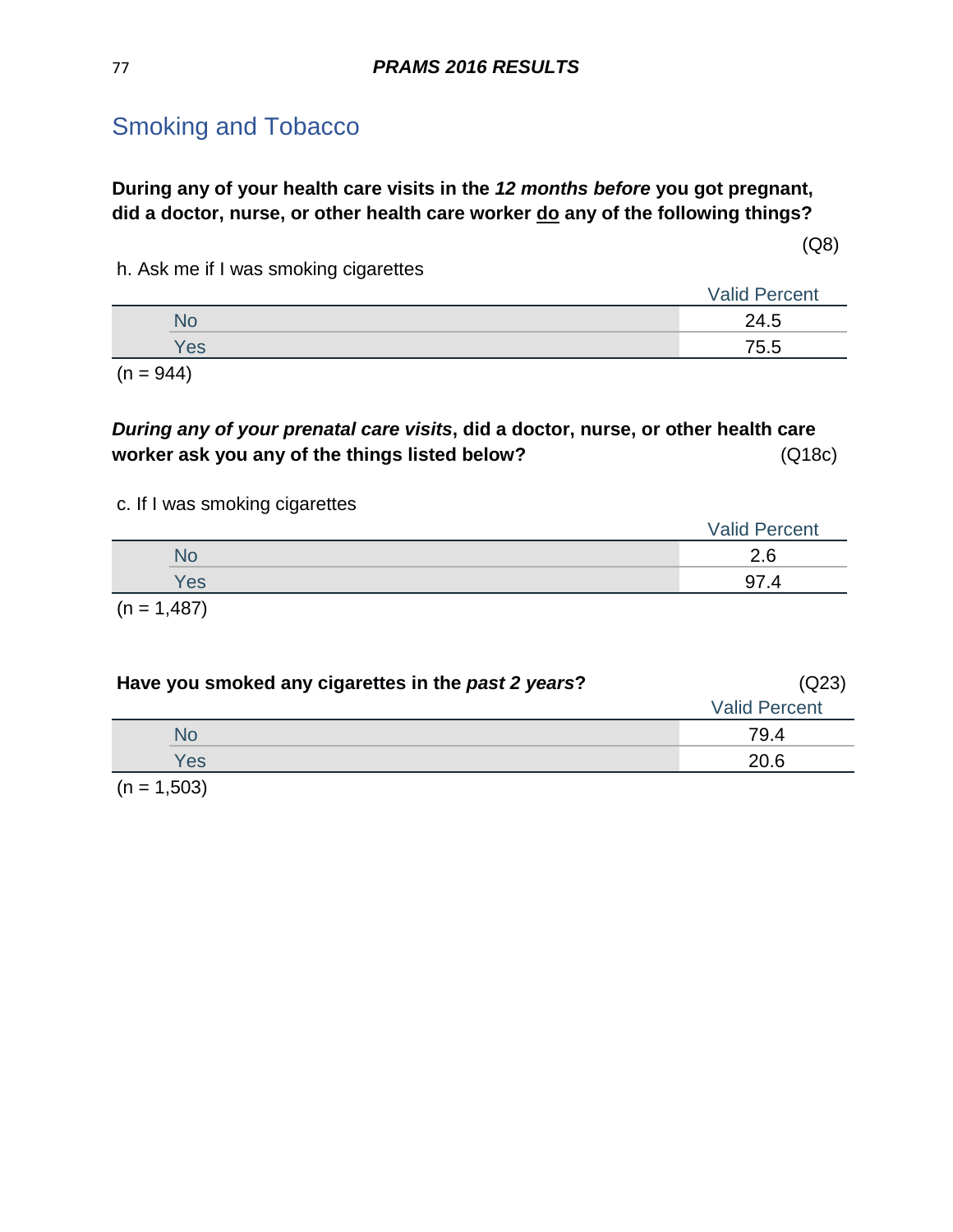## Smoking and Tobacco

**During any of your health care visits in the *12 months before* you got pregnant, did a doctor, nurse, or other health care worker do any of the following things?**

(Q8)

h. Ask me if I was smoking cigarettes

| | Valid Percent |
|---|---|
| No | 24.5 |
| Yes | 75.5 |

(n = 944)

***During any of your prenatal care visits*, did a doctor, nurse, or other health care worker ask you any of the things listed below?** (Q18c)

c. If I was smoking cigarettes

| | Valid Percent |
|---|---|
| No | 2.6 |
| Yes | 97.4 |

(n = 1,487)

**Have you smoked any cigarettes in the *past 2 years*?** (Q23)

| | Valid Percent |
|---|---|
| No | 79.4 |
| Yes | 20.6 |

(n = 1,503)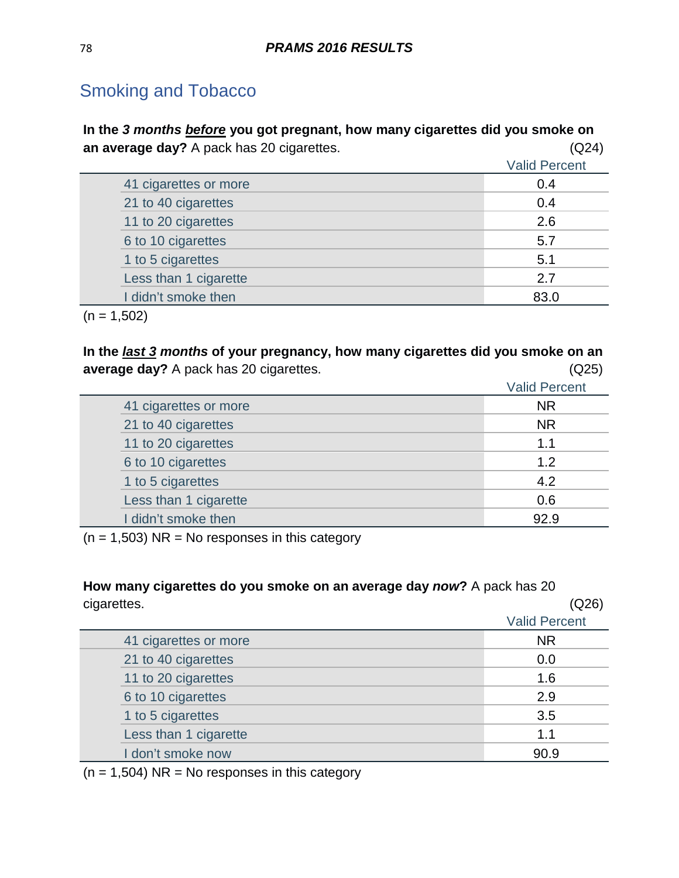## Smoking and Tobacco

**In the *3 months* *before* you got pregnant, how many cigarettes did you smoke on an average day?** A pack has 20 cigarettes. (Q24)

| | Valid Percent |
|---|---|
| 41 cigarettes or more | 0.4 |
| 21 to 40 cigarettes | 0.4 |
| 11 to 20 cigarettes | 2.6 |
| 6 to 10 cigarettes | 5.7 |
| 1 to 5 cigarettes | 5.1 |
| Less than 1 cigarette | 2.7 |
| I didn't smoke then | 83.0 |

(n = 1,502)

**In the *last 3 months* of your pregnancy, how many cigarettes did you smoke on an average day?** A pack has 20 cigarettes. (Q25)

| | Valid Percent |
|---|---|
| 41 cigarettes or more | NR |
| 21 to 40 cigarettes | NR |
| 11 to 20 cigarettes | 1.1 |
| 6 to 10 cigarettes | 1.2 |
| 1 to 5 cigarettes | 4.2 |
| Less than 1 cigarette | 0.6 |
| I didn't smoke then | 92.9 |

(n = 1,503) NR = No responses in this category

**How many cigarettes do you smoke on an average day *now*?** A pack has 20 cigarettes. (Q26)

| | Valid Percent |
|---|---|
| 41 cigarettes or more | NR |
| 21 to 40 cigarettes | 0.0 |
| 11 to 20 cigarettes | 1.6 |
| 6 to 10 cigarettes | 2.9 |
| 1 to 5 cigarettes | 3.5 |
| Less than 1 cigarette | 1.1 |
| I don't smoke now | 90.9 |

(n = 1,504) NR = No responses in this category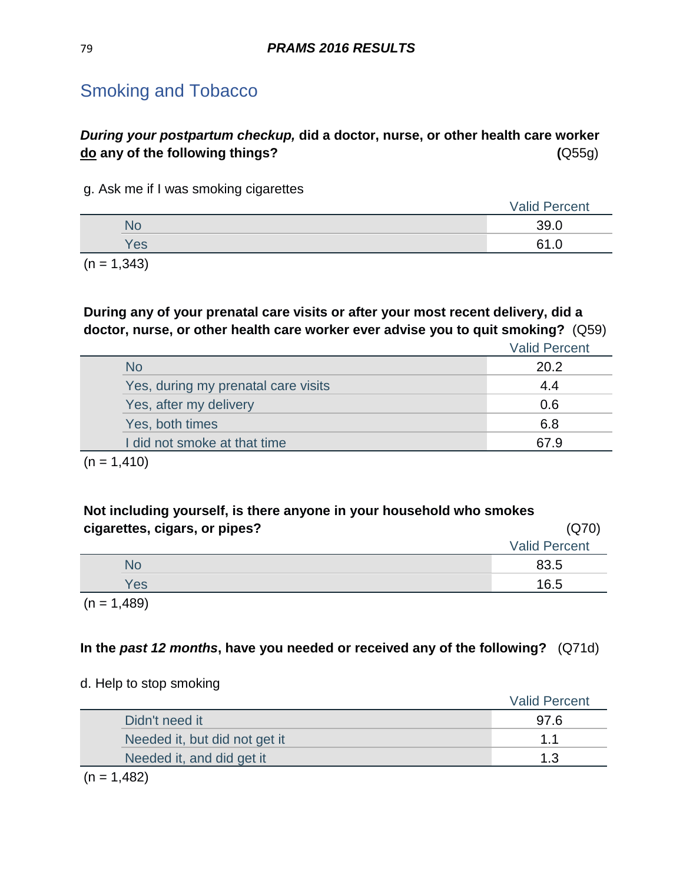## Smoking and Tobacco

***During your postpartum checkup,* did a doctor, nurse, or other health care worker <u>do</u> any of the following things?** (Q55g)

g. Ask me if I was smoking cigarettes

| | Valid Percent |
|---|---|
| No | 39.0 |
| Yes | 61.0 |

(n = 1,343)

**During any of your prenatal care visits or after your most recent delivery, did a doctor, nurse, or other health care worker ever advise you to quit smoking?** (Q59)

| | Valid Percent |
|---|---|
| No | 20.2 |
| Yes, during my prenatal care visits | 4.4 |
| Yes, after my delivery | 0.6 |
| Yes, both times | 6.8 |
| I did not smoke at that time | 67.9 |

(n = 1,410)

**Not including yourself, is there anyone in your household who smokes cigarettes, cigars, or pipes?** (Q70)

| | Valid Percent |
|---|---|
| No | 83.5 |
| Yes | 16.5 |

(n = 1,489)

**In the *past 12 months*, have you needed or received any of the following?** (Q71d)

d. Help to stop smoking

| | Valid Percent |
|---|---|
| Didn't need it | 97.6 |
| Needed it, but did not get it | 1.1 |
| Needed it, and did get it | 1.3 |

(n = 1,482)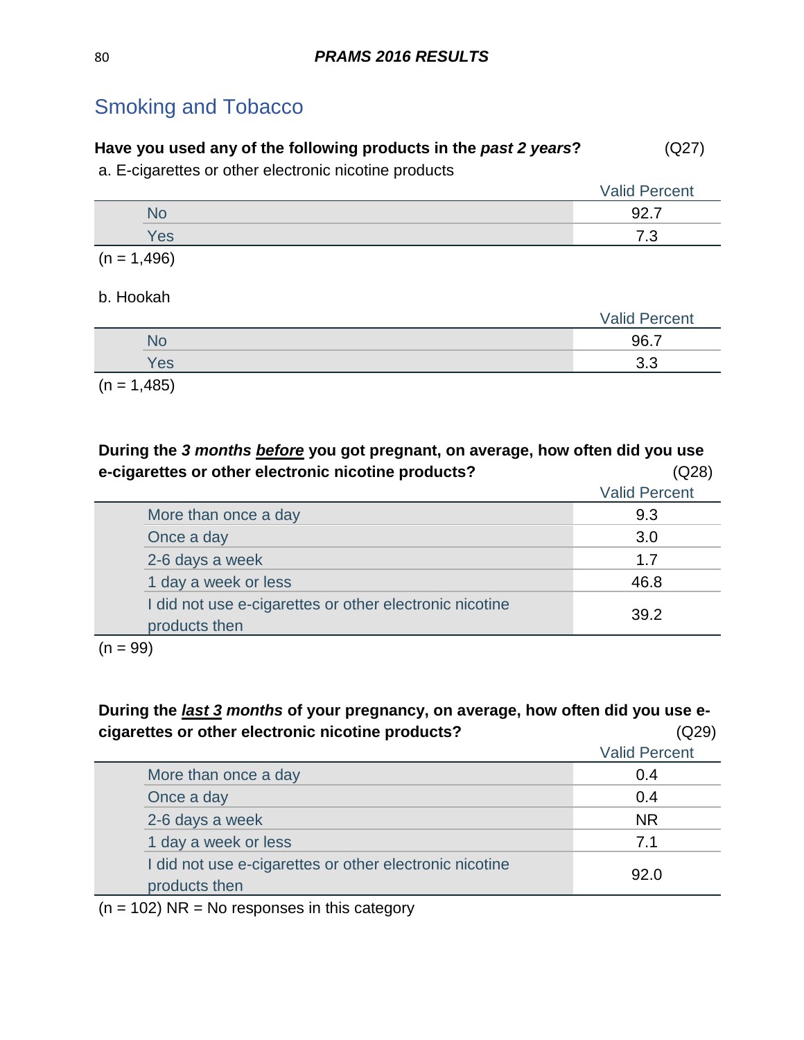## Smoking and Tobacco

**Have you used any of the following products in the *past 2 years*?** (Q27)

a. E-cigarettes or other electronic nicotine products

| | Valid Percent |
|---|---|
| No | 92.7 |
| Yes | 7.3 |

(n = 1,496)

b. Hookah

| | Valid Percent |
|---|---|
| No | 96.7 |
| Yes | 3.3 |

(n = 1,485)

**During the *3 months <u>before</u>* you got pregnant, on average, how often did you use e-cigarettes or other electronic nicotine products?** (Q28)

| | Valid Percent |
|---|---|
| More than once a day | 9.3 |
| Once a day | 3.0 |
| 2-6 days a week | 1.7 |
| 1 day a week or less | 46.8 |
| I did not use e-cigarettes or other electronic nicotine products then | 39.2 |

(n = 99)

**During the *<u>last 3</u> months* of your pregnancy, on average, how often did you use e-cigarettes or other electronic nicotine products?** (Q29)

| | Valid Percent |
|---|---|
| More than once a day | 0.4 |
| Once a day | 0.4 |
| 2-6 days a week | NR |
| 1 day a week or less | 7.1 |
| I did not use e-cigarettes or other electronic nicotine products then | 92.0 |

(n = 102) NR = No responses in this category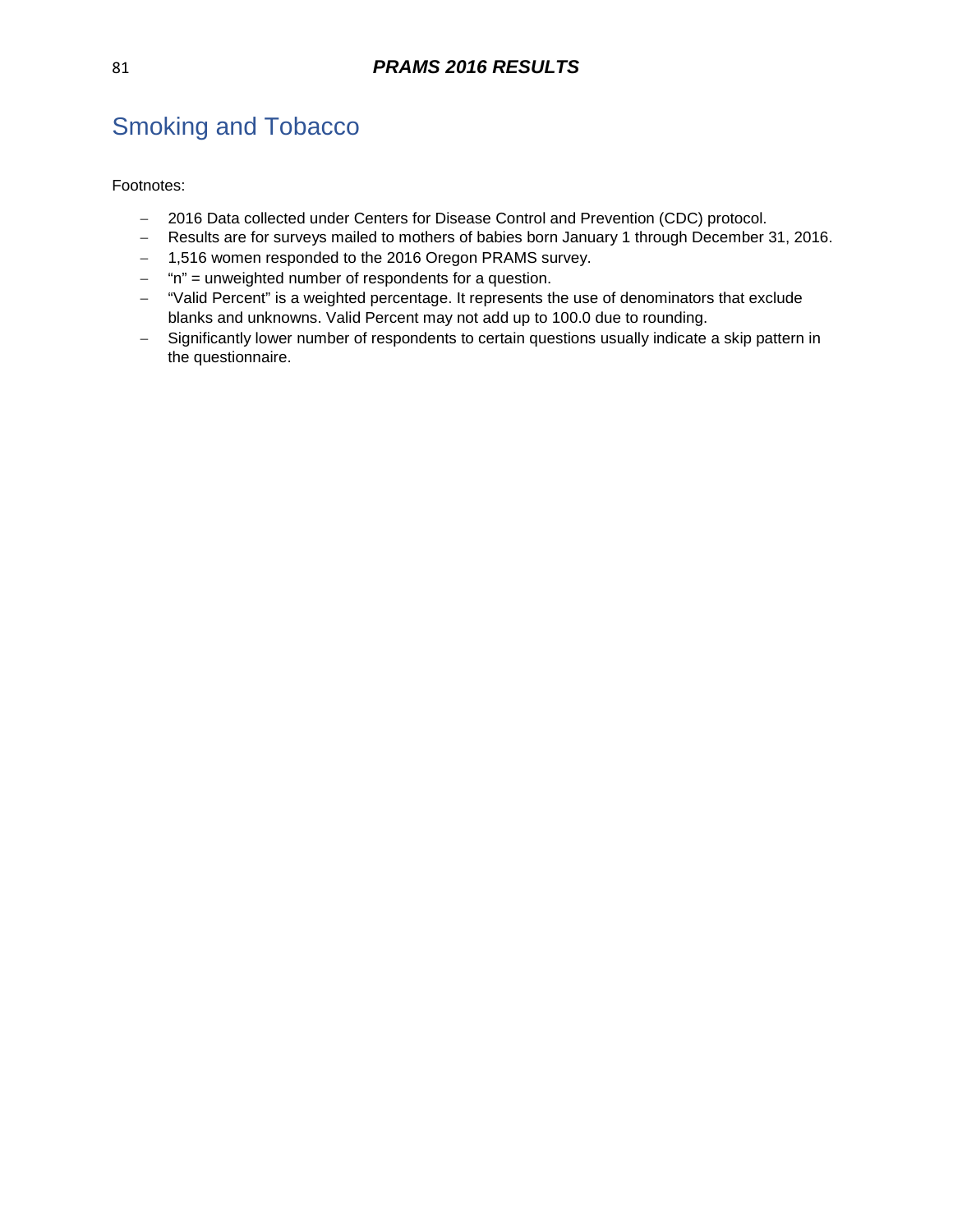## Smoking and Tobacco

Footnotes:

- 2016 Data collected under Centers for Disease Control and Prevention (CDC) protocol.
- Results are for surveys mailed to mothers of babies born January 1 through December 31, 2016.
- 1,516 women responded to the 2016 Oregon PRAMS survey.
- "n" = unweighted number of respondents for a question.
- "Valid Percent" is a weighted percentage. It represents the use of denominators that exclude blanks and unknowns. Valid Percent may not add up to 100.0 due to rounding.
- Significantly lower number of respondents to certain questions usually indicate a skip pattern in the questionnaire.